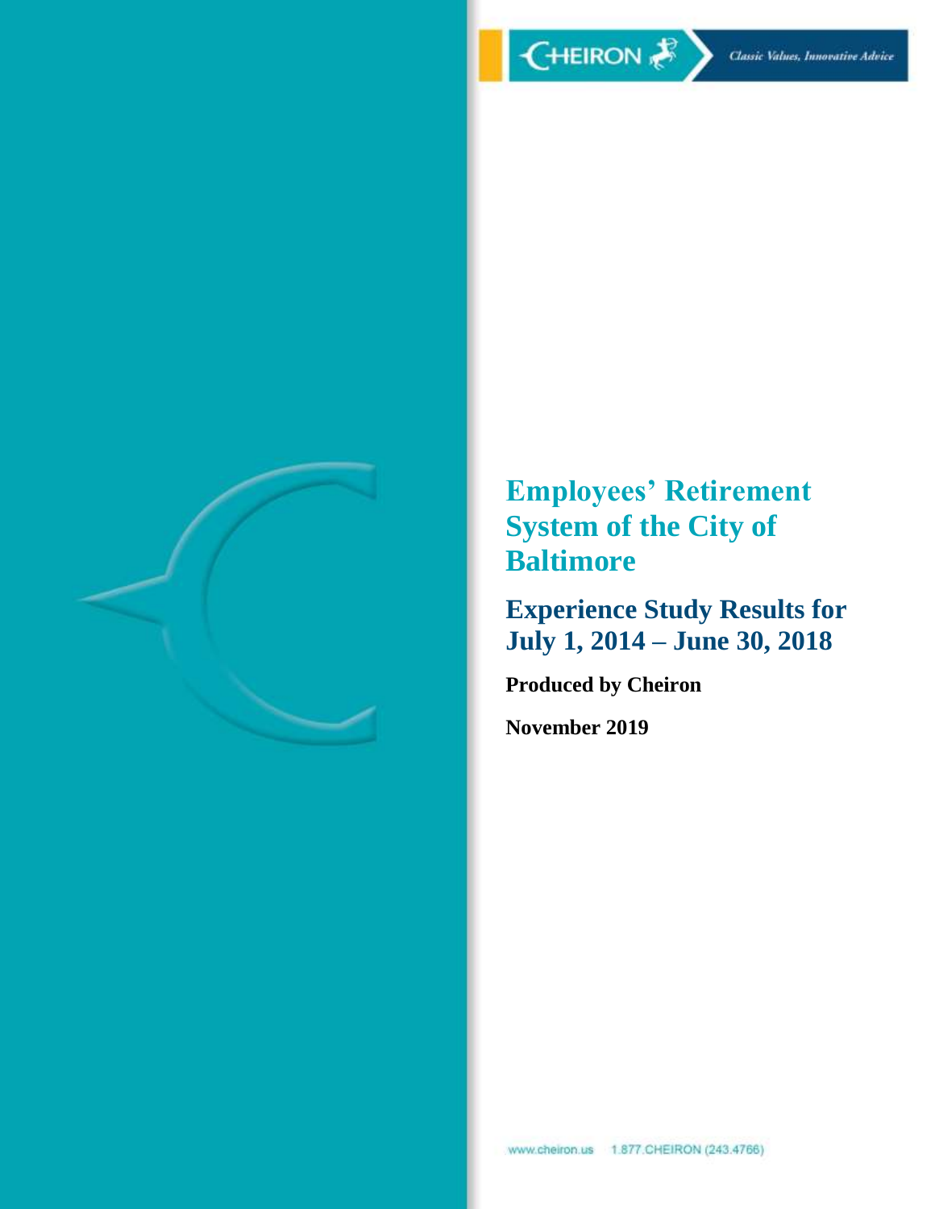CHEIRON

*Classic Values, Innovative Advice*

# Employees' Retirement System of the City of Baltimore

## Experience Study Results for July 1, 2014 – June 30, 2018

**Produced by Cheiron**

**November 2019**

www.cheiron.us 1.877.CHEIRON (243.4766)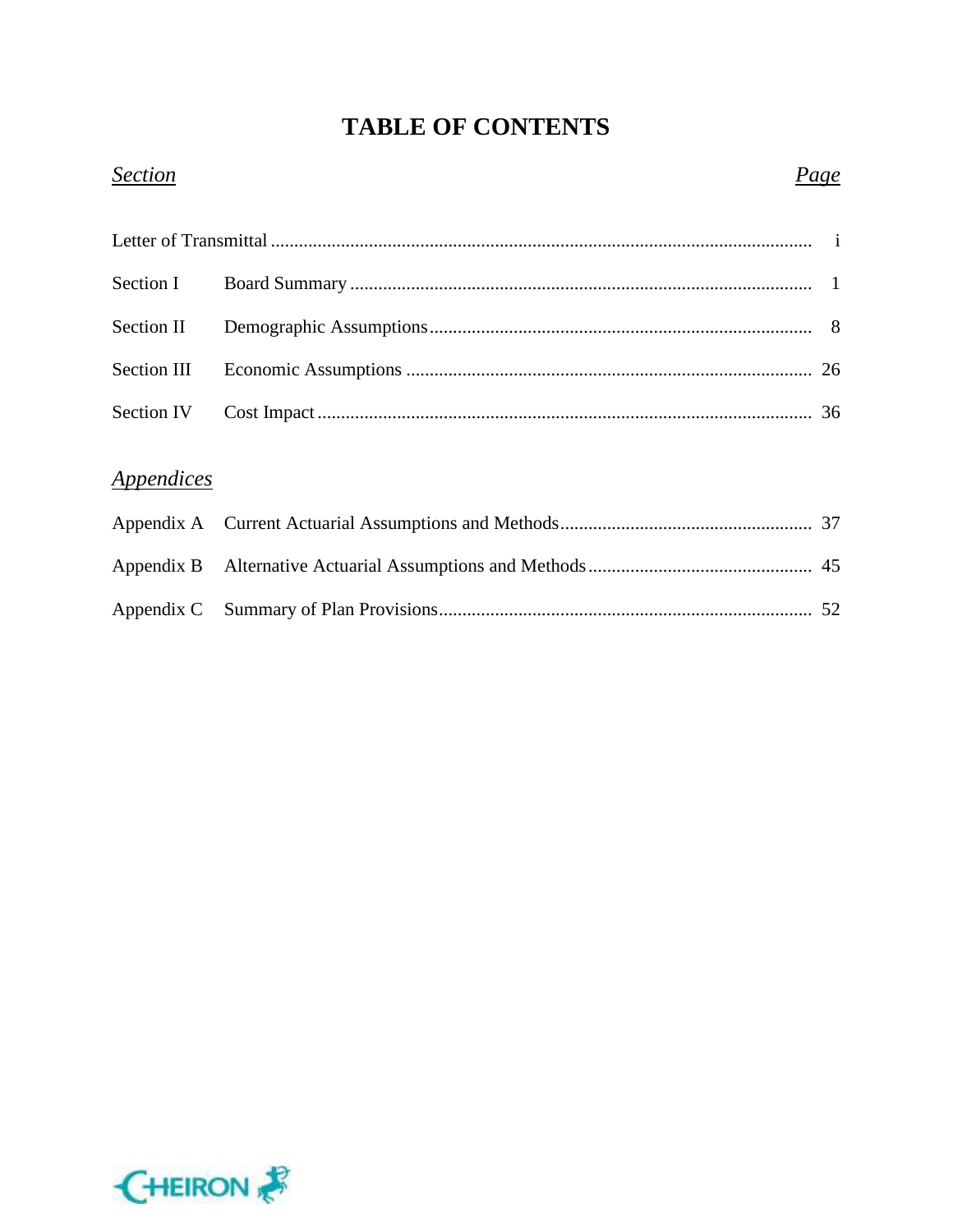# TABLE OF CONTENTS

| *Section* | | *Page* |
|---|---|---|
| Letter of Transmittal | | i |
| Section I | Board Summary | 1 |
| Section II | Demographic Assumptions | 8 |
| Section III | Economic Assumptions | 26 |
| Section IV | Cost Impact | 36 |

## *Appendices*

| | | |
|---|---|---|
| Appendix A | Current Actuarial Assumptions and Methods | 37 |
| Appendix B | Alternative Actuarial Assumptions and Methods | 45 |
| Appendix C | Summary of Plan Provisions | 52 |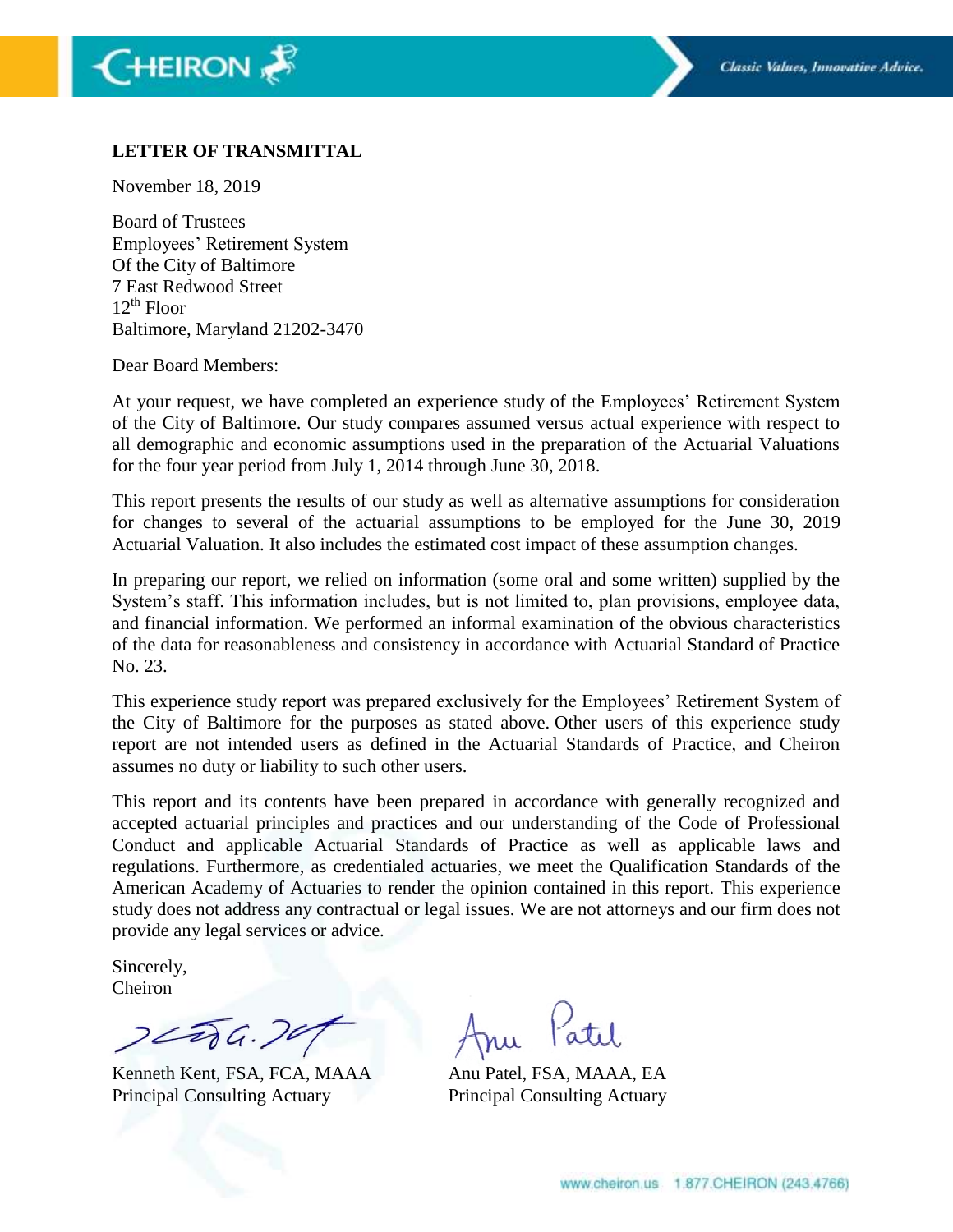**LETTER OF TRANSMITTAL**

November 18, 2019

Board of Trustees
Employees' Retirement System
Of the City of Baltimore
7 East Redwood Street
12th Floor
Baltimore, Maryland 21202-3470

Dear Board Members:

At your request, we have completed an experience study of the Employees' Retirement System of the City of Baltimore. Our study compares assumed versus actual experience with respect to all demographic and economic assumptions used in the preparation of the Actuarial Valuations for the four year period from July 1, 2014 through June 30, 2018.

This report presents the results of our study as well as alternative assumptions for consideration for changes to several of the actuarial assumptions to be employed for the June 30, 2019 Actuarial Valuation. It also includes the estimated cost impact of these assumption changes.

In preparing our report, we relied on information (some oral and some written) supplied by the System's staff. This information includes, but is not limited to, plan provisions, employee data, and financial information. We performed an informal examination of the obvious characteristics of the data for reasonableness and consistency in accordance with Actuarial Standard of Practice No. 23.

This experience study report was prepared exclusively for the Employees' Retirement System of the City of Baltimore for the purposes as stated above. Other users of this experience study report are not intended users as defined in the Actuarial Standards of Practice, and Cheiron assumes no duty or liability to such other users.

This report and its contents have been prepared in accordance with generally recognized and accepted actuarial principles and practices and our understanding of the Code of Professional Conduct and applicable Actuarial Standards of Practice as well as applicable laws and regulations. Furthermore, as credentialed actuaries, we meet the Qualification Standards of the American Academy of Actuaries to render the opinion contained in this report. This experience study does not address any contractual or legal issues. We are not attorneys and our firm does not provide any legal services or advice.

Sincerely,
Cheiron

Kenneth Kent, FSA, FCA, MAAA
Principal Consulting Actuary

Anu Patel, FSA, MAAA, EA
Principal Consulting Actuary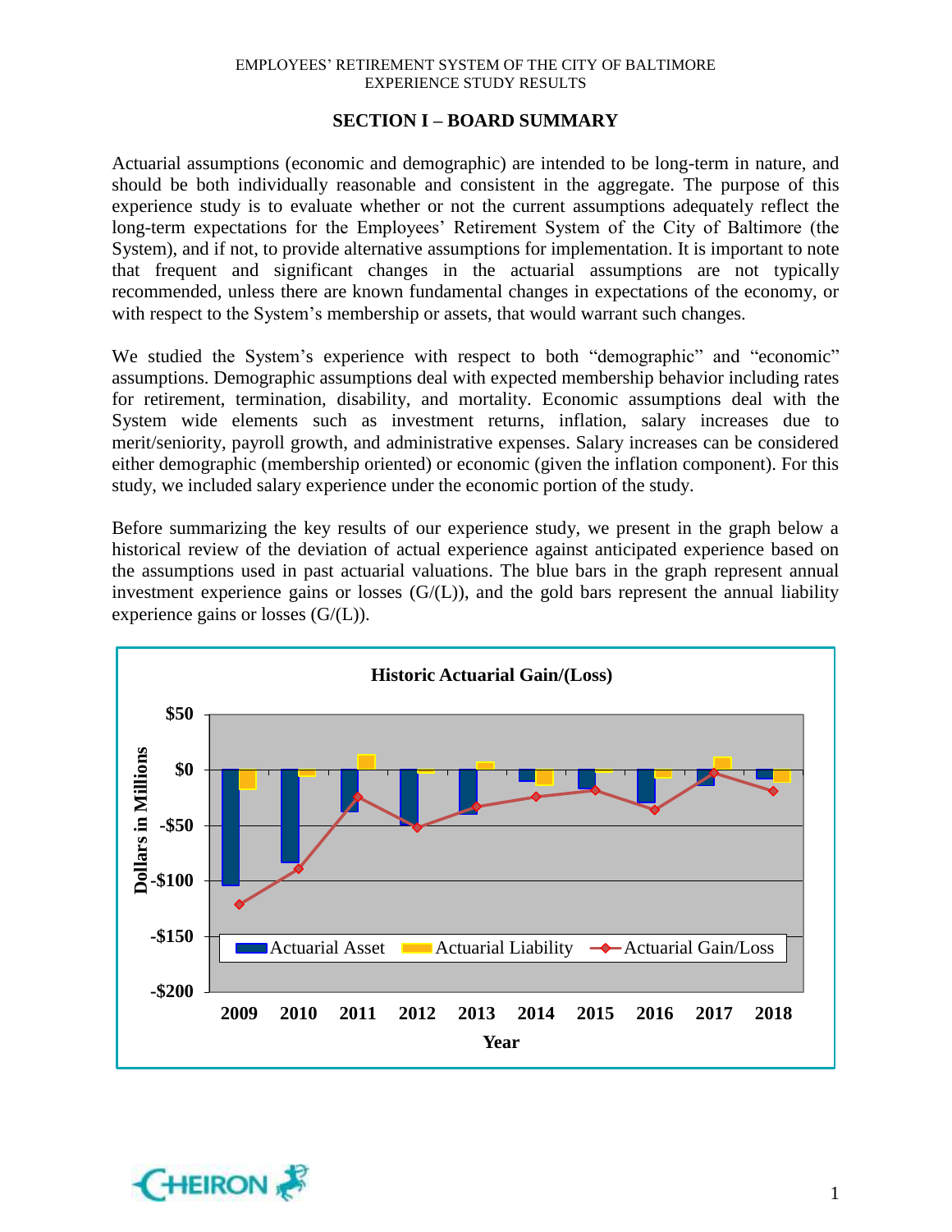## SECTION I – BOARD SUMMARY

Actuarial assumptions (economic and demographic) are intended to be long-term in nature, and should be both individually reasonable and consistent in the aggregate. The purpose of this experience study is to evaluate whether or not the current assumptions adequately reflect the long-term expectations for the Employees' Retirement System of the City of Baltimore (the System), and if not, to provide alternative assumptions for implementation. It is important to note that frequent and significant changes in the actuarial assumptions are not typically recommended, unless there are known fundamental changes in expectations of the economy, or with respect to the System's membership or assets, that would warrant such changes.

We studied the System's experience with respect to both "demographic" and "economic" assumptions. Demographic assumptions deal with expected membership behavior including rates for retirement, termination, disability, and mortality. Economic assumptions deal with the System wide elements such as investment returns, inflation, salary increases due to merit/seniority, payroll growth, and administrative expenses. Salary increases can be considered either demographic (membership oriented) or economic (given the inflation component). For this study, we included salary experience under the economic portion of the study.

Before summarizing the key results of our experience study, we present in the graph below a historical review of the deviation of actual experience against anticipated experience based on the assumptions used in past actuarial valuations. The blue bars in the graph represent annual investment experience gains or losses (G/(L)), and the gold bars represent the annual liability experience gains or losses (G/(L)).

**Historic Actuarial Gain/(Loss)**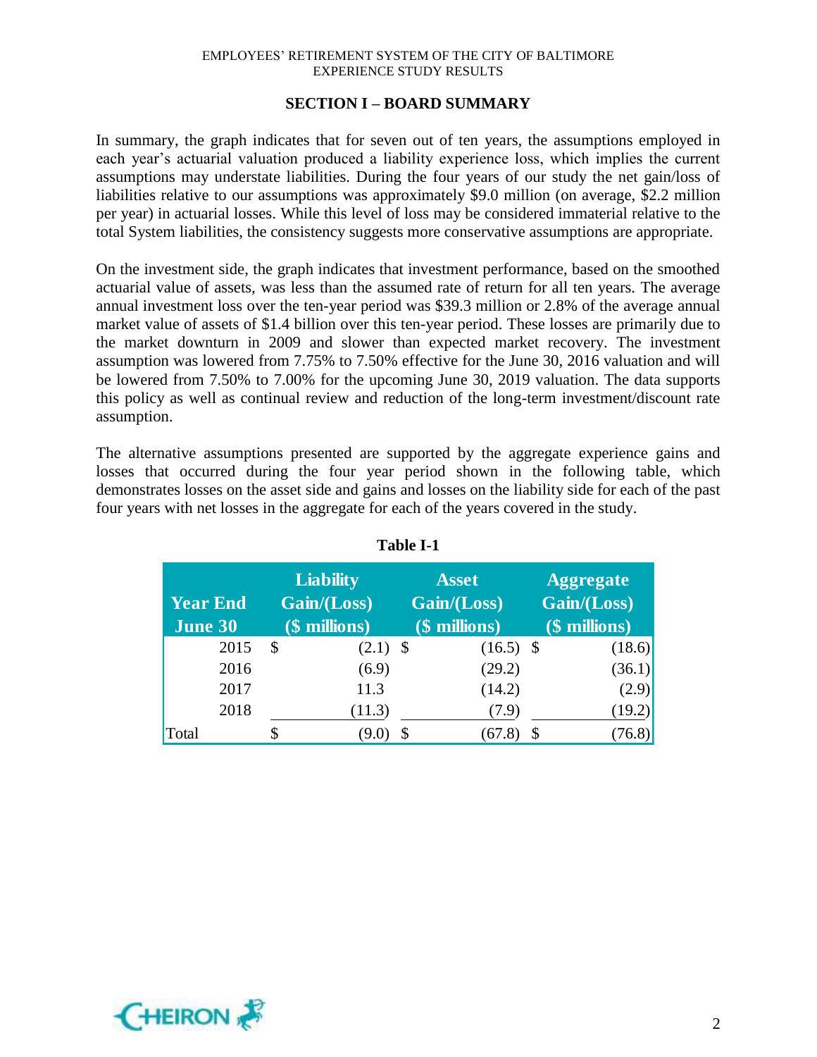## SECTION I – BOARD SUMMARY

In summary, the graph indicates that for seven out of ten years, the assumptions employed in each year's actuarial valuation produced a liability experience loss, which implies the current assumptions may understate liabilities. During the four years of our study the net gain/loss of liabilities relative to our assumptions was approximately $9.0 million (on average, $2.2 million per year) in actuarial losses. While this level of loss may be considered immaterial relative to the total System liabilities, the consistency suggests more conservative assumptions are appropriate.

On the investment side, the graph indicates that investment performance, based on the smoothed actuarial value of assets, was less than the assumed rate of return for all ten years. The average annual investment loss over the ten-year period was $39.3 million or 2.8% of the average annual market value of assets of $1.4 billion over this ten-year period. These losses are primarily due to the market downturn in 2009 and slower than expected market recovery. The investment assumption was lowered from 7.75% to 7.50% effective for the June 30, 2016 valuation and will be lowered from 7.50% to 7.00% for the upcoming June 30, 2019 valuation. The data supports this policy as well as continual review and reduction of the long-term investment/discount rate assumption.

The alternative assumptions presented are supported by the aggregate experience gains and losses that occurred during the four year period shown in the following table, which demonstrates losses on the asset side and gains and losses on the liability side for each of the past four years with net losses in the aggregate for each of the years covered in the study.

**Table I-1**

| Year End June 30 | Liability Gain/(Loss) ($ millions) | Asset Gain/(Loss) ($ millions) | Aggregate Gain/(Loss) ($ millions) |
|---|---|---|---|
| 2015 | $ (2.1) | $ (16.5) | $ (18.6) |
| 2016 | (6.9) | (29.2) | (36.1) |
| 2017 | 11.3 | (14.2) | (2.9) |
| 2018 | (11.3) | (7.9) | (19.2) |
| Total | $ (9.0) | $ (67.8) | $ (76.8) |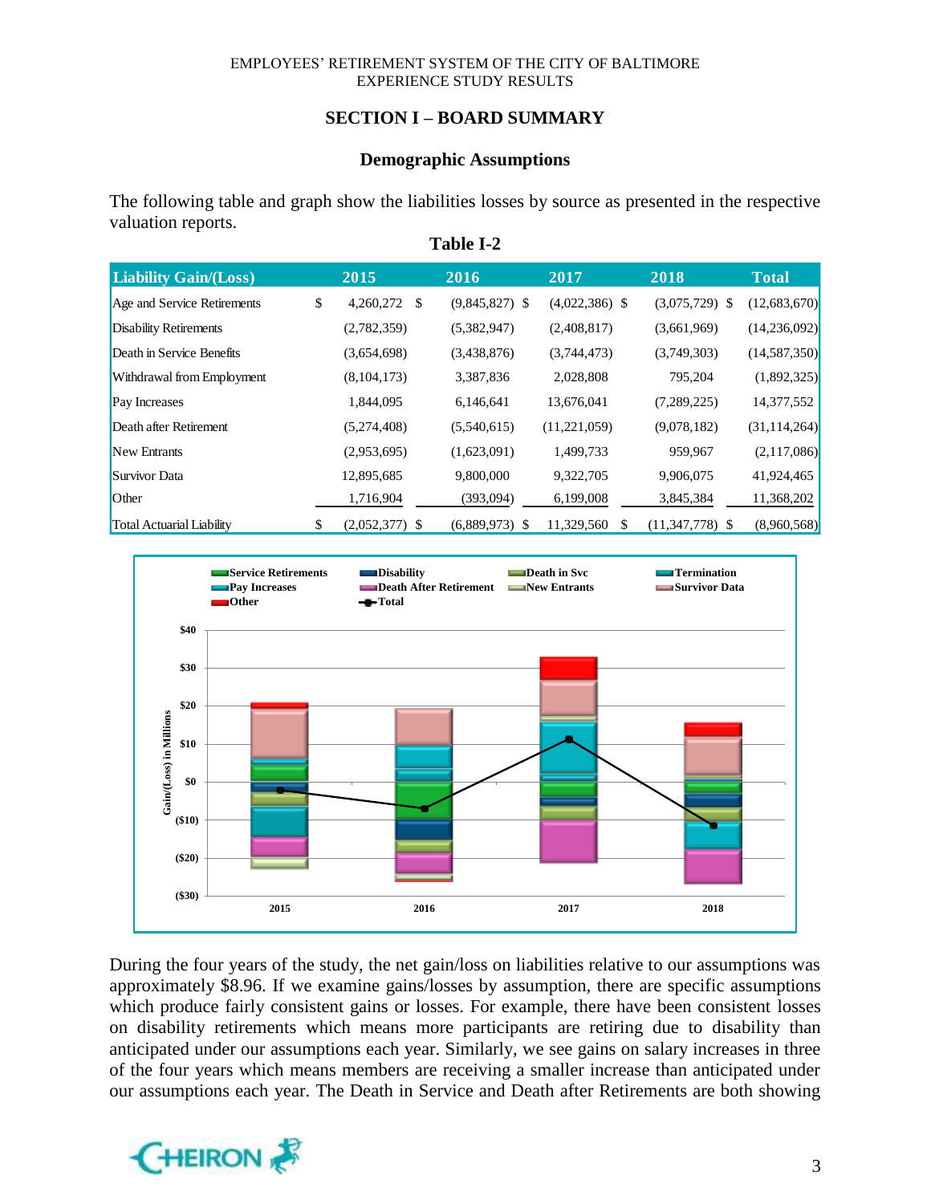## SECTION I – BOARD SUMMARY

### Demographic Assumptions

The following table and graph show the liabilities losses by source as presented in the respective valuation reports.

**Table I-2**

| Liability Gain/(Loss) | 2015 | 2016 | 2017 | 2018 | Total |
|---|---|---|---|---|---|
| Age and Service Retirements | $ 4,260,272 | $ (9,845,827) | $ (4,022,386) | $ (3,075,729) | $ (12,683,670) |
| Disability Retirements | (2,782,359) | (5,382,947) | (2,408,817) | (3,661,969) | (14,236,092) |
| Death in Service Benefits | (3,654,698) | (3,438,876) | (3,744,473) | (3,749,303) | (14,587,350) |
| Withdrawal from Employment | (8,104,173) | 3,387,836 | 2,028,808 | 795,204 | (1,892,325) |
| Pay Increases | 1,844,095 | 6,146,641 | 13,676,041 | (7,289,225) | 14,377,552 |
| Death after Retirement | (5,274,408) | (5,540,615) | (11,221,059) | (9,078,182) | (31,114,264) |
| New Entrants | (2,953,695) | (1,623,091) | 1,499,733 | 959,967 | (2,117,086) |
| Survivor Data | 12,895,685 | 9,800,000 | 9,322,705 | 9,906,075 | 41,924,465 |
| Other | 1,716,904 | (393,094) | 6,199,008 | 3,845,384 | 11,368,202 |
| Total Actuarial Liability | $ (2,052,377) | $ (6,889,973) | $ 11,329,560 | $ (11,347,778) | $ (8,960,568) |

During the four years of the study, the net gain/loss on liabilities relative to our assumptions was approximately $8.96. If we examine gains/losses by assumption, there are specific assumptions which produce fairly consistent gains or losses. For example, there have been consistent losses on disability retirements which means more participants are retiring due to disability than anticipated under our assumptions each year. Similarly, we see gains on salary increases in three of the four years which means members are receiving a smaller increase than anticipated under our assumptions each year. The Death in Service and Death after Retirements are both showing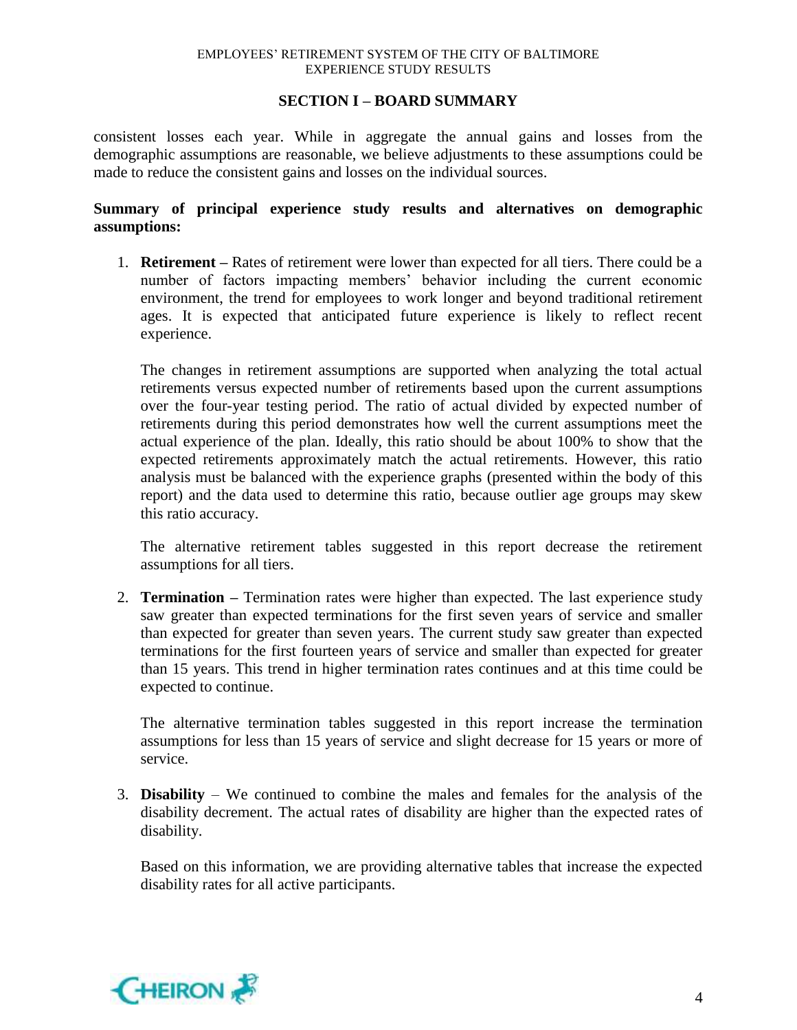consistent losses each year. While in aggregate the annual gains and losses from the demographic assumptions are reasonable, we believe adjustments to these assumptions could be made to reduce the consistent gains and losses on the individual sources.

**Summary of principal experience study results and alternatives on demographic assumptions:**

1. **Retirement –** Rates of retirement were lower than expected for all tiers. There could be a number of factors impacting members' behavior including the current economic environment, the trend for employees to work longer and beyond traditional retirement ages. It is expected that anticipated future experience is likely to reflect recent experience.

   The changes in retirement assumptions are supported when analyzing the total actual retirements versus expected number of retirements based upon the current assumptions over the four-year testing period. The ratio of actual divided by expected number of retirements during this period demonstrates how well the current assumptions meet the actual experience of the plan. Ideally, this ratio should be about 100% to show that the expected retirements approximately match the actual retirements. However, this ratio analysis must be balanced with the experience graphs (presented within the body of this report) and the data used to determine this ratio, because outlier age groups may skew this ratio accuracy.

   The alternative retirement tables suggested in this report decrease the retirement assumptions for all tiers.

2. **Termination –** Termination rates were higher than expected. The last experience study saw greater than expected terminations for the first seven years of service and smaller than expected for greater than seven years. The current study saw greater than expected terminations for the first fourteen years of service and smaller than expected for greater than 15 years. This trend in higher termination rates continues and at this time could be expected to continue.

   The alternative termination tables suggested in this report increase the termination assumptions for less than 15 years of service and slight decrease for 15 years or more of service.

3. **Disability** – We continued to combine the males and females for the analysis of the disability decrement. The actual rates of disability are higher than the expected rates of disability.

   Based on this information, we are providing alternative tables that increase the expected disability rates for all active participants.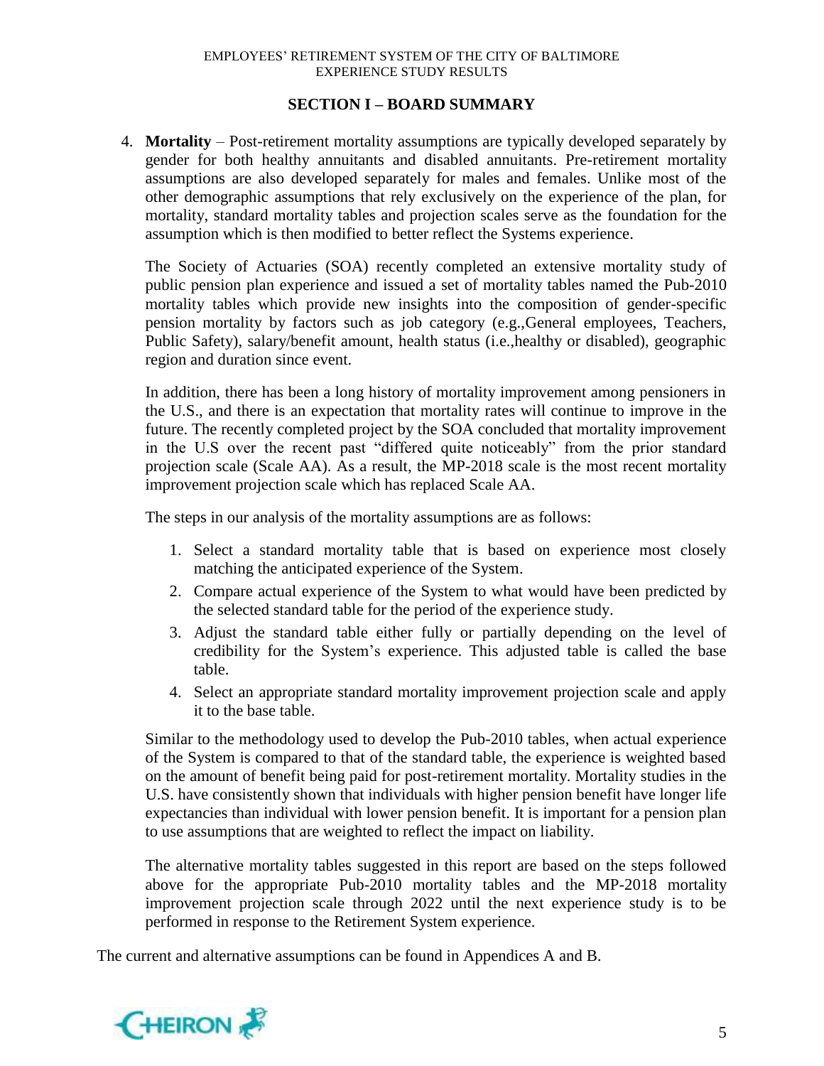## SECTION I – BOARD SUMMARY

4. **Mortality** – Post-retirement mortality assumptions are typically developed separately by gender for both healthy annuitants and disabled annuitants. Pre-retirement mortality assumptions are also developed separately for males and females. Unlike most of the other demographic assumptions that rely exclusively on the experience of the plan, for mortality, standard mortality tables and projection scales serve as the foundation for the assumption which is then modified to better reflect the Systems experience.

   The Society of Actuaries (SOA) recently completed an extensive mortality study of public pension plan experience and issued a set of mortality tables named the Pub-2010 mortality tables which provide new insights into the composition of gender-specific pension mortality by factors such as job category (e.g.,General employees, Teachers, Public Safety), salary/benefit amount, health status (i.e.,healthy or disabled), geographic region and duration since event.

   In addition, there has been a long history of mortality improvement among pensioners in the U.S., and there is an expectation that mortality rates will continue to improve in the future. The recently completed project by the SOA concluded that mortality improvement in the U.S over the recent past "differed quite noticeably" from the prior standard projection scale (Scale AA). As a result, the MP-2018 scale is the most recent mortality improvement projection scale which has replaced Scale AA.

   The steps in our analysis of the mortality assumptions are as follows:

   1. Select a standard mortality table that is based on experience most closely matching the anticipated experience of the System.
   2. Compare actual experience of the System to what would have been predicted by the selected standard table for the period of the experience study.
   3. Adjust the standard table either fully or partially depending on the level of credibility for the System's experience. This adjusted table is called the base table.
   4. Select an appropriate standard mortality improvement projection scale and apply it to the base table.

   Similar to the methodology used to develop the Pub-2010 tables, when actual experience of the System is compared to that of the standard table, the experience is weighted based on the amount of benefit being paid for post-retirement mortality. Mortality studies in the U.S. have consistently shown that individuals with higher pension benefit have longer life expectancies than individual with lower pension benefit. It is important for a pension plan to use assumptions that are weighted to reflect the impact on liability.

   The alternative mortality tables suggested in this report are based on the steps followed above for the appropriate Pub-2010 mortality tables and the MP-2018 mortality improvement projection scale through 2022 until the next experience study is to be performed in response to the Retirement System experience.

The current and alternative assumptions can be found in Appendices A and B.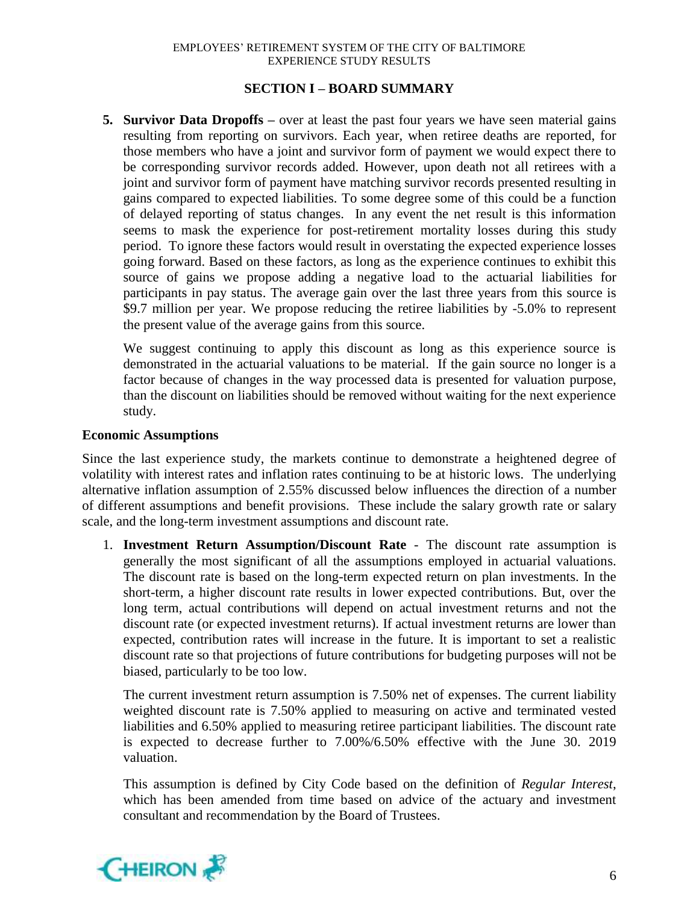## SECTION I – BOARD SUMMARY

5. **Survivor Data Dropoffs –** over at least the past four years we have seen material gains resulting from reporting on survivors. Each year, when retiree deaths are reported, for those members who have a joint and survivor form of payment we would expect there to be corresponding survivor records added. However, upon death not all retirees with a joint and survivor form of payment have matching survivor records presented resulting in gains compared to expected liabilities. To some degree some of this could be a function of delayed reporting of status changes. In any event the net result is this information seems to mask the experience for post-retirement mortality losses during this study period. To ignore these factors would result in overstating the expected experience losses going forward. Based on these factors, as long as the experience continues to exhibit this source of gains we propose adding a negative load to the actuarial liabilities for participants in pay status. The average gain over the last three years from this source is \$9.7 million per year. We propose reducing the retiree liabilities by -5.0% to represent the present value of the average gains from this source.

   We suggest continuing to apply this discount as long as this experience source is demonstrated in the actuarial valuations to be material. If the gain source no longer is a factor because of changes in the way processed data is presented for valuation purpose, than the discount on liabilities should be removed without waiting for the next experience study.

### Economic Assumptions

Since the last experience study, the markets continue to demonstrate a heightened degree of volatility with interest rates and inflation rates continuing to be at historic lows. The underlying alternative inflation assumption of 2.55% discussed below influences the direction of a number of different assumptions and benefit provisions. These include the salary growth rate or salary scale, and the long-term investment assumptions and discount rate.

1. **Investment Return Assumption/Discount Rate** - The discount rate assumption is generally the most significant of all the assumptions employed in actuarial valuations. The discount rate is based on the long-term expected return on plan investments. In the short-term, a higher discount rate results in lower expected contributions. But, over the long term, actual contributions will depend on actual investment returns and not the discount rate (or expected investment returns). If actual investment returns are lower than expected, contribution rates will increase in the future. It is important to set a realistic discount rate so that projections of future contributions for budgeting purposes will not be biased, particularly to be too low.

   The current investment return assumption is 7.50% net of expenses. The current liability weighted discount rate is 7.50% applied to measuring on active and terminated vested liabilities and 6.50% applied to measuring retiree participant liabilities. The discount rate is expected to decrease further to 7.00%/6.50% effective with the June 30. 2019 valuation.

   This assumption is defined by City Code based on the definition of *Regular Interest*, which has been amended from time based on advice of the actuary and investment consultant and recommendation by the Board of Trustees.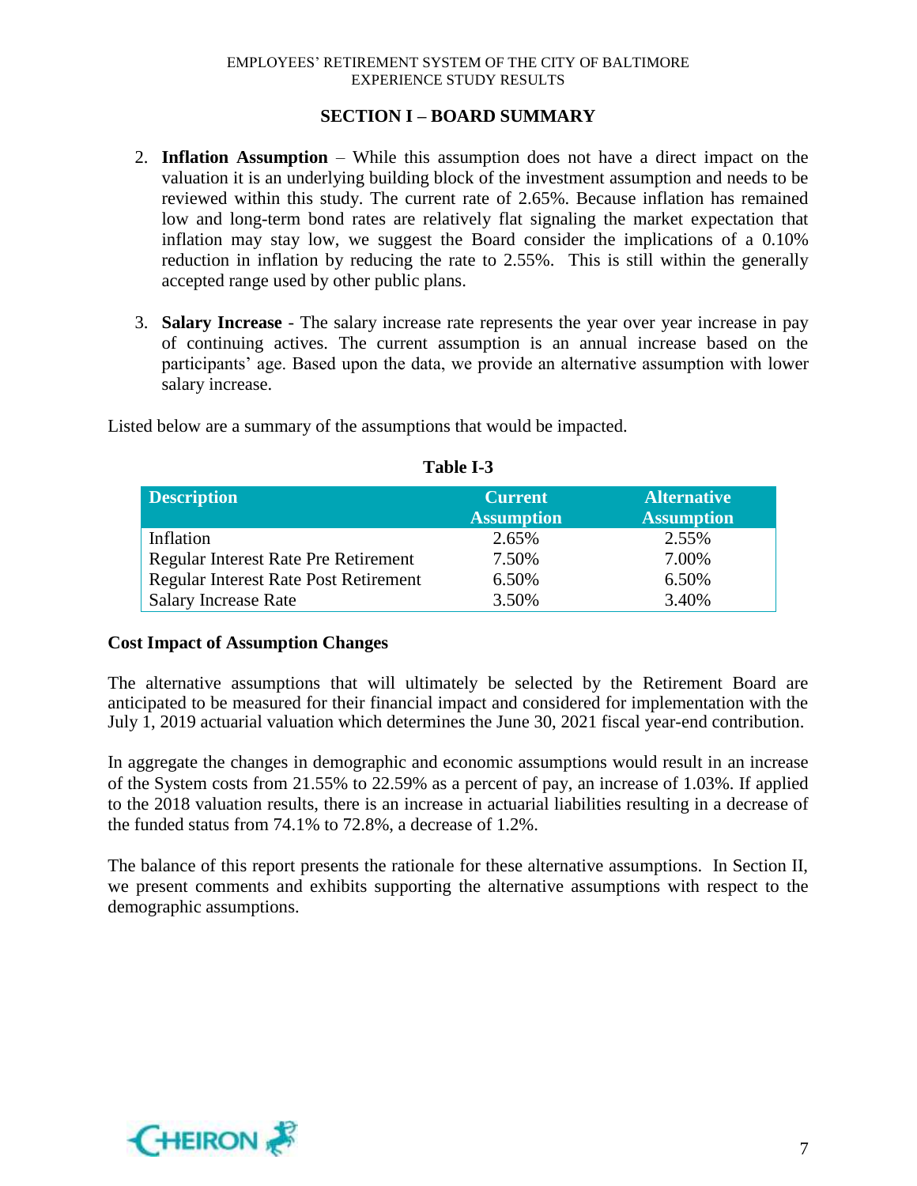## SECTION I – BOARD SUMMARY

2. **Inflation Assumption** – While this assumption does not have a direct impact on the valuation it is an underlying building block of the investment assumption and needs to be reviewed within this study. The current rate of 2.65%. Because inflation has remained low and long-term bond rates are relatively flat signaling the market expectation that inflation may stay low, we suggest the Board consider the implications of a 0.10% reduction in inflation by reducing the rate to 2.55%. This is still within the generally accepted range used by other public plans.

3. **Salary Increase** - The salary increase rate represents the year over year increase in pay of continuing actives. The current assumption is an annual increase based on the participants' age. Based upon the data, we provide an alternative assumption with lower salary increase.

Listed below are a summary of the assumptions that would be impacted.

**Table I-3**

| Description | Current Assumption | Alternative Assumption |
|---|---|---|
| Inflation | 2.65% | 2.55% |
| Regular Interest Rate Pre Retirement | 7.50% | 7.00% |
| Regular Interest Rate Post Retirement | 6.50% | 6.50% |
| Salary Increase Rate | 3.50% | 3.40% |

**Cost Impact of Assumption Changes**

The alternative assumptions that will ultimately be selected by the Retirement Board are anticipated to be measured for their financial impact and considered for implementation with the July 1, 2019 actuarial valuation which determines the June 30, 2021 fiscal year-end contribution.

In aggregate the changes in demographic and economic assumptions would result in an increase of the System costs from 21.55% to 22.59% as a percent of pay, an increase of 1.03%. If applied to the 2018 valuation results, there is an increase in actuarial liabilities resulting in a decrease of the funded status from 74.1% to 72.8%, a decrease of 1.2%.

The balance of this report presents the rationale for these alternative assumptions. In Section II, we present comments and exhibits supporting the alternative assumptions with respect to the demographic assumptions.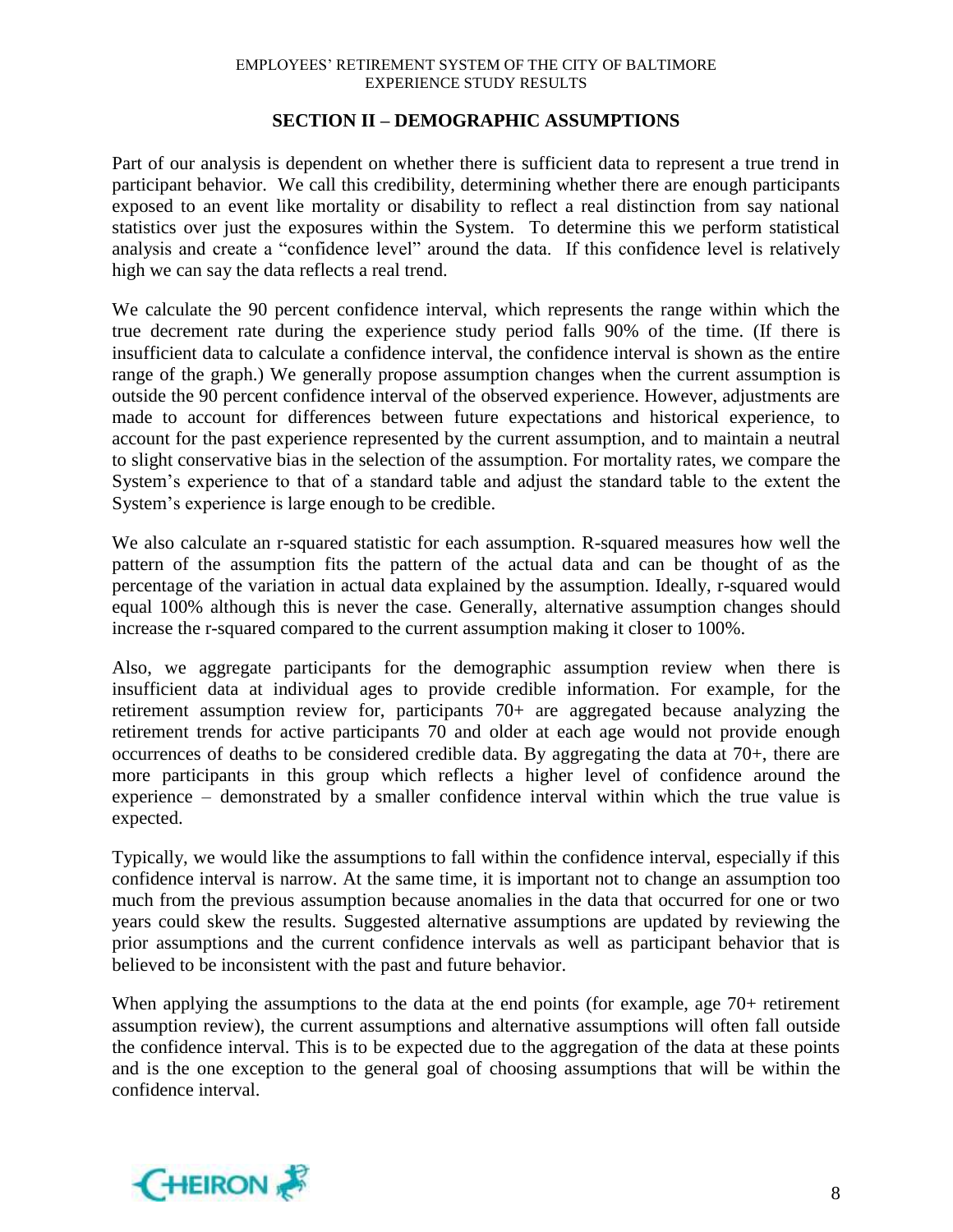## SECTION II – DEMOGRAPHIC ASSUMPTIONS

Part of our analysis is dependent on whether there is sufficient data to represent a true trend in participant behavior. We call this credibility, determining whether there are enough participants exposed to an event like mortality or disability to reflect a real distinction from say national statistics over just the exposures within the System. To determine this we perform statistical analysis and create a "confidence level" around the data. If this confidence level is relatively high we can say the data reflects a real trend.

We calculate the 90 percent confidence interval, which represents the range within which the true decrement rate during the experience study period falls 90% of the time. (If there is insufficient data to calculate a confidence interval, the confidence interval is shown as the entire range of the graph.) We generally propose assumption changes when the current assumption is outside the 90 percent confidence interval of the observed experience. However, adjustments are made to account for differences between future expectations and historical experience, to account for the past experience represented by the current assumption, and to maintain a neutral to slight conservative bias in the selection of the assumption. For mortality rates, we compare the System's experience to that of a standard table and adjust the standard table to the extent the System's experience is large enough to be credible.

We also calculate an r-squared statistic for each assumption. R-squared measures how well the pattern of the assumption fits the pattern of the actual data and can be thought of as the percentage of the variation in actual data explained by the assumption. Ideally, r-squared would equal 100% although this is never the case. Generally, alternative assumption changes should increase the r-squared compared to the current assumption making it closer to 100%.

Also, we aggregate participants for the demographic assumption review when there is insufficient data at individual ages to provide credible information. For example, for the retirement assumption review for, participants 70+ are aggregated because analyzing the retirement trends for active participants 70 and older at each age would not provide enough occurrences of deaths to be considered credible data. By aggregating the data at 70+, there are more participants in this group which reflects a higher level of confidence around the experience – demonstrated by a smaller confidence interval within which the true value is expected.

Typically, we would like the assumptions to fall within the confidence interval, especially if this confidence interval is narrow. At the same time, it is important not to change an assumption too much from the previous assumption because anomalies in the data that occurred for one or two years could skew the results. Suggested alternative assumptions are updated by reviewing the prior assumptions and the current confidence intervals as well as participant behavior that is believed to be inconsistent with the past and future behavior.

When applying the assumptions to the data at the end points (for example, age 70+ retirement assumption review), the current assumptions and alternative assumptions will often fall outside the confidence interval. This is to be expected due to the aggregation of the data at these points and is the one exception to the general goal of choosing assumptions that will be within the confidence interval.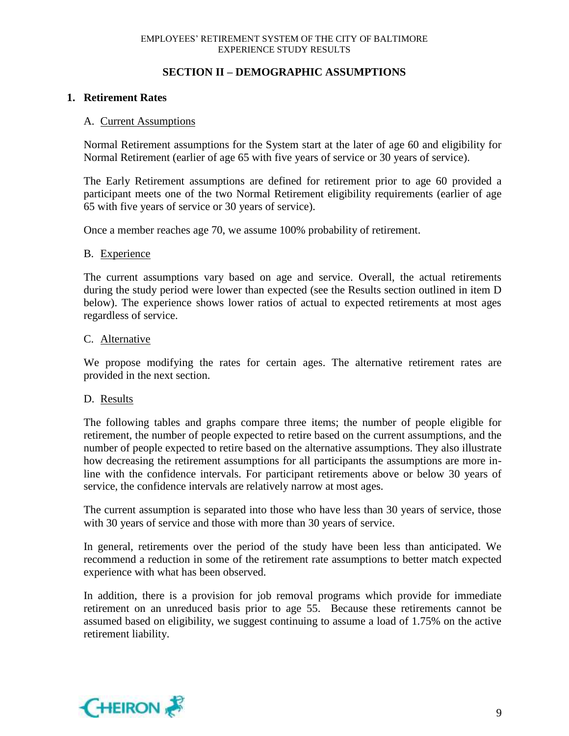## SECTION II – DEMOGRAPHIC ASSUMPTIONS

### 1. Retirement Rates

A. Current Assumptions

Normal Retirement assumptions for the System start at the later of age 60 and eligibility for Normal Retirement (earlier of age 65 with five years of service or 30 years of service).

The Early Retirement assumptions are defined for retirement prior to age 60 provided a participant meets one of the two Normal Retirement eligibility requirements (earlier of age 65 with five years of service or 30 years of service).

Once a member reaches age 70, we assume 100% probability of retirement.

B. Experience

The current assumptions vary based on age and service. Overall, the actual retirements during the study period were lower than expected (see the Results section outlined in item D below). The experience shows lower ratios of actual to expected retirements at most ages regardless of service.

C. Alternative

We propose modifying the rates for certain ages. The alternative retirement rates are provided in the next section.

D. Results

The following tables and graphs compare three items; the number of people eligible for retirement, the number of people expected to retire based on the current assumptions, and the number of people expected to retire based on the alternative assumptions. They also illustrate how decreasing the retirement assumptions for all participants the assumptions are more in-line with the confidence intervals. For participant retirements above or below 30 years of service, the confidence intervals are relatively narrow at most ages.

The current assumption is separated into those who have less than 30 years of service, those with 30 years of service and those with more than 30 years of service.

In general, retirements over the period of the study have been less than anticipated. We recommend a reduction in some of the retirement rate assumptions to better match expected experience with what has been observed.

In addition, there is a provision for job removal programs which provide for immediate retirement on an unreduced basis prior to age 55. Because these retirements cannot be assumed based on eligibility, we suggest continuing to assume a load of 1.75% on the active retirement liability.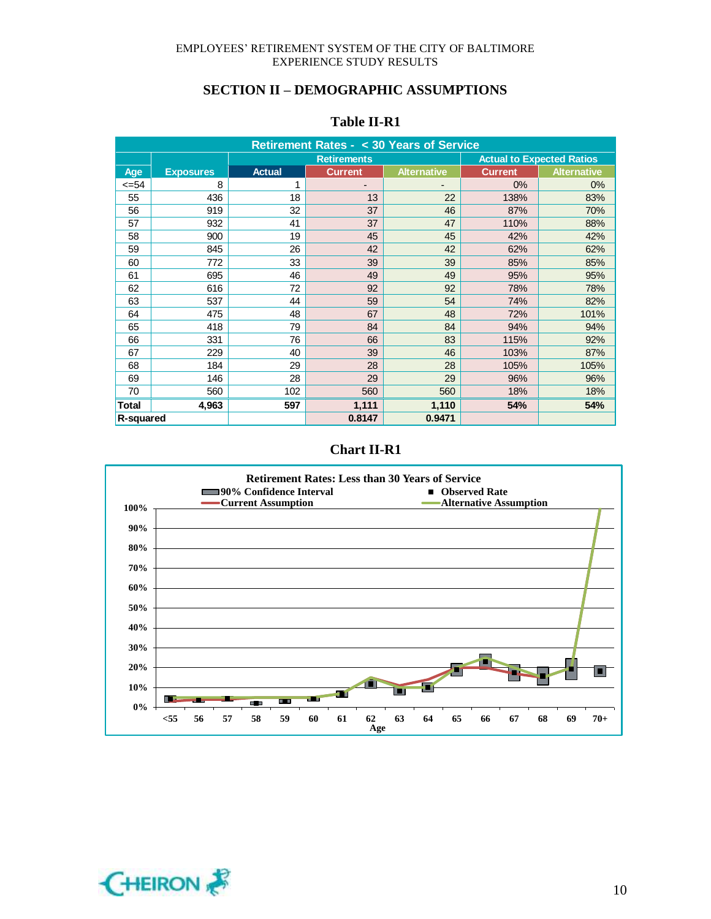## SECTION II – DEMOGRAPHIC ASSUMPTIONS

### Table II-R1

| Retirement Rates - < 30 Years of Service | | | | | | |
|---|---|---|---|---|---|---|
| | | Retirements | | | Actual to Expected Ratios | |
| Age | Exposures | Actual | Current | Alternative | Current | Alternative |
| <=54 | 8 | 1 | - | - | 0% | 0% |
| 55 | 436 | 18 | 13 | 22 | 138% | 83% |
| 56 | 919 | 32 | 37 | 46 | 87% | 70% |
| 57 | 932 | 41 | 37 | 47 | 110% | 88% |
| 58 | 900 | 19 | 45 | 45 | 42% | 42% |
| 59 | 845 | 26 | 42 | 42 | 62% | 62% |
| 60 | 772 | 33 | 39 | 39 | 85% | 85% |
| 61 | 695 | 46 | 49 | 49 | 95% | 95% |
| 62 | 616 | 72 | 92 | 92 | 78% | 78% |
| 63 | 537 | 44 | 59 | 54 | 74% | 82% |
| 64 | 475 | 48 | 67 | 48 | 72% | 101% |
| 65 | 418 | 79 | 84 | 84 | 94% | 94% |
| 66 | 331 | 76 | 66 | 83 | 115% | 92% |
| 67 | 229 | 40 | 39 | 46 | 103% | 87% |
| 68 | 184 | 29 | 28 | 28 | 105% | 105% |
| 69 | 146 | 28 | 29 | 29 | 96% | 96% |
| 70 | 560 | 102 | 560 | 560 | 18% | 18% |
| **Total** | **4,963** | **597** | **1,111** | **1,110** | **54%** | **54%** |
| **R-squared** | | | **0.8147** | **0.9471** | | |

### Chart II-R1

**Retirement Rates: Less than 30 Years of Service**

Legend: 90% Confidence Interval; Observed Rate; Current Assumption; Alternative Assumption

Y-axis: 0% – 100%; X-axis (Age): <55, 56, 57, 58, 59, 60, 61, 62, 63, 64, 65, 66, 67, 68, 69, 70+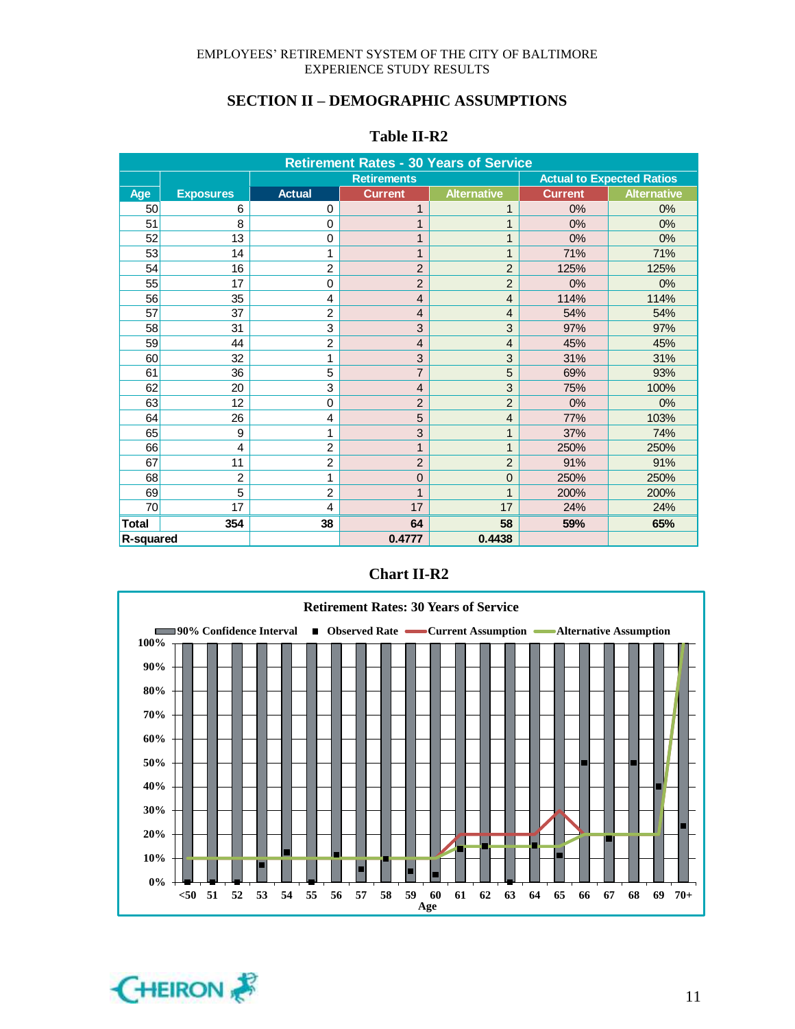## SECTION II – DEMOGRAPHIC ASSUMPTIONS

### Table II-R2

| Retirement Rates - 30 Years of Service | | | | | | |
|---|---|---|---|---|---|---|
| | | Retirements | | | Actual to Expected Ratios | |
| Age | Exposures | Actual | Current | Alternative | Current | Alternative |
| 50 | 6 | 0 | 1 | 1 | 0% | 0% |
| 51 | 8 | 0 | 1 | 1 | 0% | 0% |
| 52 | 13 | 0 | 1 | 1 | 0% | 0% |
| 53 | 14 | 1 | 1 | 1 | 71% | 71% |
| 54 | 16 | 2 | 2 | 2 | 125% | 125% |
| 55 | 17 | 0 | 2 | 2 | 0% | 0% |
| 56 | 35 | 4 | 4 | 4 | 114% | 114% |
| 57 | 37 | 2 | 4 | 4 | 54% | 54% |
| 58 | 31 | 3 | 3 | 3 | 97% | 97% |
| 59 | 44 | 2 | 4 | 4 | 45% | 45% |
| 60 | 32 | 1 | 3 | 3 | 31% | 31% |
| 61 | 36 | 5 | 7 | 5 | 69% | 93% |
| 62 | 20 | 3 | 4 | 3 | 75% | 100% |
| 63 | 12 | 0 | 2 | 2 | 0% | 0% |
| 64 | 26 | 4 | 5 | 4 | 77% | 103% |
| 65 | 9 | 1 | 3 | 1 | 37% | 74% |
| 66 | 4 | 2 | 1 | 1 | 250% | 250% |
| 67 | 11 | 2 | 2 | 2 | 91% | 91% |
| 68 | 2 | 1 | 0 | 0 | 250% | 250% |
| 69 | 5 | 2 | 1 | 1 | 200% | 200% |
| 70 | 17 | 4 | 17 | 17 | 24% | 24% |
| **Total** | **354** | **38** | **64** | **58** | **59%** | **65%** |
| **R-squared** | | | **0.4777** | **0.4438** | | |

### Chart II-R2

**Retirement Rates: 30 Years of Service**

Legend: 90% Confidence Interval; Observed Rate; Current Assumption; Alternative Assumption

Y-axis: 0% to 100%; X-axis (Age): <50, 51, 52, 53, 54, 55, 56, 57, 58, 59, 60, 61, 62, 63, 64, 65, 66, 67, 68, 69, 70+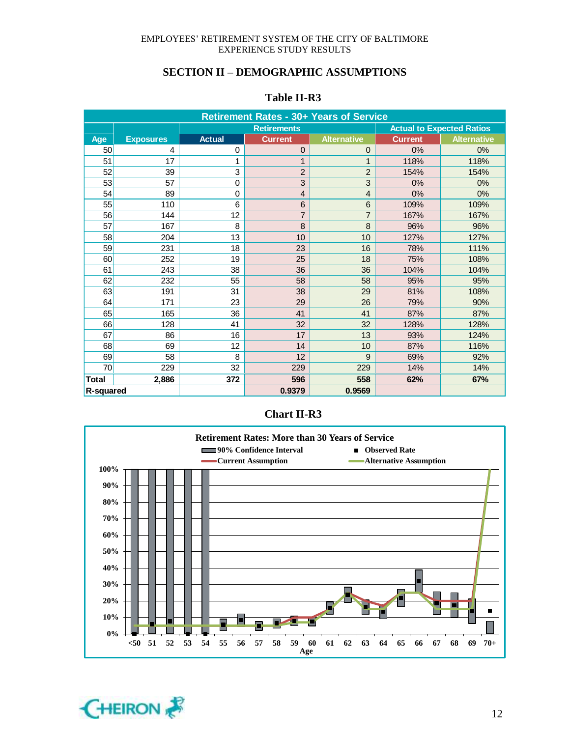## SECTION II – DEMOGRAPHIC ASSUMPTIONS

### Table II-R3

| Retirement Rates - 30+ Years of Service | | | | | | |
|---|---|---|---|---|---|---|
| | | Retirements | | | Actual to Expected Ratios | |
| Age | Exposures | Actual | Current | Alternative | Current | Alternative |
| 50 | 4 | 0 | 0 | 0 | 0% | 0% |
| 51 | 17 | 1 | 1 | 1 | 118% | 118% |
| 52 | 39 | 3 | 2 | 2 | 154% | 154% |
| 53 | 57 | 0 | 3 | 3 | 0% | 0% |
| 54 | 89 | 0 | 4 | 4 | 0% | 0% |
| 55 | 110 | 6 | 6 | 6 | 109% | 109% |
| 56 | 144 | 12 | 7 | 7 | 167% | 167% |
| 57 | 167 | 8 | 8 | 8 | 96% | 96% |
| 58 | 204 | 13 | 10 | 10 | 127% | 127% |
| 59 | 231 | 18 | 23 | 16 | 78% | 111% |
| 60 | 252 | 19 | 25 | 18 | 75% | 108% |
| 61 | 243 | 38 | 36 | 36 | 104% | 104% |
| 62 | 232 | 55 | 58 | 58 | 95% | 95% |
| 63 | 191 | 31 | 38 | 29 | 81% | 108% |
| 64 | 171 | 23 | 29 | 26 | 79% | 90% |
| 65 | 165 | 36 | 41 | 41 | 87% | 87% |
| 66 | 128 | 41 | 32 | 32 | 128% | 128% |
| 67 | 86 | 16 | 17 | 13 | 93% | 124% |
| 68 | 69 | 12 | 14 | 10 | 87% | 116% |
| 69 | 58 | 8 | 12 | 9 | 69% | 92% |
| 70 | 229 | 32 | 229 | 229 | 14% | 14% |
| **Total** | **2,886** | **372** | **596** | **558** | **62%** | **67%** |
| **R-squared** | | | **0.9379** | **0.9569** | | |

### Chart II-R3

**Retirement Rates: More than 30 Years of Service**

Legend: 90% Confidence Interval; Observed Rate; Current Assumption; Alternative Assumption

Y-axis: 0% – 100%; X-axis: Age (<50, 51, 52, 53, 54, 55, 56, 57, 58, 59, 60, 61, 62, 63, 64, 65, 66, 67, 68, 69, 70+)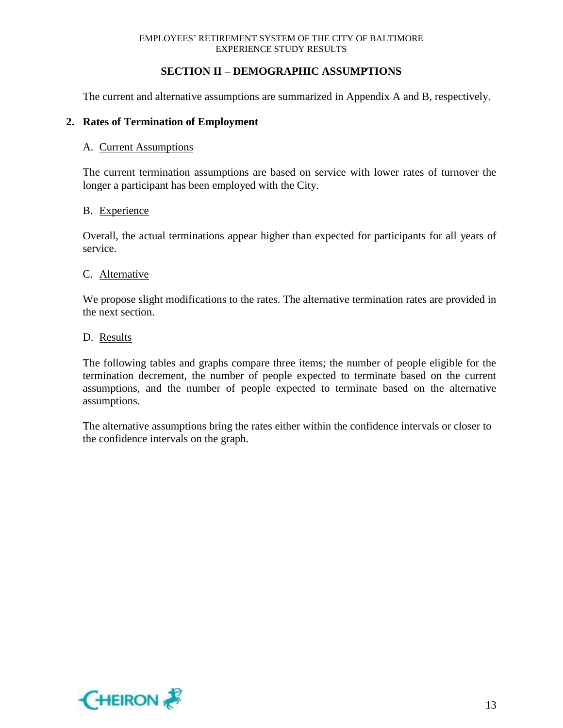## SECTION II – DEMOGRAPHIC ASSUMPTIONS

The current and alternative assumptions are summarized in Appendix A and B, respectively.

### 2. Rates of Termination of Employment

A. Current Assumptions

The current termination assumptions are based on service with lower rates of turnover the longer a participant has been employed with the City.

B. Experience

Overall, the actual terminations appear higher than expected for participants for all years of service.

C. Alternative

We propose slight modifications to the rates. The alternative termination rates are provided in the next section.

D. Results

The following tables and graphs compare three items; the number of people eligible for the termination decrement, the number of people expected to terminate based on the current assumptions, and the number of people expected to terminate based on the alternative assumptions.

The alternative assumptions bring the rates either within the confidence intervals or closer to the confidence intervals on the graph.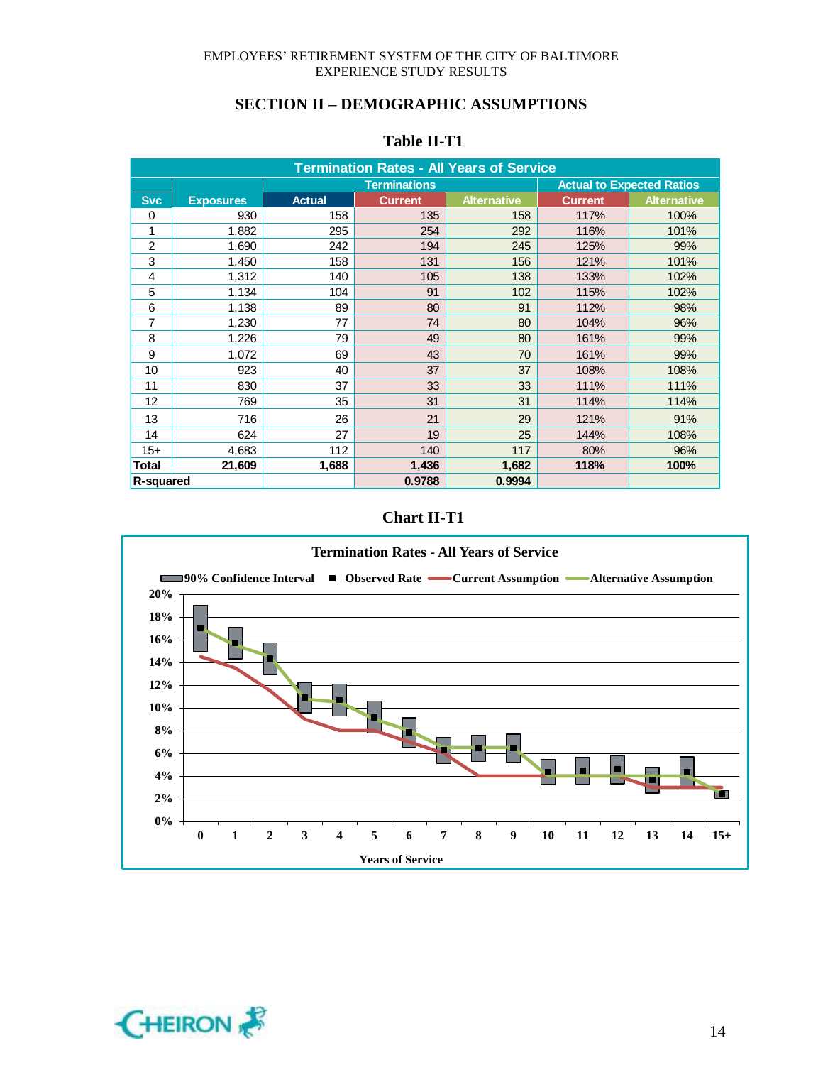## SECTION II – DEMOGRAPHIC ASSUMPTIONS

### Table II-T1

| Termination Rates - All Years of Service | | | | | | |
|---|---|---|---|---|---|---|
| | | Terminations | | | Actual to Expected Ratios | |
| Svc | Exposures | Actual | Current | Alternative | Current | Alternative |
| 0 | 930 | 158 | 135 | 158 | 117% | 100% |
| 1 | 1,882 | 295 | 254 | 292 | 116% | 101% |
| 2 | 1,690 | 242 | 194 | 245 | 125% | 99% |
| 3 | 1,450 | 158 | 131 | 156 | 121% | 101% |
| 4 | 1,312 | 140 | 105 | 138 | 133% | 102% |
| 5 | 1,134 | 104 | 91 | 102 | 115% | 102% |
| 6 | 1,138 | 89 | 80 | 91 | 112% | 98% |
| 7 | 1,230 | 77 | 74 | 80 | 104% | 96% |
| 8 | 1,226 | 79 | 49 | 80 | 161% | 99% |
| 9 | 1,072 | 69 | 43 | 70 | 161% | 99% |
| 10 | 923 | 40 | 37 | 37 | 108% | 108% |
| 11 | 830 | 37 | 33 | 33 | 111% | 111% |
| 12 | 769 | 35 | 31 | 31 | 114% | 114% |
| 13 | 716 | 26 | 21 | 29 | 121% | 91% |
| 14 | 624 | 27 | 19 | 25 | 144% | 108% |
| 15+ | 4,683 | 112 | 140 | 117 | 80% | 96% |
| **Total** | **21,609** | **1,688** | **1,436** | **1,682** | **118%** | **100%** |
| **R-squared** | | | **0.9788** | **0.9994** | | |

### Chart II-T1

**Termination Rates - All Years of Service**

Legend: 90% Confidence Interval; Observed Rate; Current Assumption; Alternative Assumption

Y-axis: 0% – 20%

X-axis: Years of Service (0, 1, 2, 3, 4, 5, 6, 7, 8, 9, 10, 11, 12, 13, 14, 15+)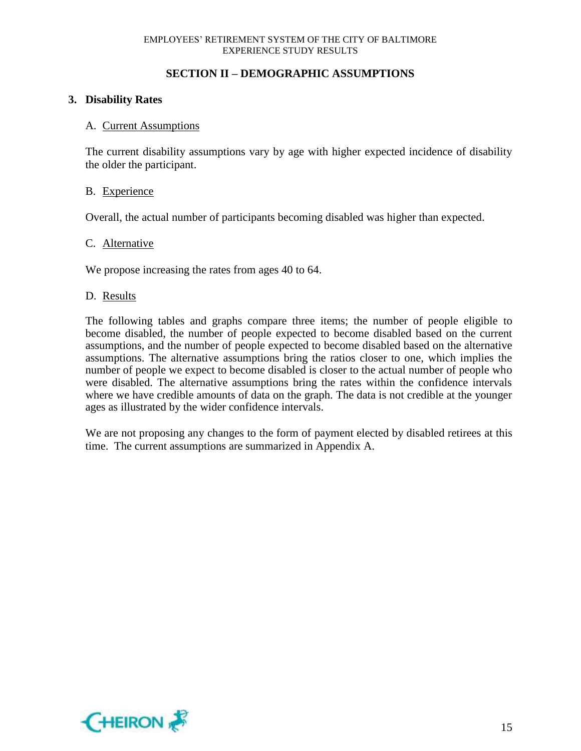## SECTION II – DEMOGRAPHIC ASSUMPTIONS

### 3. Disability Rates

A. Current Assumptions

The current disability assumptions vary by age with higher expected incidence of disability the older the participant.

B. Experience

Overall, the actual number of participants becoming disabled was higher than expected.

C. Alternative

We propose increasing the rates from ages 40 to 64.

D. Results

The following tables and graphs compare three items; the number of people eligible to become disabled, the number of people expected to become disabled based on the current assumptions, and the number of people expected to become disabled based on the alternative assumptions. The alternative assumptions bring the ratios closer to one, which implies the number of people we expect to become disabled is closer to the actual number of people who were disabled. The alternative assumptions bring the rates within the confidence intervals where we have credible amounts of data on the graph. The data is not credible at the younger ages as illustrated by the wider confidence intervals.

We are not proposing any changes to the form of payment elected by disabled retirees at this time. The current assumptions are summarized in Appendix A.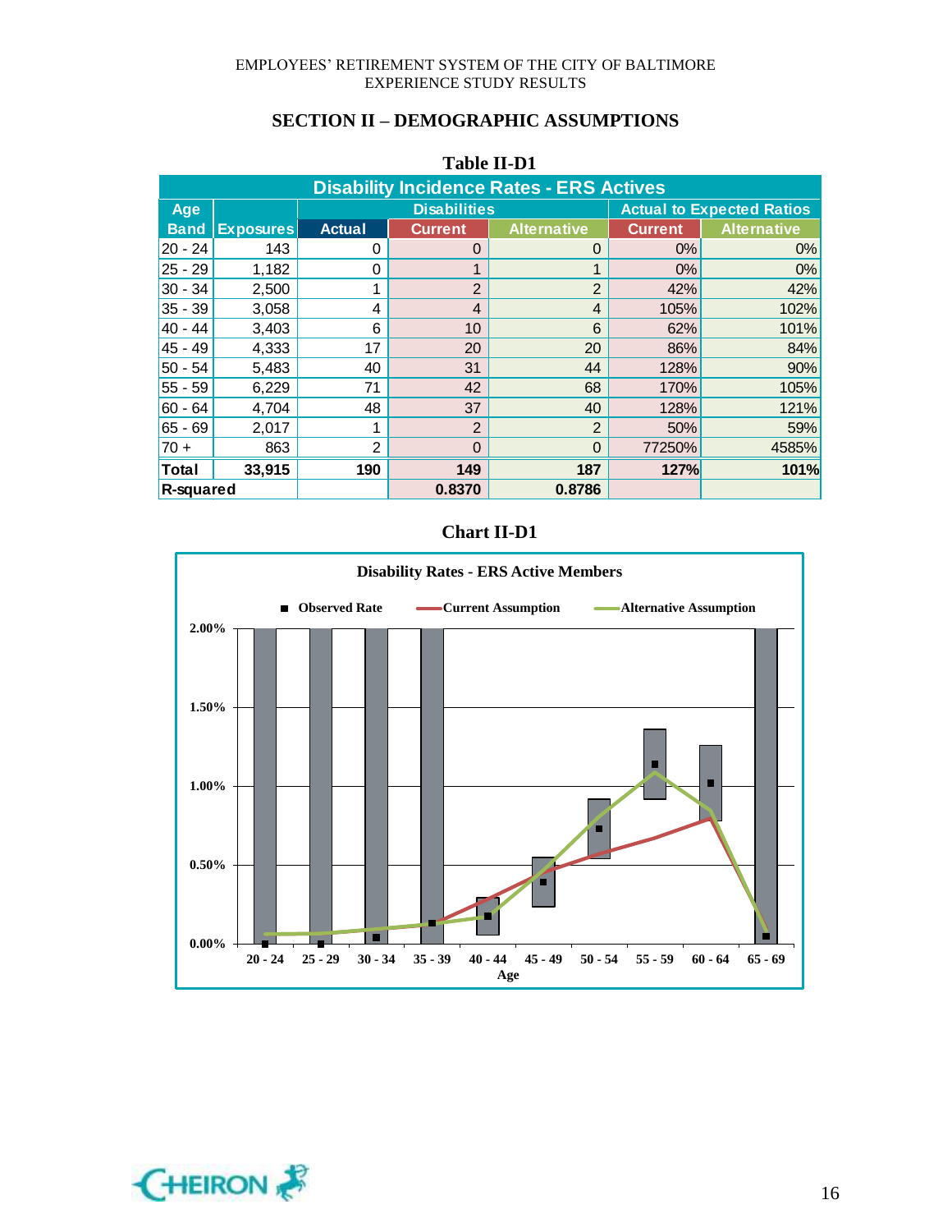## SECTION II – DEMOGRAPHIC ASSUMPTIONS

**Table II-D1**

| Disability Incidence Rates - ERS Actives | | | | | | |
|---|---|---|---|---|---|---|
| Age | | Disabilities | | | Actual to Expected Ratios | |
| Band | Exposures | Actual | Current | Alternative | Current | Alternative |
| 20 - 24 | 143 | 0 | 0 | 0 | 0% | 0% |
| 25 - 29 | 1,182 | 0 | 1 | 1 | 0% | 0% |
| 30 - 34 | 2,500 | 1 | 2 | 2 | 42% | 42% |
| 35 - 39 | 3,058 | 4 | 4 | 4 | 105% | 102% |
| 40 - 44 | 3,403 | 6 | 10 | 6 | 62% | 101% |
| 45 - 49 | 4,333 | 17 | 20 | 20 | 86% | 84% |
| 50 - 54 | 5,483 | 40 | 31 | 44 | 128% | 90% |
| 55 - 59 | 6,229 | 71 | 42 | 68 | 170% | 105% |
| 60 - 64 | 4,704 | 48 | 37 | 40 | 128% | 121% |
| 65 - 69 | 2,017 | 1 | 2 | 2 | 50% | 59% |
| 70 + | 863 | 2 | 0 | 0 | 77250% | 4585% |
| **Total** | **33,915** | **190** | **149** | **187** | **127%** | **101%** |
| R-squared | | | 0.8370 | 0.8786 | | |

**Chart II-D1**

Disability Rates - ERS Active Members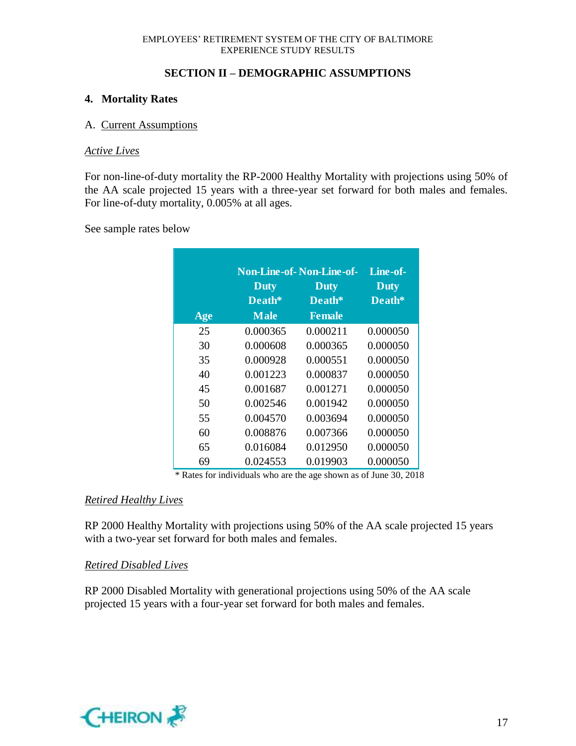## SECTION II – DEMOGRAPHIC ASSUMPTIONS

### 4. Mortality Rates

A. Current Assumptions

*Active Lives*

For non-line-of-duty mortality the RP-2000 Healthy Mortality with projections using 50% of the AA scale projected 15 years with a three-year set forward for both males and females. For line-of-duty mortality, 0.005% at all ages.

See sample rates below

| Age | Non-Line-of-Duty Death* Male | Non-Line-of-Duty Death* Female | Line-of-Duty Death* |
|---|---|---|---|
| 25 | 0.000365 | 0.000211 | 0.000050 |
| 30 | 0.000608 | 0.000365 | 0.000050 |
| 35 | 0.000928 | 0.000551 | 0.000050 |
| 40 | 0.001223 | 0.000837 | 0.000050 |
| 45 | 0.001687 | 0.001271 | 0.000050 |
| 50 | 0.002546 | 0.001942 | 0.000050 |
| 55 | 0.004570 | 0.003694 | 0.000050 |
| 60 | 0.008876 | 0.007366 | 0.000050 |
| 65 | 0.016084 | 0.012950 | 0.000050 |
| 69 | 0.024553 | 0.019903 | 0.000050 |

\* Rates for individuals who are the age shown as of June 30, 2018

*Retired Healthy Lives*

RP 2000 Healthy Mortality with projections using 50% of the AA scale projected 15 years with a two-year set forward for both males and females.

*Retired Disabled Lives*

RP 2000 Disabled Mortality with generational projections using 50% of the AA scale projected 15 years with a four-year set forward for both males and females.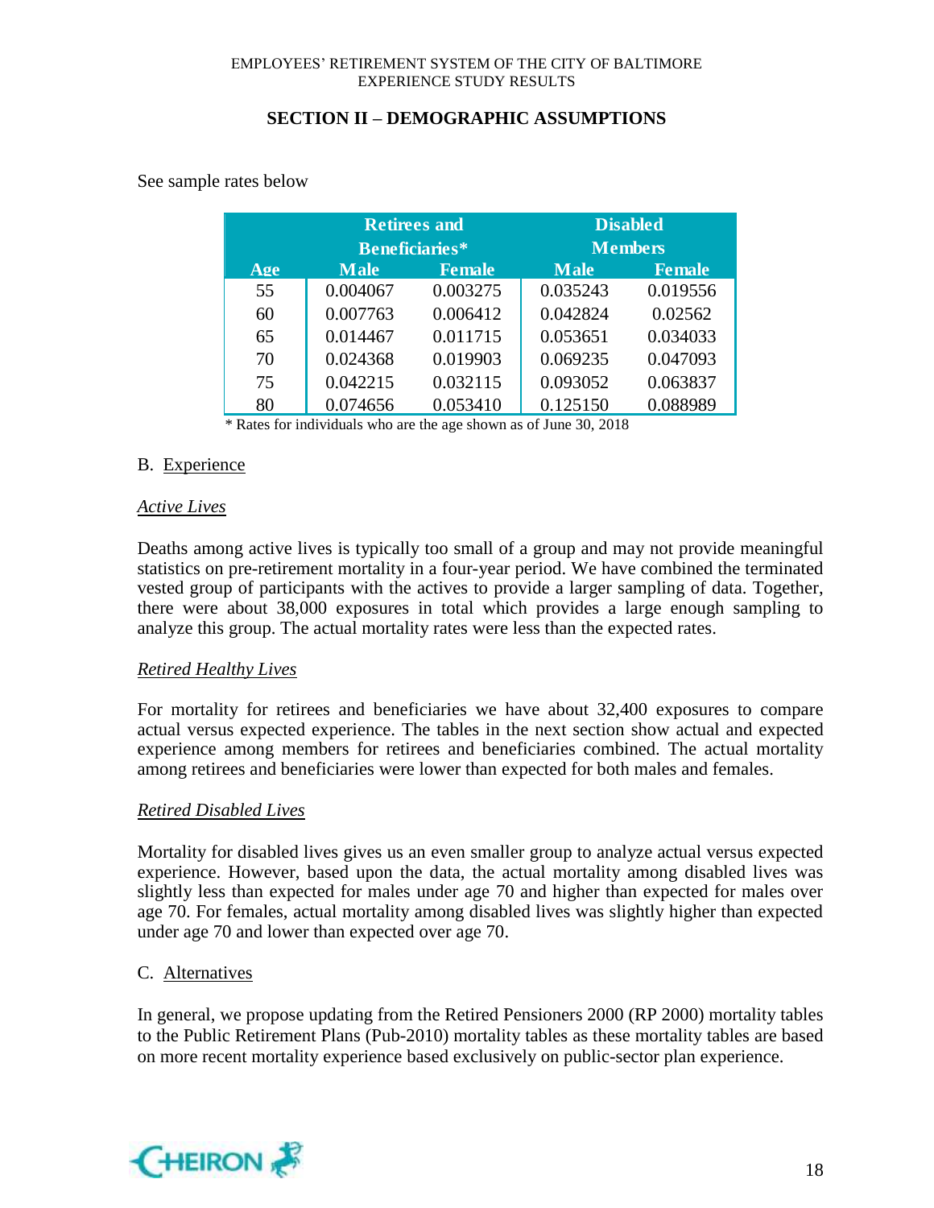See sample rates below

| | Retirees and Beneficiaries* | | Disabled Members | |
|---|---|---|---|---|
| Age | Male | Female | Male | Female |
| 55 | 0.004067 | 0.003275 | 0.035243 | 0.019556 |
| 60 | 0.007763 | 0.006412 | 0.042824 | 0.02562 |
| 65 | 0.014467 | 0.011715 | 0.053651 | 0.034033 |
| 70 | 0.024368 | 0.019903 | 0.069235 | 0.047093 |
| 75 | 0.042215 | 0.032115 | 0.093052 | 0.063837 |
| 80 | 0.074656 | 0.053410 | 0.125150 | 0.088989 |

* Rates for individuals who are the age shown as of June 30, 2018

B. Experience

*Active Lives*

Deaths among active lives is typically too small of a group and may not provide meaningful statistics on pre-retirement mortality in a four-year period. We have combined the terminated vested group of participants with the actives to provide a larger sampling of data. Together, there were about 38,000 exposures in total which provides a large enough sampling to analyze this group. The actual mortality rates were less than the expected rates.

*Retired Healthy Lives*

For mortality for retirees and beneficiaries we have about 32,400 exposures to compare actual versus expected experience. The tables in the next section show actual and expected experience among members for retirees and beneficiaries combined. The actual mortality among retirees and beneficiaries were lower than expected for both males and females.

*Retired Disabled Lives*

Mortality for disabled lives gives us an even smaller group to analyze actual versus expected experience. However, based upon the data, the actual mortality among disabled lives was slightly less than expected for males under age 70 and higher than expected for males over age 70. For females, actual mortality among disabled lives was slightly higher than expected under age 70 and lower than expected over age 70.

C. Alternatives

In general, we propose updating from the Retired Pensioners 2000 (RP 2000) mortality tables to the Public Retirement Plans (Pub-2010) mortality tables as these mortality tables are based on more recent mortality experience based exclusively on public-sector plan experience.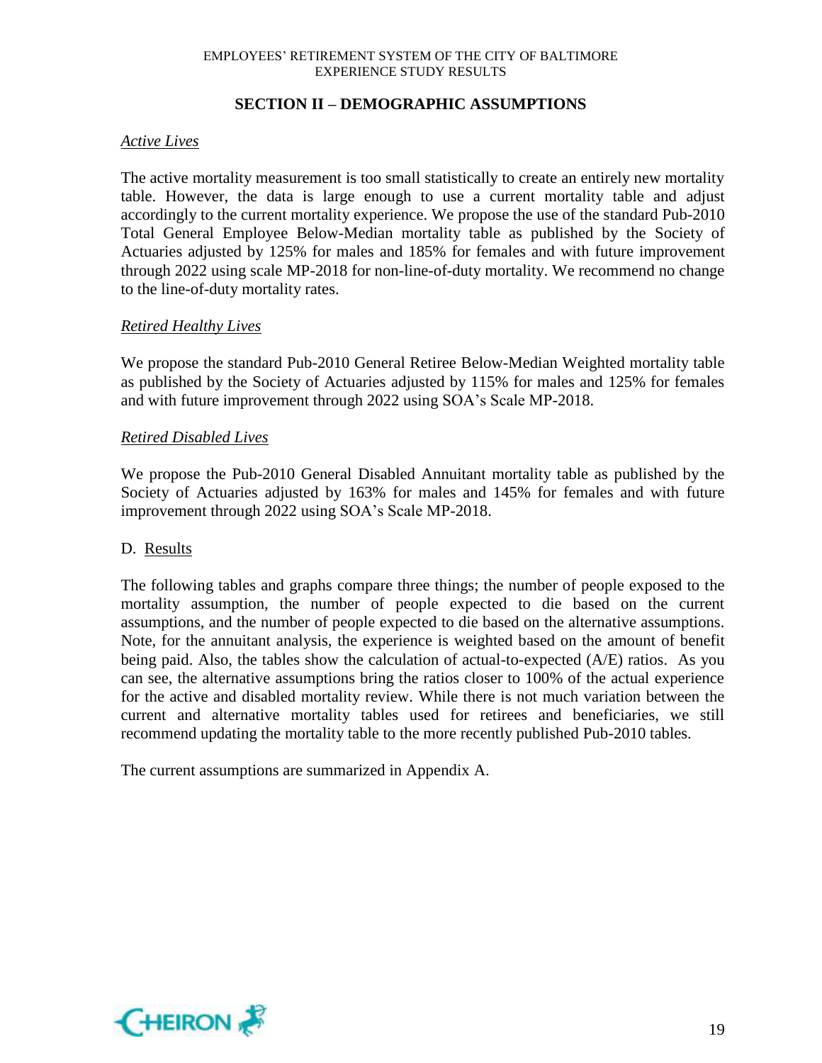## SECTION II – DEMOGRAPHIC ASSUMPTIONS

*Active Lives*

The active mortality measurement is too small statistically to create an entirely new mortality table. However, the data is large enough to use a current mortality table and adjust accordingly to the current mortality experience. We propose the use of the standard Pub-2010 Total General Employee Below-Median mortality table as published by the Society of Actuaries adjusted by 125% for males and 185% for females and with future improvement through 2022 using scale MP-2018 for non-line-of-duty mortality. We recommend no change to the line-of-duty mortality rates.

*Retired Healthy Lives*

We propose the standard Pub-2010 General Retiree Below-Median Weighted mortality table as published by the Society of Actuaries adjusted by 115% for males and 125% for females and with future improvement through 2022 using SOA's Scale MP-2018.

*Retired Disabled Lives*

We propose the Pub-2010 General Disabled Annuitant mortality table as published by the Society of Actuaries adjusted by 163% for males and 145% for females and with future improvement through 2022 using SOA's Scale MP-2018.

D. Results

The following tables and graphs compare three things; the number of people exposed to the mortality assumption, the number of people expected to die based on the current assumptions, and the number of people expected to die based on the alternative assumptions. Note, for the annuitant analysis, the experience is weighted based on the amount of benefit being paid. Also, the tables show the calculation of actual-to-expected (A/E) ratios. As you can see, the alternative assumptions bring the ratios closer to 100% of the actual experience for the active and disabled mortality review. While there is not much variation between the current and alternative mortality tables used for retirees and beneficiaries, we still recommend updating the mortality table to the more recently published Pub-2010 tables.

The current assumptions are summarized in Appendix A.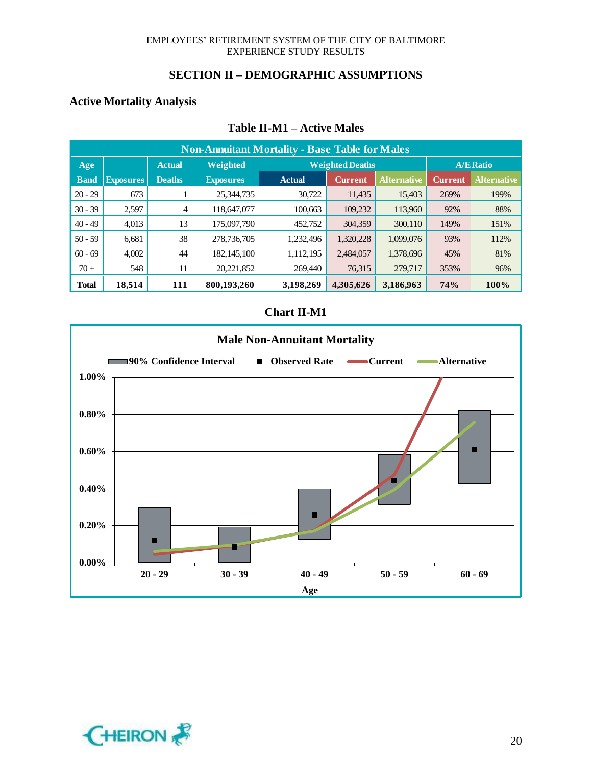## SECTION II – DEMOGRAPHIC ASSUMPTIONS

### Active Mortality Analysis

**Table II-M1 – Active Males**

| Non-Annuitant Mortality - Base Table for Males | | | | | | | | |
|---|---|---|---|---|---|---|---|---|
| Age | | Actual | Weighted | Weighted Deaths | | | A/E Ratio | |
| Band | Exposures | Deaths | Exposures | Actual | Current | Alternative | Current | Alternative |
| 20 - 29 | 673 | 1 | 25,344,735 | 30,722 | 11,435 | 15,403 | 269% | 199% |
| 30 - 39 | 2,597 | 4 | 118,647,077 | 100,663 | 109,232 | 113,960 | 92% | 88% |
| 40 - 49 | 4,013 | 13 | 175,097,790 | 452,752 | 304,359 | 300,110 | 149% | 151% |
| 50 - 59 | 6,681 | 38 | 278,736,705 | 1,232,496 | 1,320,228 | 1,099,076 | 93% | 112% |
| 60 - 69 | 4,002 | 44 | 182,145,100 | 1,112,195 | 2,484,057 | 1,378,696 | 45% | 81% |
| 70 + | 548 | 11 | 20,221,852 | 269,440 | 76,315 | 279,717 | 353% | 96% |
| **Total** | **18,514** | **111** | **800,193,260** | **3,198,269** | **4,305,626** | **3,186,963** | **74%** | **100%** |

**Chart II-M1**

**Male Non-Annuitant Mortality**

90% Confidence Interval | Observed Rate | Current | Alternative

1.00% · 0.80% · 0.60% · 0.40% · 0.20% · 0.00%

20 - 29 · 30 - 39 · 40 - 49 · 50 - 59 · 60 - 69

Age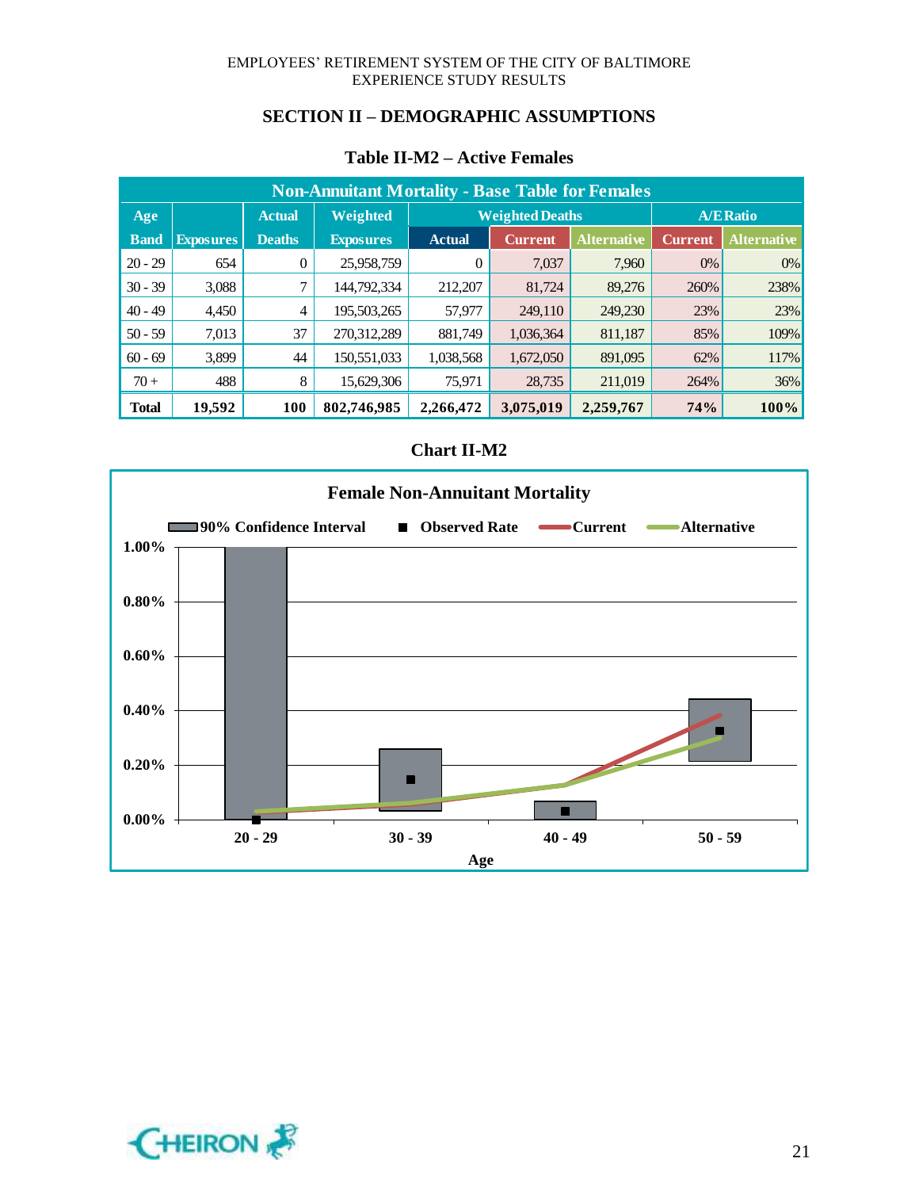## SECTION II – DEMOGRAPHIC ASSUMPTIONS

### Table II-M2 – Active Females

| Non-Annuitant Mortality - Base Table for Females | | | | | | | | |
|---|---|---|---|---|---|---|---|---|
| Age Band | Exposures | Actual Deaths | Weighted Exposures | Weighted Deaths | | | A/E Ratio | |
| | | | | Actual | Current | Alternative | Current | Alternative |
| 20 - 29 | 654 | 0 | 25,958,759 | 0 | 7,037 | 7,960 | 0% | 0% |
| 30 - 39 | 3,088 | 7 | 144,792,334 | 212,207 | 81,724 | 89,276 | 260% | 238% |
| 40 - 49 | 4,450 | 4 | 195,503,265 | 57,977 | 249,110 | 249,230 | 23% | 23% |
| 50 - 59 | 7,013 | 37 | 270,312,289 | 881,749 | 1,036,364 | 811,187 | 85% | 109% |
| 60 - 69 | 3,899 | 44 | 150,551,033 | 1,038,568 | 1,672,050 | 891,095 | 62% | 117% |
| 70 + | 488 | 8 | 15,629,306 | 75,971 | 28,735 | 211,019 | 264% | 36% |
| **Total** | **19,592** | **100** | **802,746,985** | **2,266,472** | **3,075,019** | **2,259,767** | **74%** | **100%** |

### Chart II-M2

**Female Non-Annuitant Mortality**

Legend: 90% Confidence Interval; Observed Rate; Current; Alternative

Y-axis: 0.00% – 1.00%; X-axis: Age (20 - 29, 30 - 39, 40 - 49, 50 - 59)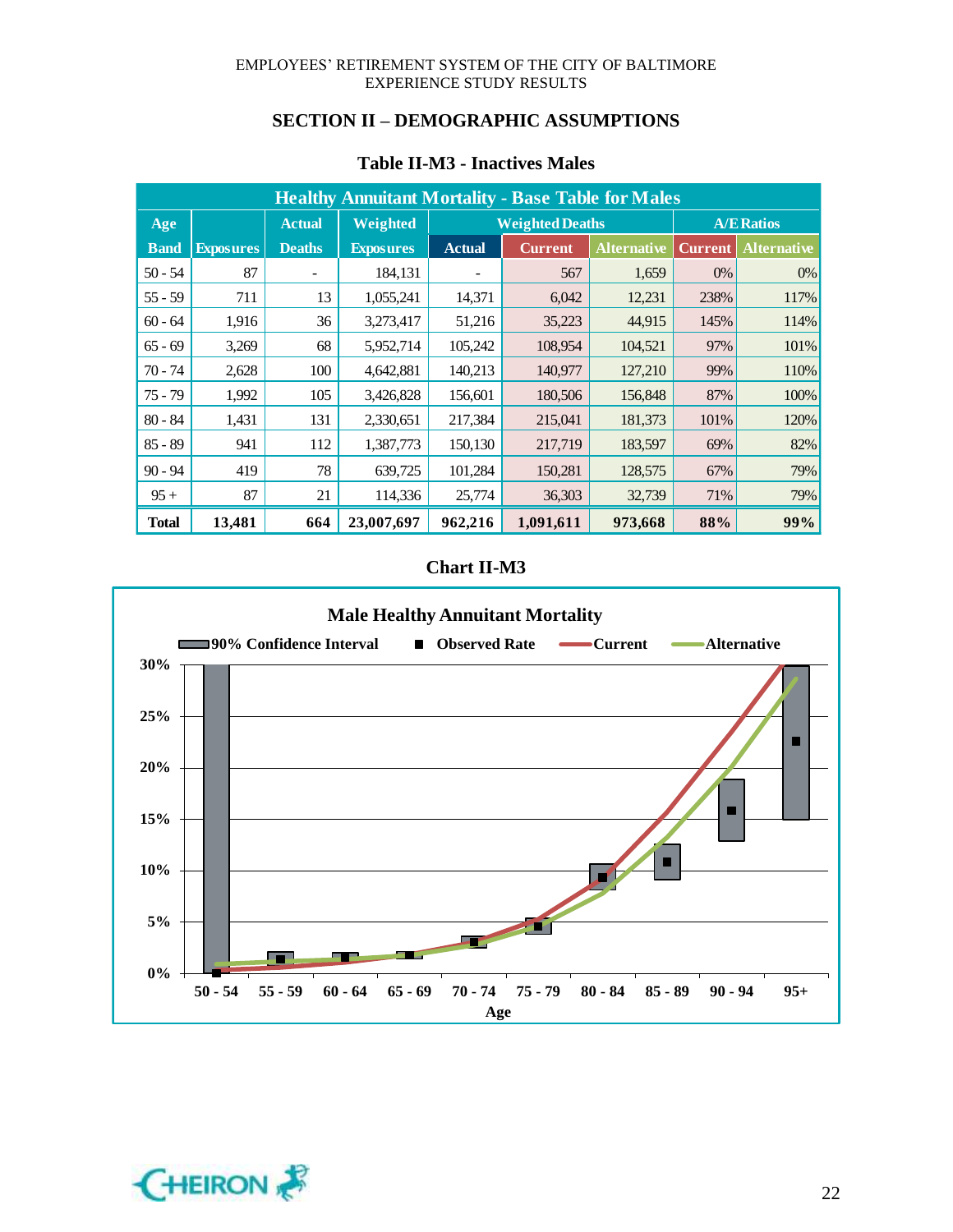## SECTION II – DEMOGRAPHIC ASSUMPTIONS

### Table II-M3 - Inactives Males

| Healthy Annuitant Mortality - Base Table for Males | | | | | | | | |
|---|---|---|---|---|---|---|---|---|
| Age Band | Exposures | Actual Deaths | Weighted Exposures | Weighted Deaths | | | A/E Ratios | |
| | | | | Actual | Current | Alternative | Current | Alternative |
| 50 - 54 | 87 | - | 184,131 | - | 567 | 1,659 | 0% | 0% |
| 55 - 59 | 711 | 13 | 1,055,241 | 14,371 | 6,042 | 12,231 | 238% | 117% |
| 60 - 64 | 1,916 | 36 | 3,273,417 | 51,216 | 35,223 | 44,915 | 145% | 114% |
| 65 - 69 | 3,269 | 68 | 5,952,714 | 105,242 | 108,954 | 104,521 | 97% | 101% |
| 70 - 74 | 2,628 | 100 | 4,642,881 | 140,213 | 140,977 | 127,210 | 99% | 110% |
| 75 - 79 | 1,992 | 105 | 3,426,828 | 156,601 | 180,506 | 156,848 | 87% | 100% |
| 80 - 84 | 1,431 | 131 | 2,330,651 | 217,384 | 215,041 | 181,373 | 101% | 120% |
| 85 - 89 | 941 | 112 | 1,387,773 | 150,130 | 217,719 | 183,597 | 69% | 82% |
| 90 - 94 | 419 | 78 | 639,725 | 101,284 | 150,281 | 128,575 | 67% | 79% |
| 95 + | 87 | 21 | 114,336 | 25,774 | 36,303 | 32,739 | 71% | 79% |
| **Total** | **13,481** | **664** | **23,007,697** | **962,216** | **1,091,611** | **973,668** | **88%** | **99%** |

### Chart II-M3

**Male Healthy Annuitant Mortality**

Legend: 90% Confidence Interval; Observed Rate; Current; Alternative

Y-axis: 0%, 5%, 10%, 15%, 20%, 25%, 30%

X-axis (Age): 50 - 54, 55 - 59, 60 - 64, 65 - 69, 70 - 74, 75 - 79, 80 - 84, 85 - 89, 90 - 94, 95+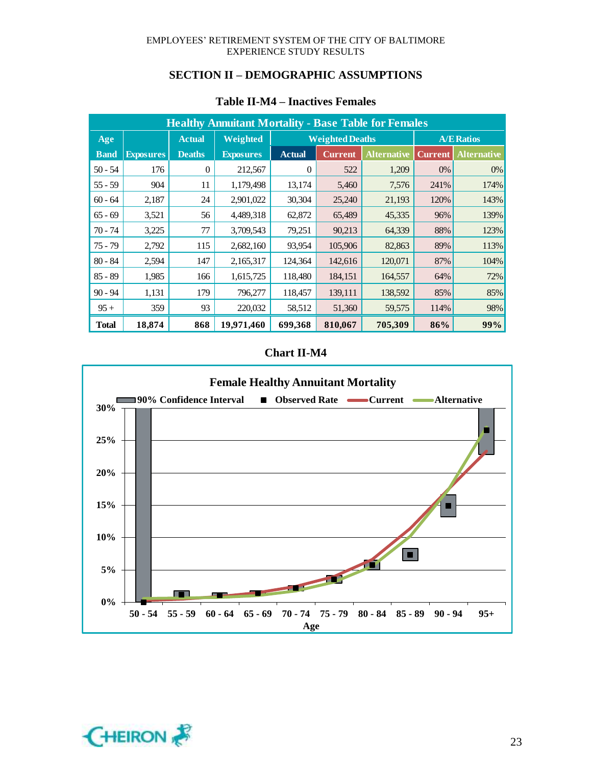## SECTION II – DEMOGRAPHIC ASSUMPTIONS

### Table II-M4 – Inactives Females

| Healthy Annuitant Mortality - Base Table for Females | | | | | | | | |
|---|---|---|---|---|---|---|---|---|
| Age | | Actual | Weighted | Weighted Deaths | | | A/E Ratios | |
| Band | Exposures | Deaths | Exposures | Actual | Current | Alternative | Current | Alternative |
| 50 - 54 | 176 | 0 | 212,567 | 0 | 522 | 1,209 | 0% | 0% |
| 55 - 59 | 904 | 11 | 1,179,498 | 13,174 | 5,460 | 7,576 | 241% | 174% |
| 60 - 64 | 2,187 | 24 | 2,901,022 | 30,304 | 25,240 | 21,193 | 120% | 143% |
| 65 - 69 | 3,521 | 56 | 4,489,318 | 62,872 | 65,489 | 45,335 | 96% | 139% |
| 70 - 74 | 3,225 | 77 | 3,709,543 | 79,251 | 90,213 | 64,339 | 88% | 123% |
| 75 - 79 | 2,792 | 115 | 2,682,160 | 93,954 | 105,906 | 82,863 | 89% | 113% |
| 80 - 84 | 2,594 | 147 | 2,165,317 | 124,364 | 142,616 | 120,071 | 87% | 104% |
| 85 - 89 | 1,985 | 166 | 1,615,725 | 118,480 | 184,151 | 164,557 | 64% | 72% |
| 90 - 94 | 1,131 | 179 | 796,277 | 118,457 | 139,111 | 138,592 | 85% | 85% |
| 95 + | 359 | 93 | 220,032 | 58,512 | 51,360 | 59,575 | 114% | 98% |
| **Total** | **18,874** | **868** | **19,971,460** | **699,368** | **810,067** | **705,309** | **86%** | **99%** |

### Chart II-M4

Female Healthy Annuitant Mortality

90% Confidence Interval ■ Observed Rate — Current — Alternative

30%
25%
20%
15%
10%
5%
0%

50 - 54 | 55 - 59 | 60 - 64 | 65 - 69 | 70 - 74 | 75 - 79 | 80 - 84 | 85 - 89 | 90 - 94 | 95+

Age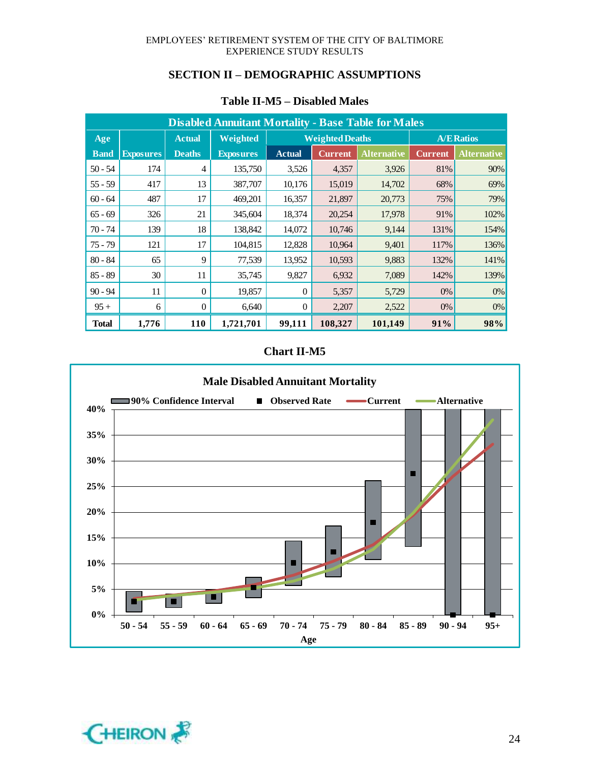## SECTION II – DEMOGRAPHIC ASSUMPTIONS

### Table II-M5 – Disabled Males

| Disabled Annuitant Mortality - Base Table for Males | | | | | | | | |
|---|---|---|---|---|---|---|---|---|
| Age Band | Exposures | Actual Deaths | Weighted Exposures | Weighted Deaths | | | A/E Ratios | |
| | | | | Actual | Current | Alternative | Current | Alternative |
| 50 - 54 | 174 | 4 | 135,750 | 3,526 | 4,357 | 3,926 | 81% | 90% |
| 55 - 59 | 417 | 13 | 387,707 | 10,176 | 15,019 | 14,702 | 68% | 69% |
| 60 - 64 | 487 | 17 | 469,201 | 16,357 | 21,897 | 20,773 | 75% | 79% |
| 65 - 69 | 326 | 21 | 345,604 | 18,374 | 20,254 | 17,978 | 91% | 102% |
| 70 - 74 | 139 | 18 | 138,842 | 14,072 | 10,746 | 9,144 | 131% | 154% |
| 75 - 79 | 121 | 17 | 104,815 | 12,828 | 10,964 | 9,401 | 117% | 136% |
| 80 - 84 | 65 | 9 | 77,539 | 13,952 | 10,593 | 9,883 | 132% | 141% |
| 85 - 89 | 30 | 11 | 35,745 | 9,827 | 6,932 | 7,089 | 142% | 139% |
| 90 - 94 | 11 | 0 | 19,857 | 0 | 5,357 | 5,729 | 0% | 0% |
| 95 + | 6 | 0 | 6,640 | 0 | 2,207 | 2,522 | 0% | 0% |
| **Total** | **1,776** | **110** | **1,721,701** | **99,111** | **108,327** | **101,149** | **91%** | **98%** |

### Chart II-M5

**Male Disabled Annuitant Mortality**

90% Confidence Interval | Observed Rate | Current | Alternative

Age: 50 - 54, 55 - 59, 60 - 64, 65 - 69, 70 - 74, 75 - 79, 80 - 84, 85 - 89, 90 - 94, 95+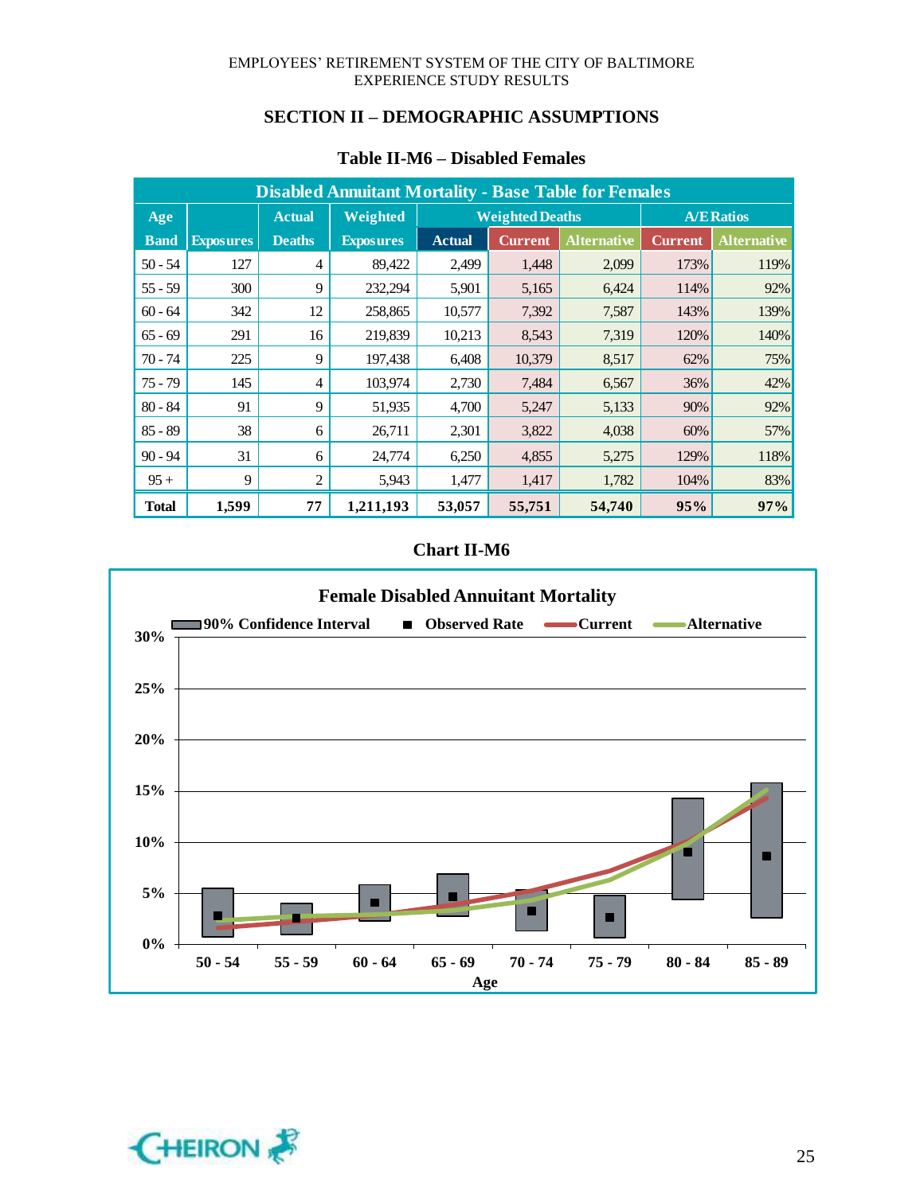## SECTION II – DEMOGRAPHIC ASSUMPTIONS

### Table II-M6 – Disabled Females

| Disabled Annuitant Mortality - Base Table for Females | | | | | | | | |
|---|---|---|---|---|---|---|---|---|
| Age Band | Exposures | Actual Deaths | Weighted Exposures | Weighted Deaths | | | A/E Ratios | |
| | | | | Actual | Current | Alternative | Current | Alternative |
| 50 - 54 | 127 | 4 | 89,422 | 2,499 | 1,448 | 2,099 | 173% | 119% |
| 55 - 59 | 300 | 9 | 232,294 | 5,901 | 5,165 | 6,424 | 114% | 92% |
| 60 - 64 | 342 | 12 | 258,865 | 10,577 | 7,392 | 7,587 | 143% | 139% |
| 65 - 69 | 291 | 16 | 219,839 | 10,213 | 8,543 | 7,319 | 120% | 140% |
| 70 - 74 | 225 | 9 | 197,438 | 6,408 | 10,379 | 8,517 | 62% | 75% |
| 75 - 79 | 145 | 4 | 103,974 | 2,730 | 7,484 | 6,567 | 36% | 42% |
| 80 - 84 | 91 | 9 | 51,935 | 4,700 | 5,247 | 5,133 | 90% | 92% |
| 85 - 89 | 38 | 6 | 26,711 | 2,301 | 3,822 | 4,038 | 60% | 57% |
| 90 - 94 | 31 | 6 | 24,774 | 6,250 | 4,855 | 5,275 | 129% | 118% |
| 95 + | 9 | 2 | 5,943 | 1,477 | 1,417 | 1,782 | 104% | 83% |
| **Total** | **1,599** | **77** | **1,211,193** | **53,057** | **55,751** | **54,740** | **95%** | **97%** |

### Chart II-M6

**Female Disabled Annuitant Mortality**

Legend: 90% Confidence Interval; Observed Rate; Current; Alternative

Y-axis: 0%, 5%, 10%, 15%, 20%, 25%, 30%

X-axis (Age): 50 - 54, 55 - 59, 60 - 64, 65 - 69, 70 - 74, 75 - 79, 80 - 84, 85 - 89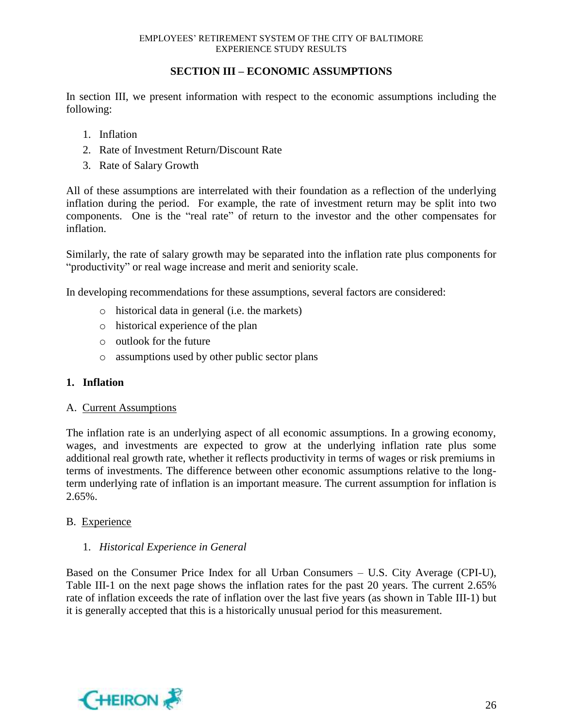## SECTION III – ECONOMIC ASSUMPTIONS

In section III, we present information with respect to the economic assumptions including the following:

1. Inflation
2. Rate of Investment Return/Discount Rate
3. Rate of Salary Growth

All of these assumptions are interrelated with their foundation as a reflection of the underlying inflation during the period. For example, the rate of investment return may be split into two components. One is the "real rate" of return to the investor and the other compensates for inflation.

Similarly, the rate of salary growth may be separated into the inflation rate plus components for "productivity" or real wage increase and merit and seniority scale.

In developing recommendations for these assumptions, several factors are considered:

- historical data in general (i.e. the markets)
- historical experience of the plan
- outlook for the future
- assumptions used by other public sector plans

### 1. Inflation

A. Current Assumptions

The inflation rate is an underlying aspect of all economic assumptions. In a growing economy, wages, and investments are expected to grow at the underlying inflation rate plus some additional real growth rate, whether it reflects productivity in terms of wages or risk premiums in terms of investments. The difference between other economic assumptions relative to the long-term underlying rate of inflation is an important measure. The current assumption for inflation is 2.65%.

B. Experience

1. *Historical Experience in General*

Based on the Consumer Price Index for all Urban Consumers – U.S. City Average (CPI-U), Table III-1 on the next page shows the inflation rates for the past 20 years. The current 2.65% rate of inflation exceeds the rate of inflation over the last five years (as shown in Table III-1) but it is generally accepted that this is a historically unusual period for this measurement.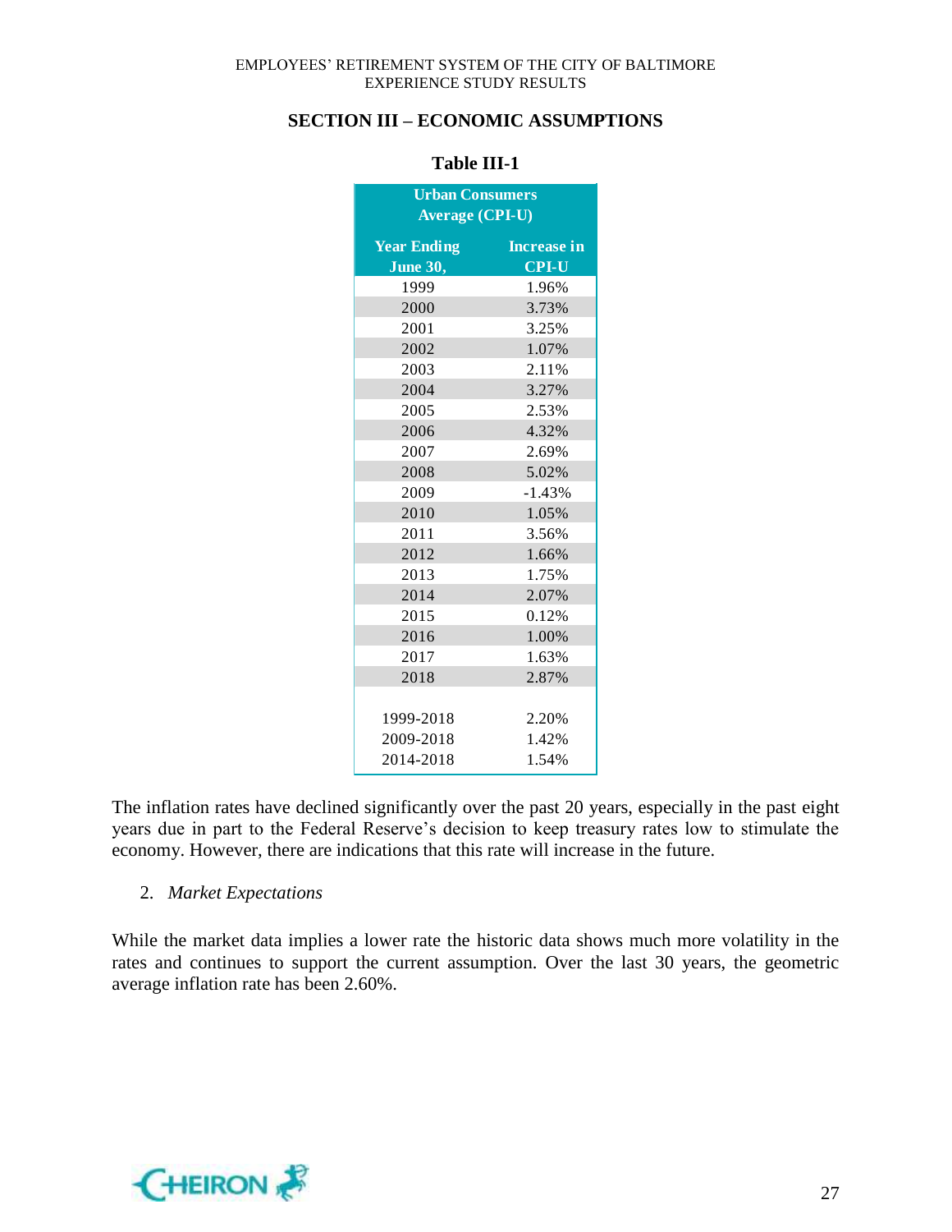## SECTION III – ECONOMIC ASSUMPTIONS

**Table III-1**

| Urban Consumers Average (CPI-U) | |
|---|---|
| **Year Ending June 30,** | **Increase in CPI-U** |
| 1999 | 1.96% |
| 2000 | 3.73% |
| 2001 | 3.25% |
| 2002 | 1.07% |
| 2003 | 2.11% |
| 2004 | 3.27% |
| 2005 | 2.53% |
| 2006 | 4.32% |
| 2007 | 2.69% |
| 2008 | 5.02% |
| 2009 | -1.43% |
| 2010 | 1.05% |
| 2011 | 3.56% |
| 2012 | 1.66% |
| 2013 | 1.75% |
| 2014 | 2.07% |
| 2015 | 0.12% |
| 2016 | 1.00% |
| 2017 | 1.63% |
| 2018 | 2.87% |
| | |
| 1999-2018 | 2.20% |
| 2009-2018 | 1.42% |
| 2014-2018 | 1.54% |

The inflation rates have declined significantly over the past 20 years, especially in the past eight years due in part to the Federal Reserve's decision to keep treasury rates low to stimulate the economy. However, there are indications that this rate will increase in the future.

2. *Market Expectations*

While the market data implies a lower rate the historic data shows much more volatility in the rates and continues to support the current assumption. Over the last 30 years, the geometric average inflation rate has been 2.60%.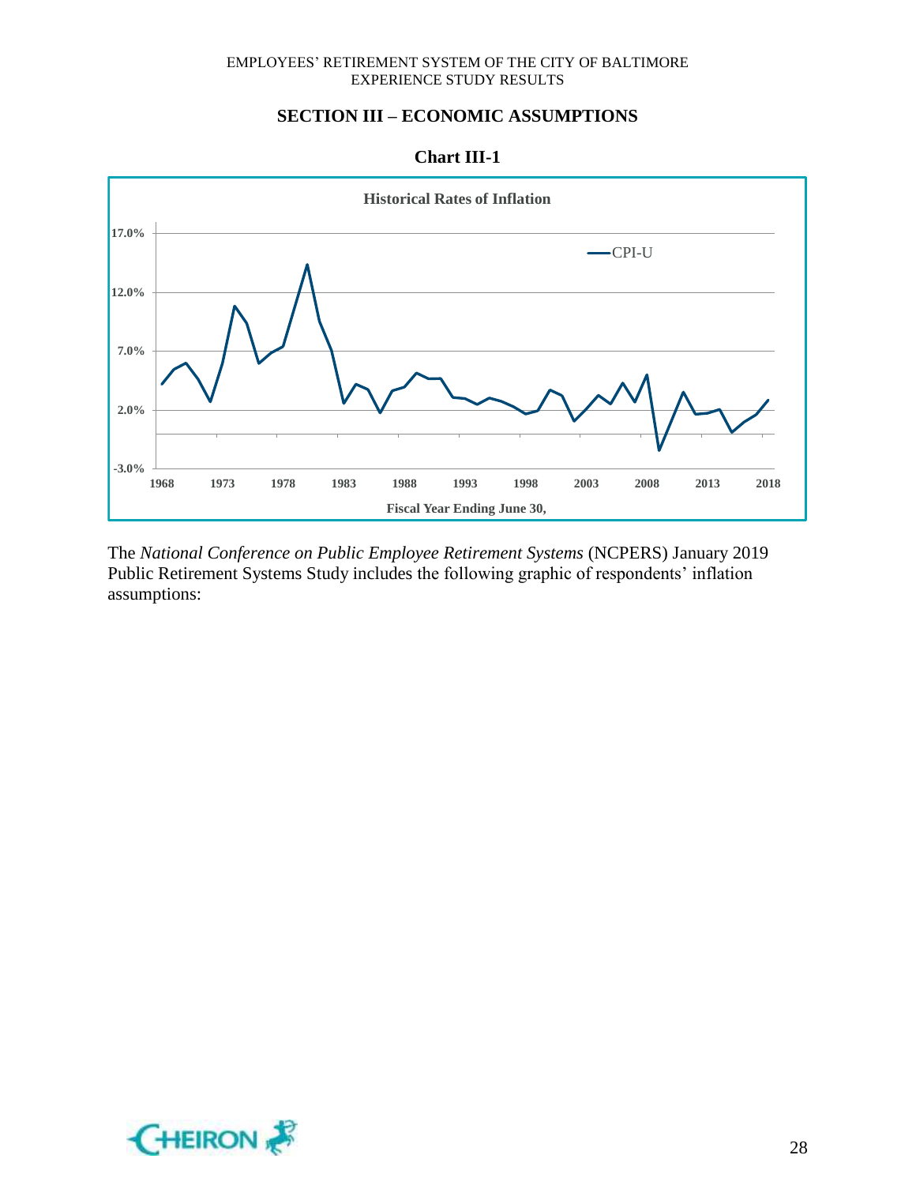## SECTION III – ECONOMIC ASSUMPTIONS

**Chart III-1**

The *National Conference on Public Employee Retirement Systems* (NCPERS) January 2019 Public Retirement Systems Study includes the following graphic of respondents' inflation assumptions: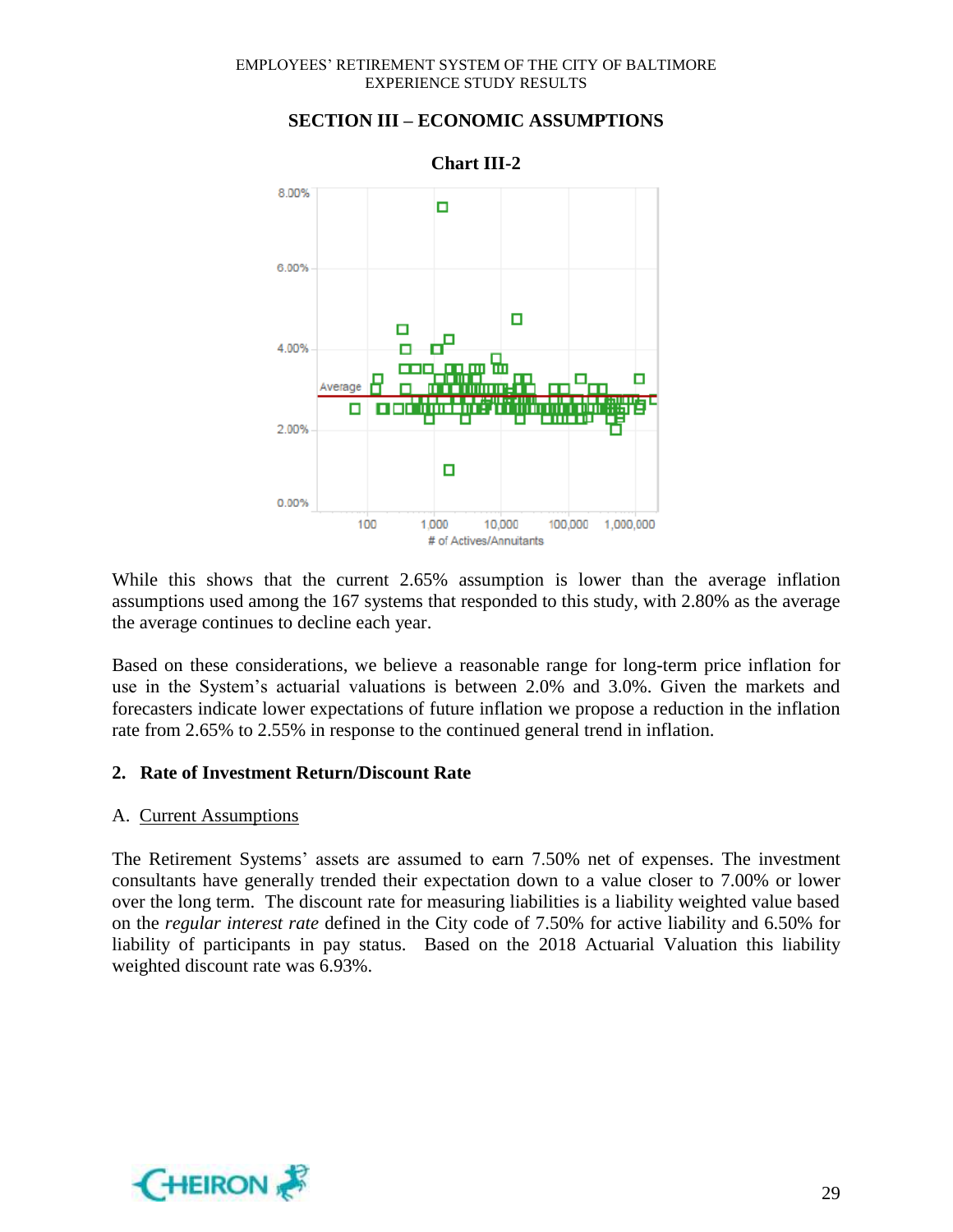## SECTION III – ECONOMIC ASSUMPTIONS

**Chart III-2**

While this shows that the current 2.65% assumption is lower than the average inflation assumptions used among the 167 systems that responded to this study, with 2.80% as the average the average continues to decline each year.

Based on these considerations, we believe a reasonable range for long-term price inflation for use in the System's actuarial valuations is between 2.0% and 3.0%. Given the markets and forecasters indicate lower expectations of future inflation we propose a reduction in the inflation rate from 2.65% to 2.55% in response to the continued general trend in inflation.

### 2. Rate of Investment Return/Discount Rate

A. Current Assumptions

The Retirement Systems' assets are assumed to earn 7.50% net of expenses. The investment consultants have generally trended their expectation down to a value closer to 7.00% or lower over the long term. The discount rate for measuring liabilities is a liability weighted value based on the *regular interest rate* defined in the City code of 7.50% for active liability and 6.50% for liability of participants in pay status. Based on the 2018 Actuarial Valuation this liability weighted discount rate was 6.93%.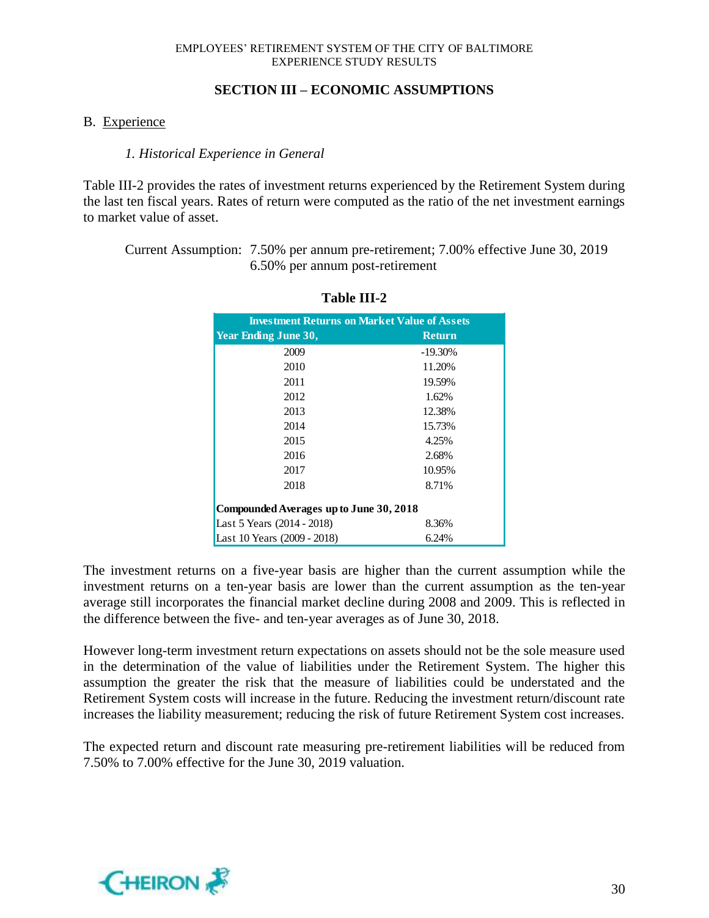## SECTION III – ECONOMIC ASSUMPTIONS

B. Experience

*1. Historical Experience in General*

Table III-2 provides the rates of investment returns experienced by the Retirement System during the last ten fiscal years. Rates of return were computed as the ratio of the net investment earnings to market value of asset.

Current Assumption: 7.50% per annum pre-retirement; 7.00% effective June 30, 2019
6.50% per annum post-retirement

**Table III-2**

| Investment Returns on Market Value of Assets | |
|---|---|
| **Year Ending June 30,** | **Return** |
| 2009 | -19.30% |
| 2010 | 11.20% |
| 2011 | 19.59% |
| 2012 | 1.62% |
| 2013 | 12.38% |
| 2014 | 15.73% |
| 2015 | 4.25% |
| 2016 | 2.68% |
| 2017 | 10.95% |
| 2018 | 8.71% |
| **Compounded Averages up to June 30, 2018** | |
| Last 5 Years (2014 - 2018) | 8.36% |
| Last 10 Years (2009 - 2018) | 6.24% |

The investment returns on a five-year basis are higher than the current assumption while the investment returns on a ten-year basis are lower than the current assumption as the ten-year average still incorporates the financial market decline during 2008 and 2009. This is reflected in the difference between the five- and ten-year averages as of June 30, 2018.

However long-term investment return expectations on assets should not be the sole measure used in the determination of the value of liabilities under the Retirement System. The higher this assumption the greater the risk that the measure of liabilities could be understated and the Retirement System costs will increase in the future. Reducing the investment return/discount rate increases the liability measurement; reducing the risk of future Retirement System cost increases.

The expected return and discount rate measuring pre-retirement liabilities will be reduced from 7.50% to 7.00% effective for the June 30, 2019 valuation.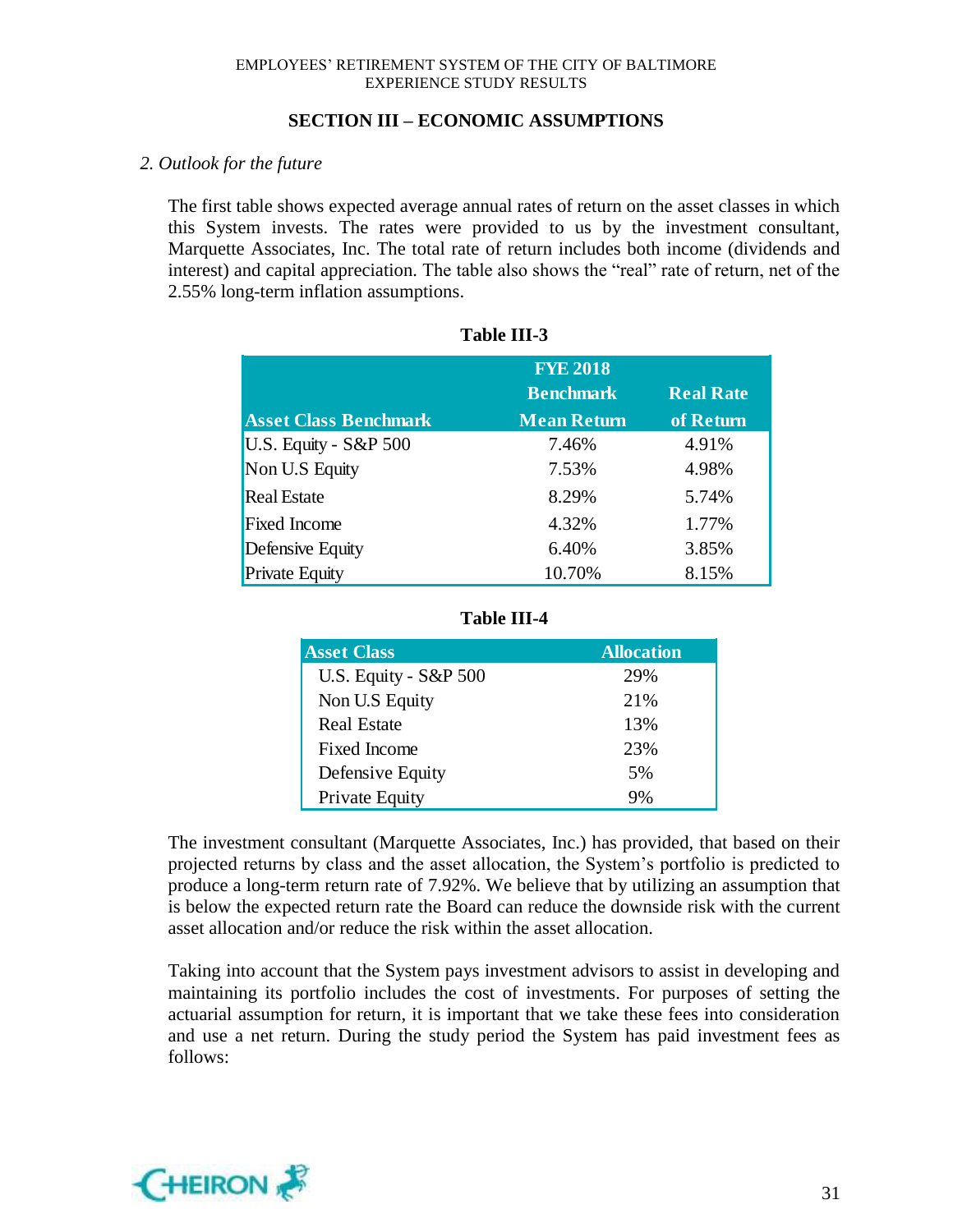## SECTION III – ECONOMIC ASSUMPTIONS

*2. Outlook for the future*

The first table shows expected average annual rates of return on the asset classes in which this System invests. The rates were provided to us by the investment consultant, Marquette Associates, Inc. The total rate of return includes both income (dividends and interest) and capital appreciation. The table also shows the "real" rate of return, net of the 2.55% long-term inflation assumptions.

**Table III-3**

| Asset Class Benchmark | FYE 2018 Benchmark Mean Return | Real Rate of Return |
|---|---|---|
| U.S. Equity - S&P 500 | 7.46% | 4.91% |
| Non U.S Equity | 7.53% | 4.98% |
| Real Estate | 8.29% | 5.74% |
| Fixed Income | 4.32% | 1.77% |
| Defensive Equity | 6.40% | 3.85% |
| Private Equity | 10.70% | 8.15% |

**Table III-4**

| Asset Class | Allocation |
|---|---|
| U.S. Equity - S&P 500 | 29% |
| Non U.S Equity | 21% |
| Real Estate | 13% |
| Fixed Income | 23% |
| Defensive Equity | 5% |
| Private Equity | 9% |

The investment consultant (Marquette Associates, Inc.) has provided, that based on their projected returns by class and the asset allocation, the System's portfolio is predicted to produce a long-term return rate of 7.92%. We believe that by utilizing an assumption that is below the expected return rate the Board can reduce the downside risk with the current asset allocation and/or reduce the risk within the asset allocation.

Taking into account that the System pays investment advisors to assist in developing and maintaining its portfolio includes the cost of investments. For purposes of setting the actuarial assumption for return, it is important that we take these fees into consideration and use a net return. During the study period the System has paid investment fees as follows: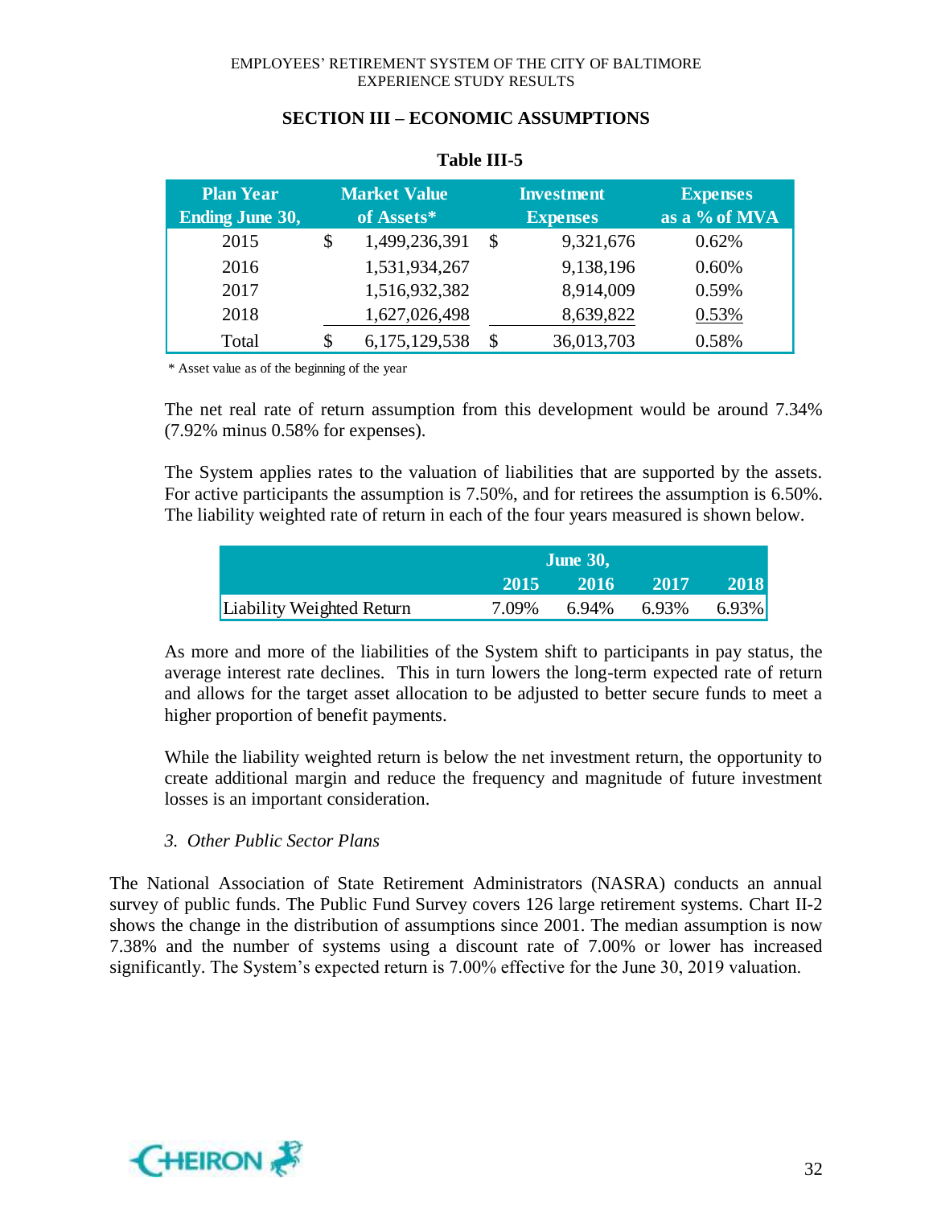## SECTION III – ECONOMIC ASSUMPTIONS

**Table III-5**

| Plan Year Ending June 30, | Market Value of Assets* | Investment Expenses | Expenses as a % of MVA |
|---|---|---|---|
| 2015 | $ 1,499,236,391 | $ 9,321,676 | 0.62% |
| 2016 | 1,531,934,267 | 9,138,196 | 0.60% |
| 2017 | 1,516,932,382 | 8,914,009 | 0.59% |
| 2018 | 1,627,026,498 | 8,639,822 | 0.53% |
| Total | $ 6,175,129,538 | $ 36,013,703 | 0.58% |

\* Asset value as of the beginning of the year

The net real rate of return assumption from this development would be around 7.34% (7.92% minus 0.58% for expenses).

The System applies rates to the valuation of liabilities that are supported by the assets. For active participants the assumption is 7.50%, and for retirees the assumption is 6.50%. The liability weighted rate of return in each of the four years measured is shown below.

| | June 30, | | | |
|---|---|---|---|---|
| | 2015 | 2016 | 2017 | 2018 |
| Liability Weighted Return | 7.09% | 6.94% | 6.93% | 6.93% |

As more and more of the liabilities of the System shift to participants in pay status, the average interest rate declines. This in turn lowers the long-term expected rate of return and allows for the target asset allocation to be adjusted to better secure funds to meet a higher proportion of benefit payments.

While the liability weighted return is below the net investment return, the opportunity to create additional margin and reduce the frequency and magnitude of future investment losses is an important consideration.

*3. Other Public Sector Plans*

The National Association of State Retirement Administrators (NASRA) conducts an annual survey of public funds. The Public Fund Survey covers 126 large retirement systems. Chart II-2 shows the change in the distribution of assumptions since 2001. The median assumption is now 7.38% and the number of systems using a discount rate of 7.00% or lower has increased significantly. The System's expected return is 7.00% effective for the June 30, 2019 valuation.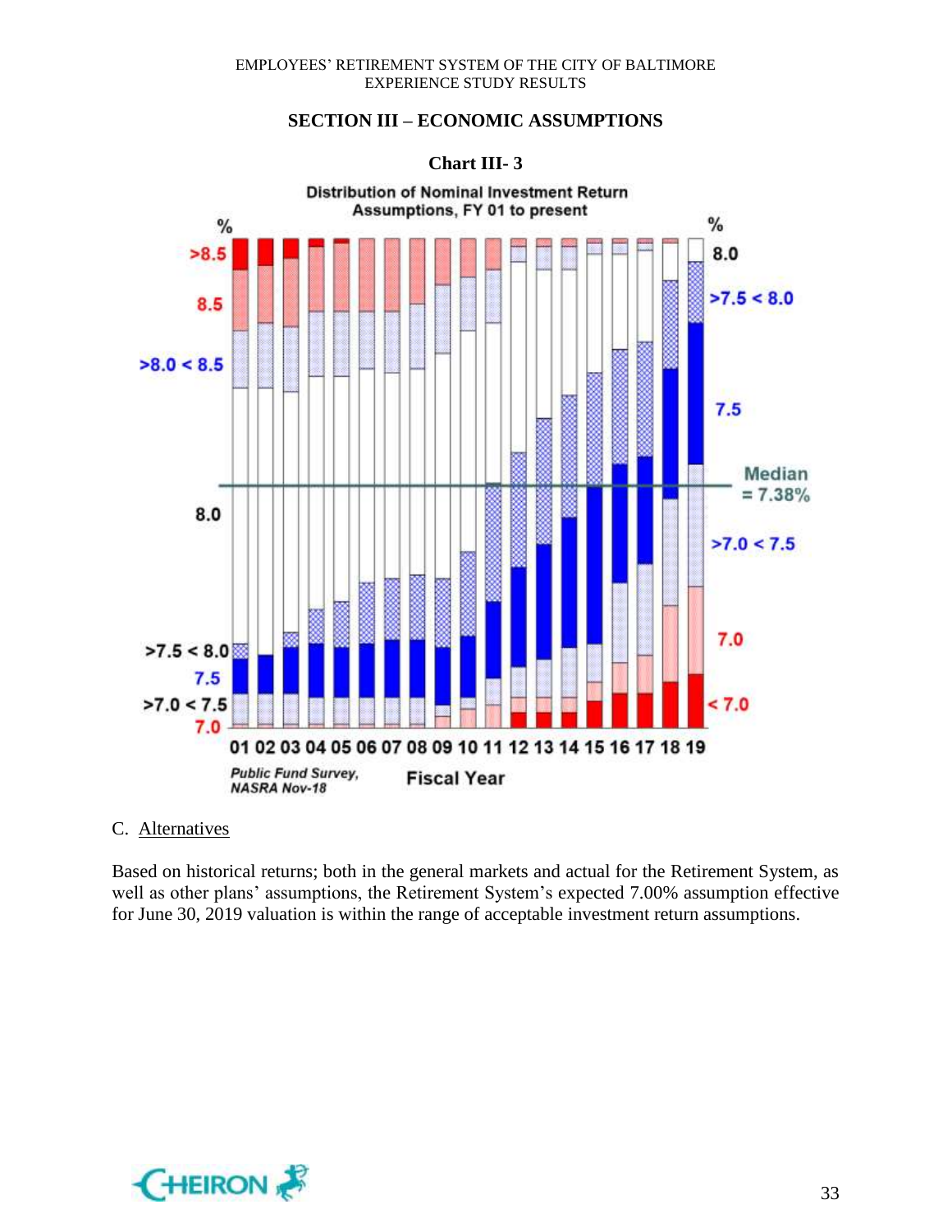## SECTION III – ECONOMIC ASSUMPTIONS

**Chart III- 3**

Distribution of Nominal Investment Return Assumptions, FY 01 to present

| Label (left) | Label (right) |
|---|---|
| >8.5 | 8.0 |
| 8.5 | >7.5 < 8.0 |
| >8.0 < 8.5 | 7.5 |
| 8.0 | Median = 7.38% |
| >7.5 < 8.0 | >7.0 < 7.5 |
| 7.5 | 7.0 |
| >7.0 < 7.5 | < 7.0 |
| 7.0 | |

Fiscal Year: 01 02 03 04 05 06 07 08 09 10 11 12 13 14 15 16 17 18 19

*Public Fund Survey, NASRA Nov-18*

C. Alternatives

Based on historical returns; both in the general markets and actual for the Retirement System, as well as other plans' assumptions, the Retirement System's expected 7.00% assumption effective for June 30, 2019 valuation is within the range of acceptable investment return assumptions.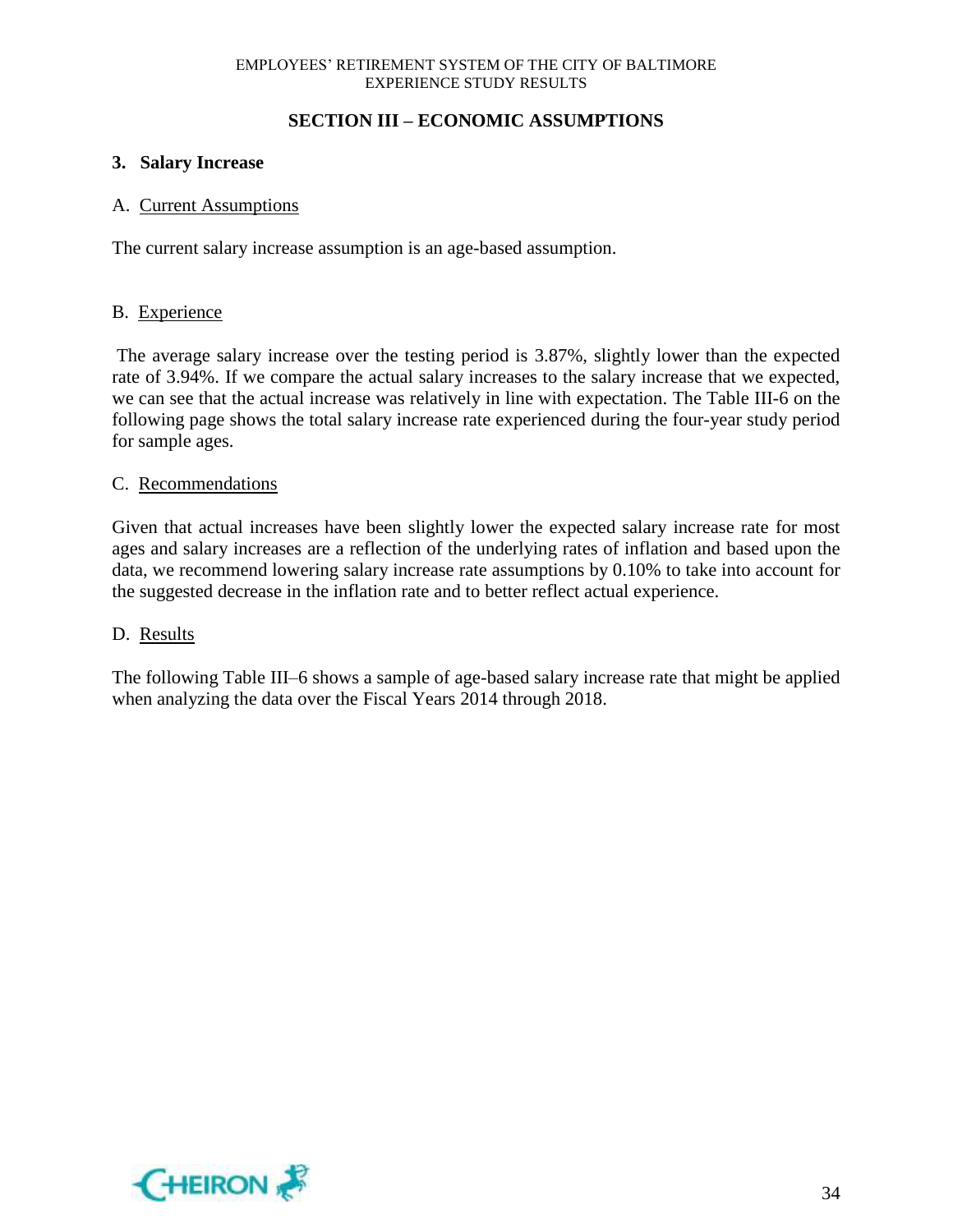## SECTION III – ECONOMIC ASSUMPTIONS

### 3. Salary Increase

A. Current Assumptions

The current salary increase assumption is an age-based assumption.

B. Experience

The average salary increase over the testing period is 3.87%, slightly lower than the expected rate of 3.94%. If we compare the actual salary increases to the salary increase that we expected, we can see that the actual increase was relatively in line with expectation. The Table III-6 on the following page shows the total salary increase rate experienced during the four-year study period for sample ages.

C. Recommendations

Given that actual increases have been slightly lower the expected salary increase rate for most ages and salary increases are a reflection of the underlying rates of inflation and based upon the data, we recommend lowering salary increase rate assumptions by 0.10% to take into account for the suggested decrease in the inflation rate and to better reflect actual experience.

D. Results

The following Table III–6 shows a sample of age-based salary increase rate that might be applied when analyzing the data over the Fiscal Years 2014 through 2018.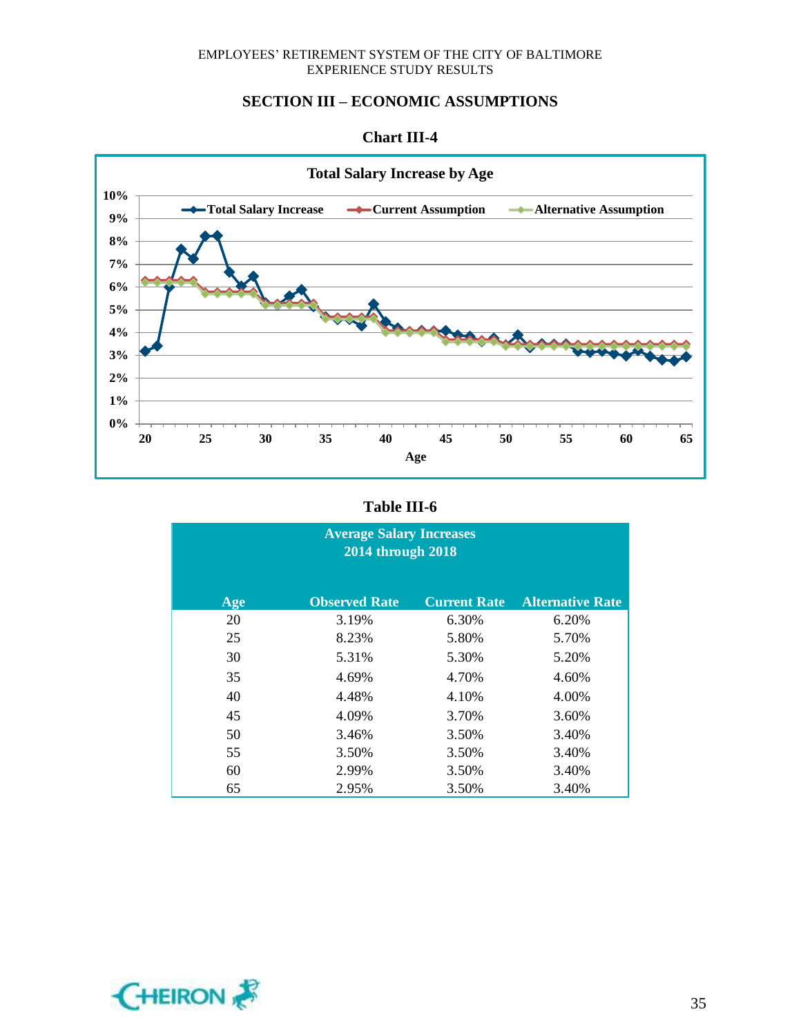## SECTION III – ECONOMIC ASSUMPTIONS

**Chart III-4**

**Table III-6**

| Average Salary Increases 2014 through 2018 | | | |
|---|---|---|---|
| **Age** | **Observed Rate** | **Current Rate** | **Alternative Rate** |
| 20 | 3.19% | 6.30% | 6.20% |
| 25 | 8.23% | 5.80% | 5.70% |
| 30 | 5.31% | 5.30% | 5.20% |
| 35 | 4.69% | 4.70% | 4.60% |
| 40 | 4.48% | 4.10% | 4.00% |
| 45 | 4.09% | 3.70% | 3.60% |
| 50 | 3.46% | 3.50% | 3.40% |
| 55 | 3.50% | 3.50% | 3.40% |
| 60 | 2.99% | 3.50% | 3.40% |
| 65 | 2.95% | 3.50% | 3.40% |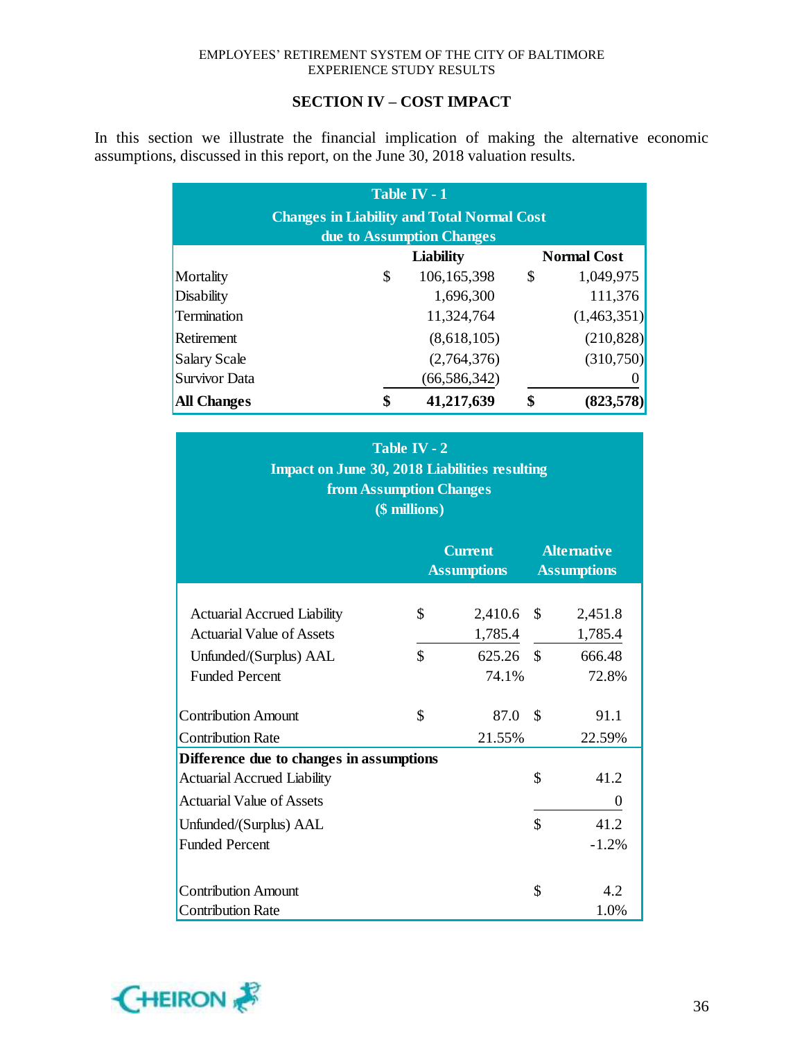## SECTION IV – COST IMPACT

In this section we illustrate the financial implication of making the alternative economic assumptions, discussed in this report, on the June 30, 2018 valuation results.

**Table IV - 1**
**Changes in Liability and Total Normal Cost due to Assumption Changes**

| | Liability | Normal Cost |
|---|---|---|
| Mortality | $ 106,165,398 | $ 1,049,975 |
| Disability | 1,696,300 | 111,376 |
| Termination | 11,324,764 | (1,463,351) |
| Retirement | (8,618,105) | (210,828) |
| Salary Scale | (2,764,376) | (310,750) |
| Survivor Data | (66,586,342) | 0 |
| **All Changes** | **$ 41,217,639** | **$ (823,578)** |

**Table IV - 2**
**Impact on June 30, 2018 Liabilities resulting from Assumption Changes**
**($ millions)**

| | Current Assumptions | Alternative Assumptions |
|---|---|---|
| Actuarial Accrued Liability | $ 2,410.6 | $ 2,451.8 |
| Actuarial Value of Assets | 1,785.4 | 1,785.4 |
| Unfunded/(Surplus) AAL | $ 625.26 | $ 666.48 |
| Funded Percent | 74.1% | 72.8% |
| Contribution Amount | $ 87.0 | $ 91.1 |
| Contribution Rate | 21.55% | 22.59% |
| **Difference due to changes in assumptions** | | |
| Actuarial Accrued Liability | | $ 41.2 |
| Actuarial Value of Assets | | 0 |
| Unfunded/(Surplus) AAL | | $ 41.2 |
| Funded Percent | | -1.2% |
| Contribution Amount | | $ 4.2 |
| Contribution Rate | | 1.0% |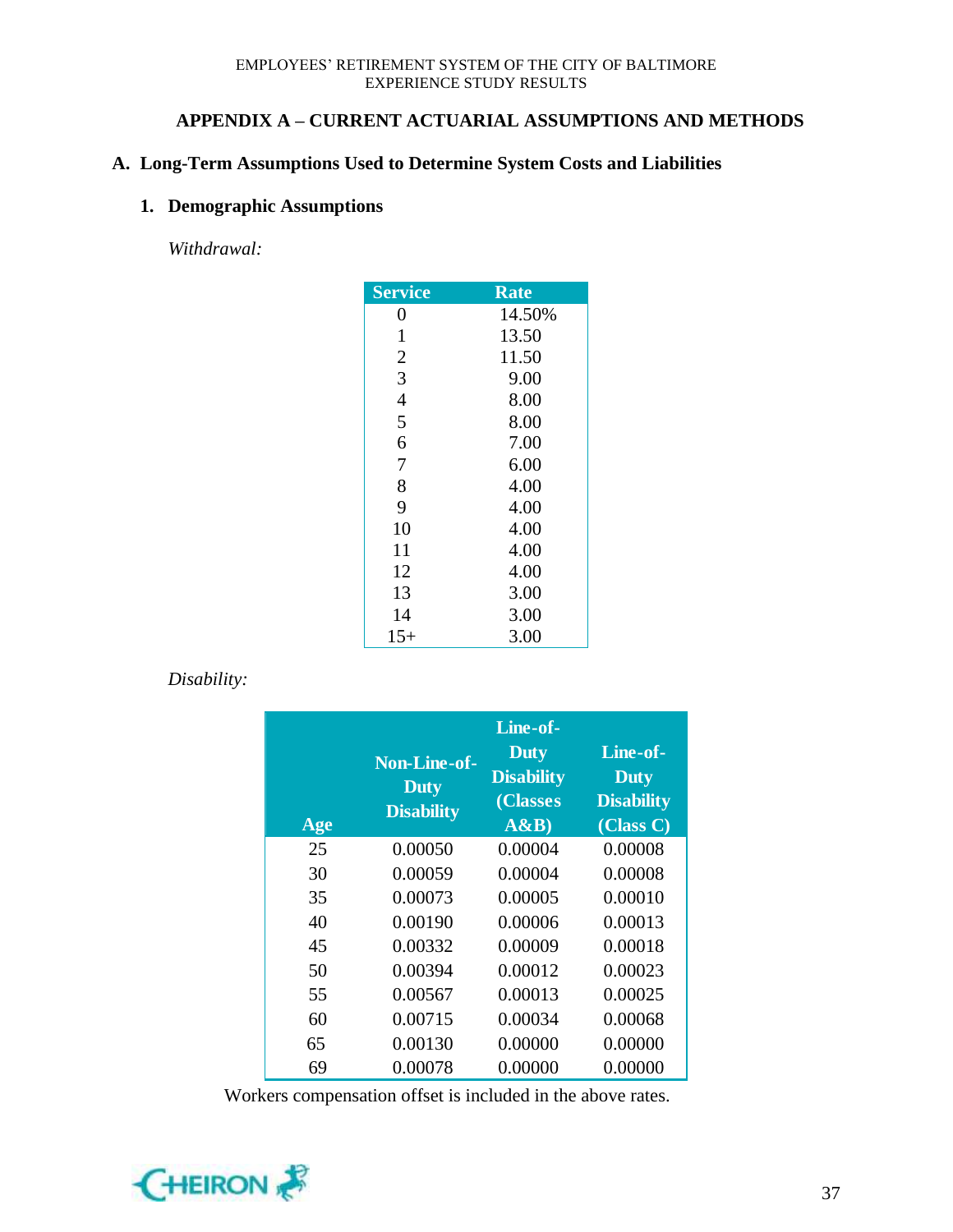## APPENDIX A – CURRENT ACTUARIAL ASSUMPTIONS AND METHODS

### A. Long-Term Assumptions Used to Determine System Costs and Liabilities

#### 1. Demographic Assumptions

*Withdrawal:*

| Service | Rate |
|---|---|
| 0 | 14.50% |
| 1 | 13.50 |
| 2 | 11.50 |
| 3 | 9.00 |
| 4 | 8.00 |
| 5 | 8.00 |
| 6 | 7.00 |
| 7 | 6.00 |
| 8 | 4.00 |
| 9 | 4.00 |
| 10 | 4.00 |
| 11 | 4.00 |
| 12 | 4.00 |
| 13 | 3.00 |
| 14 | 3.00 |
| 15+ | 3.00 |

*Disability:*

| Age | Non-Line-of-Duty Disability | Line-of-Duty Disability (Classes A&B) | Line-of-Duty Disability (Class C) |
|---|---|---|---|
| 25 | 0.00050 | 0.00004 | 0.00008 |
| 30 | 0.00059 | 0.00004 | 0.00008 |
| 35 | 0.00073 | 0.00005 | 0.00010 |
| 40 | 0.00190 | 0.00006 | 0.00013 |
| 45 | 0.00332 | 0.00009 | 0.00018 |
| 50 | 0.00394 | 0.00012 | 0.00023 |
| 55 | 0.00567 | 0.00013 | 0.00025 |
| 60 | 0.00715 | 0.00034 | 0.00068 |
| 65 | 0.00130 | 0.00000 | 0.00000 |
| 69 | 0.00078 | 0.00000 | 0.00000 |

Workers compensation offset is included in the above rates.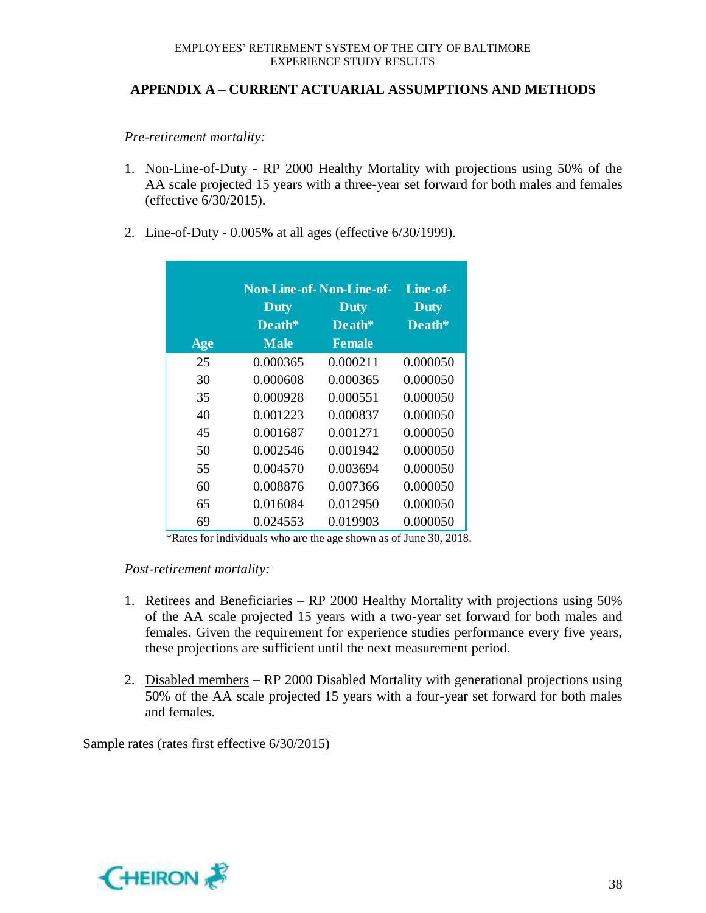## APPENDIX A – CURRENT ACTUARIAL ASSUMPTIONS AND METHODS

*Pre-retirement mortality:*

1. Non-Line-of-Duty - RP 2000 Healthy Mortality with projections using 50% of the AA scale projected 15 years with a three-year set forward for both males and females (effective 6/30/2015).

2. Line-of-Duty - 0.005% at all ages (effective 6/30/1999).

| Age | Non-Line-of-Duty Death* Male | Non-Line-of-Duty Death* Female | Line-of-Duty Death* |
|---|---|---|---|
| 25 | 0.000365 | 0.000211 | 0.000050 |
| 30 | 0.000608 | 0.000365 | 0.000050 |
| 35 | 0.000928 | 0.000551 | 0.000050 |
| 40 | 0.001223 | 0.000837 | 0.000050 |
| 45 | 0.001687 | 0.001271 | 0.000050 |
| 50 | 0.002546 | 0.001942 | 0.000050 |
| 55 | 0.004570 | 0.003694 | 0.000050 |
| 60 | 0.008876 | 0.007366 | 0.000050 |
| 65 | 0.016084 | 0.012950 | 0.000050 |
| 69 | 0.024553 | 0.019903 | 0.000050 |

*Rates for individuals who are the age shown as of June 30, 2018.

*Post-retirement mortality:*

1. Retirees and Beneficiaries – RP 2000 Healthy Mortality with projections using 50% of the AA scale projected 15 years with a two-year set forward for both males and females. Given the requirement for experience studies performance every five years, these projections are sufficient until the next measurement period.

2. Disabled members – RP 2000 Disabled Mortality with generational projections using 50% of the AA scale projected 15 years with a four-year set forward for both males and females.

Sample rates (rates first effective 6/30/2015)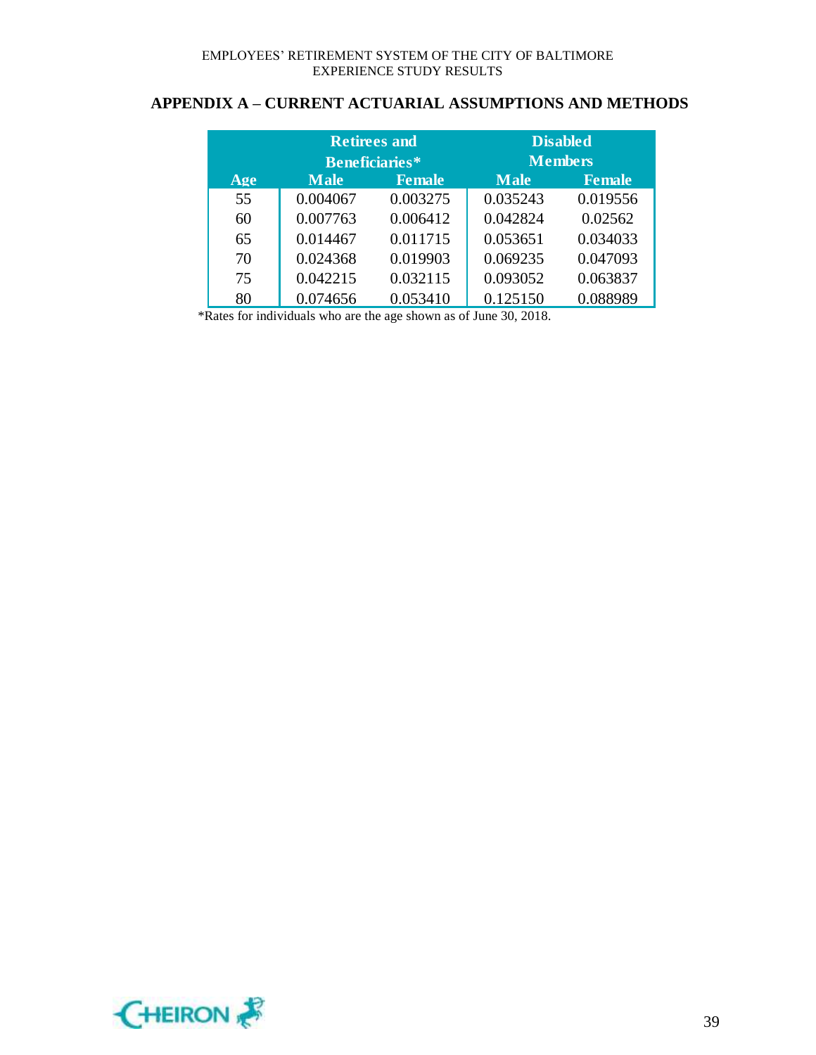## APPENDIX A – CURRENT ACTUARIAL ASSUMPTIONS AND METHODS

| | Retirees and Beneficiaries* | | Disabled Members | |
|---|---|---|---|---|
| Age | Male | Female | Male | Female |
| 55 | 0.004067 | 0.003275 | 0.035243 | 0.019556 |
| 60 | 0.007763 | 0.006412 | 0.042824 | 0.02562 |
| 65 | 0.014467 | 0.011715 | 0.053651 | 0.034033 |
| 70 | 0.024368 | 0.019903 | 0.069235 | 0.047093 |
| 75 | 0.042215 | 0.032115 | 0.093052 | 0.063837 |
| 80 | 0.074656 | 0.053410 | 0.125150 | 0.088989 |

*Rates for individuals who are the age shown as of June 30, 2018.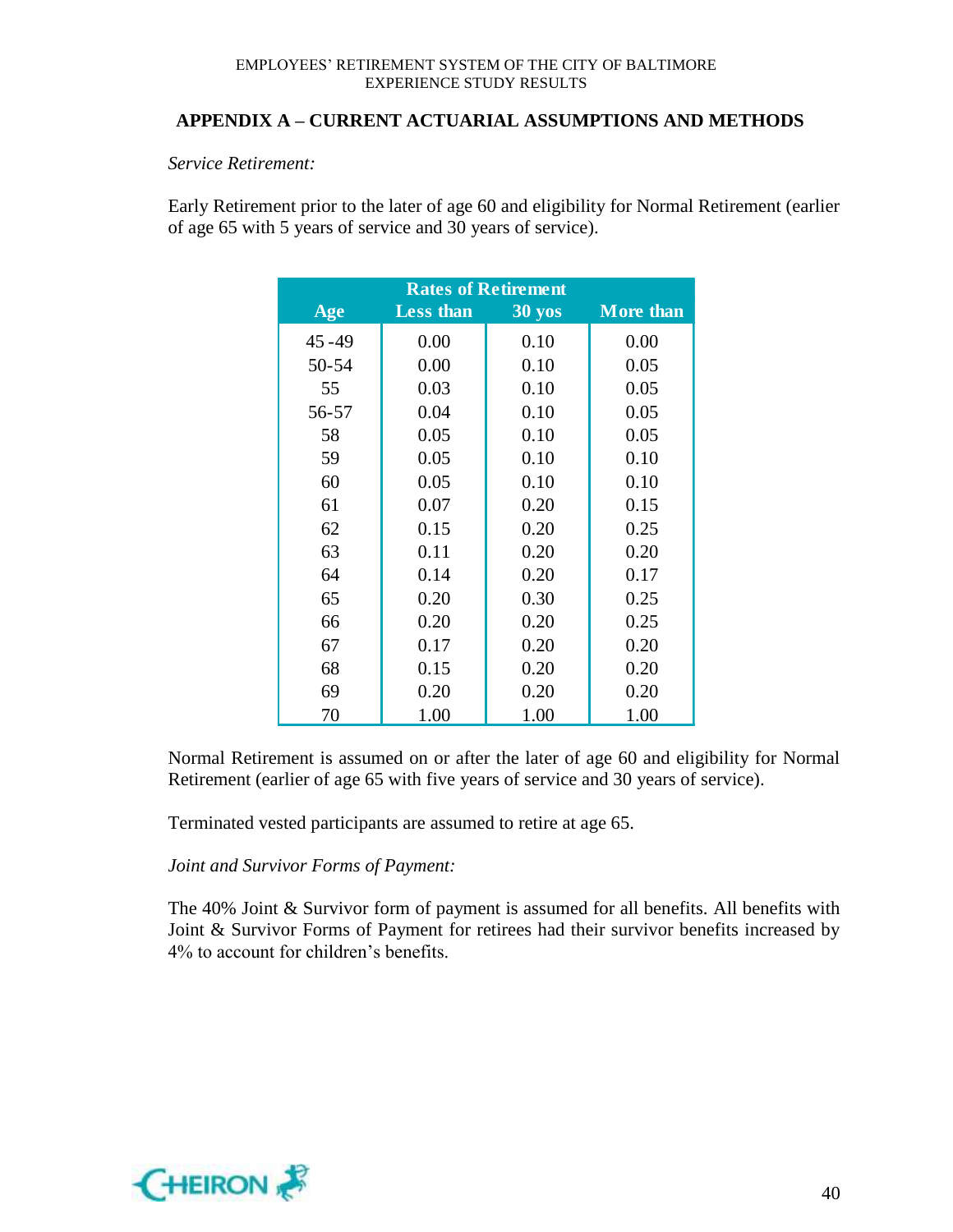## APPENDIX A – CURRENT ACTUARIAL ASSUMPTIONS AND METHODS

*Service Retirement:*

Early Retirement prior to the later of age 60 and eligibility for Normal Retirement (earlier of age 65 with 5 years of service and 30 years of service).

| | Rates of Retirement | | |
|---|---|---|---|
| Age | Less than | 30 yos | More than |
| 45 -49 | 0.00 | 0.10 | 0.00 |
| 50-54 | 0.00 | 0.10 | 0.05 |
| 55 | 0.03 | 0.10 | 0.05 |
| 56-57 | 0.04 | 0.10 | 0.05 |
| 58 | 0.05 | 0.10 | 0.05 |
| 59 | 0.05 | 0.10 | 0.10 |
| 60 | 0.05 | 0.10 | 0.10 |
| 61 | 0.07 | 0.20 | 0.15 |
| 62 | 0.15 | 0.20 | 0.25 |
| 63 | 0.11 | 0.20 | 0.20 |
| 64 | 0.14 | 0.20 | 0.17 |
| 65 | 0.20 | 0.30 | 0.25 |
| 66 | 0.20 | 0.20 | 0.25 |
| 67 | 0.17 | 0.20 | 0.20 |
| 68 | 0.15 | 0.20 | 0.20 |
| 69 | 0.20 | 0.20 | 0.20 |
| 70 | 1.00 | 1.00 | 1.00 |

Normal Retirement is assumed on or after the later of age 60 and eligibility for Normal Retirement (earlier of age 65 with five years of service and 30 years of service).

Terminated vested participants are assumed to retire at age 65.

*Joint and Survivor Forms of Payment:*

The 40% Joint & Survivor form of payment is assumed for all benefits. All benefits with Joint & Survivor Forms of Payment for retirees had their survivor benefits increased by 4% to account for children's benefits.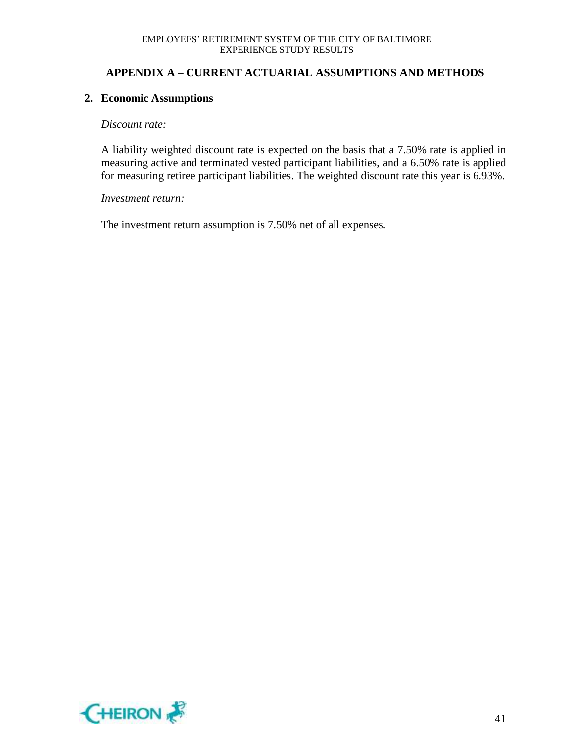## APPENDIX A – CURRENT ACTUARIAL ASSUMPTIONS AND METHODS

### 2. Economic Assumptions

*Discount rate:*

A liability weighted discount rate is expected on the basis that a 7.50% rate is applied in measuring active and terminated vested participant liabilities, and a 6.50% rate is applied for measuring retiree participant liabilities. The weighted discount rate this year is 6.93%.

*Investment return:*

The investment return assumption is 7.50% net of all expenses.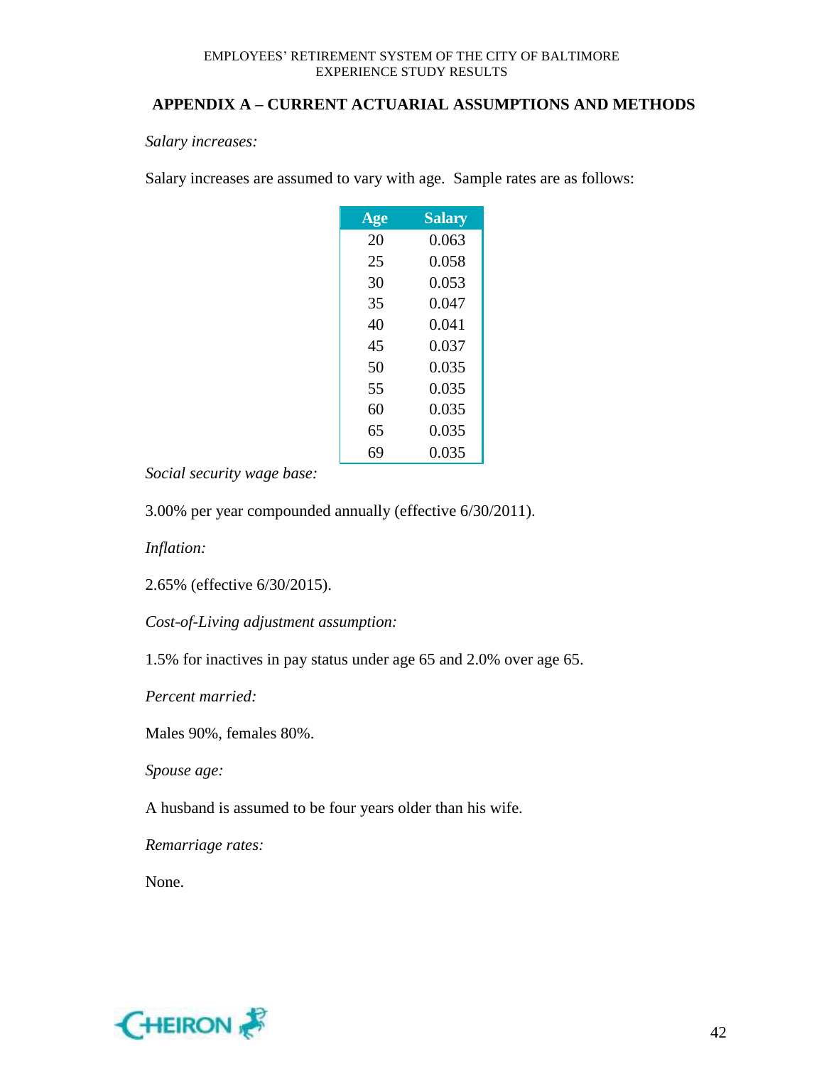## APPENDIX A – CURRENT ACTUARIAL ASSUMPTIONS AND METHODS

*Salary increases:*

Salary increases are assumed to vary with age. Sample rates are as follows:

| Age | Salary |
|---|---|
| 20 | 0.063 |
| 25 | 0.058 |
| 30 | 0.053 |
| 35 | 0.047 |
| 40 | 0.041 |
| 45 | 0.037 |
| 50 | 0.035 |
| 55 | 0.035 |
| 60 | 0.035 |
| 65 | 0.035 |
| 69 | 0.035 |

*Social security wage base:*

3.00% per year compounded annually (effective 6/30/2011).

*Inflation:*

2.65% (effective 6/30/2015).

*Cost-of-Living adjustment assumption:*

1.5% for inactives in pay status under age 65 and 2.0% over age 65.

*Percent married:*

Males 90%, females 80%.

*Spouse age:*

A husband is assumed to be four years older than his wife.

*Remarriage rates:*

None.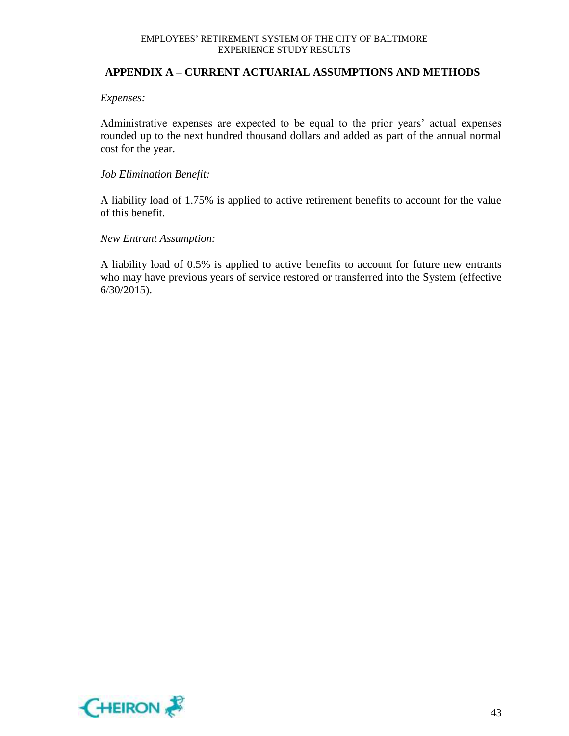## APPENDIX A – CURRENT ACTUARIAL ASSUMPTIONS AND METHODS

*Expenses:*

Administrative expenses are expected to be equal to the prior years' actual expenses rounded up to the next hundred thousand dollars and added as part of the annual normal cost for the year.

*Job Elimination Benefit:*

A liability load of 1.75% is applied to active retirement benefits to account for the value of this benefit.

*New Entrant Assumption:*

A liability load of 0.5% is applied to active benefits to account for future new entrants who may have previous years of service restored or transferred into the System (effective 6/30/2015).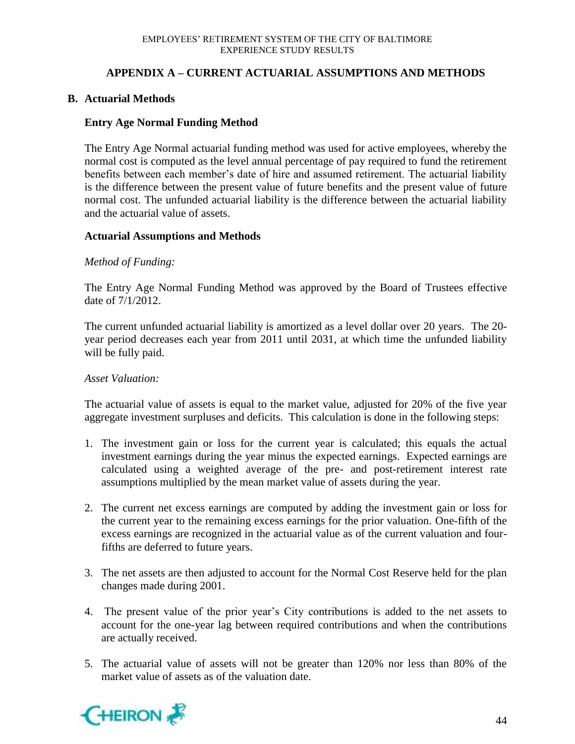## APPENDIX A – CURRENT ACTUARIAL ASSUMPTIONS AND METHODS

### B. Actuarial Methods

#### Entry Age Normal Funding Method

The Entry Age Normal actuarial funding method was used for active employees, whereby the normal cost is computed as the level annual percentage of pay required to fund the retirement benefits between each member's date of hire and assumed retirement. The actuarial liability is the difference between the present value of future benefits and the present value of future normal cost. The unfunded actuarial liability is the difference between the actuarial liability and the actuarial value of assets.

#### Actuarial Assumptions and Methods

*Method of Funding:*

The Entry Age Normal Funding Method was approved by the Board of Trustees effective date of 7/1/2012.

The current unfunded actuarial liability is amortized as a level dollar over 20 years. The 20-year period decreases each year from 2011 until 2031, at which time the unfunded liability will be fully paid.

*Asset Valuation:*

The actuarial value of assets is equal to the market value, adjusted for 20% of the five year aggregate investment surpluses and deficits. This calculation is done in the following steps:

1. The investment gain or loss for the current year is calculated; this equals the actual investment earnings during the year minus the expected earnings. Expected earnings are calculated using a weighted average of the pre- and post-retirement interest rate assumptions multiplied by the mean market value of assets during the year.

2. The current net excess earnings are computed by adding the investment gain or loss for the current year to the remaining excess earnings for the prior valuation. One-fifth of the excess earnings are recognized in the actuarial value as of the current valuation and four-fifths are deferred to future years.

3. The net assets are then adjusted to account for the Normal Cost Reserve held for the plan changes made during 2001.

4. The present value of the prior year's City contributions is added to the net assets to account for the one-year lag between required contributions and when the contributions are actually received.

5. The actuarial value of assets will not be greater than 120% nor less than 80% of the market value of assets as of the valuation date.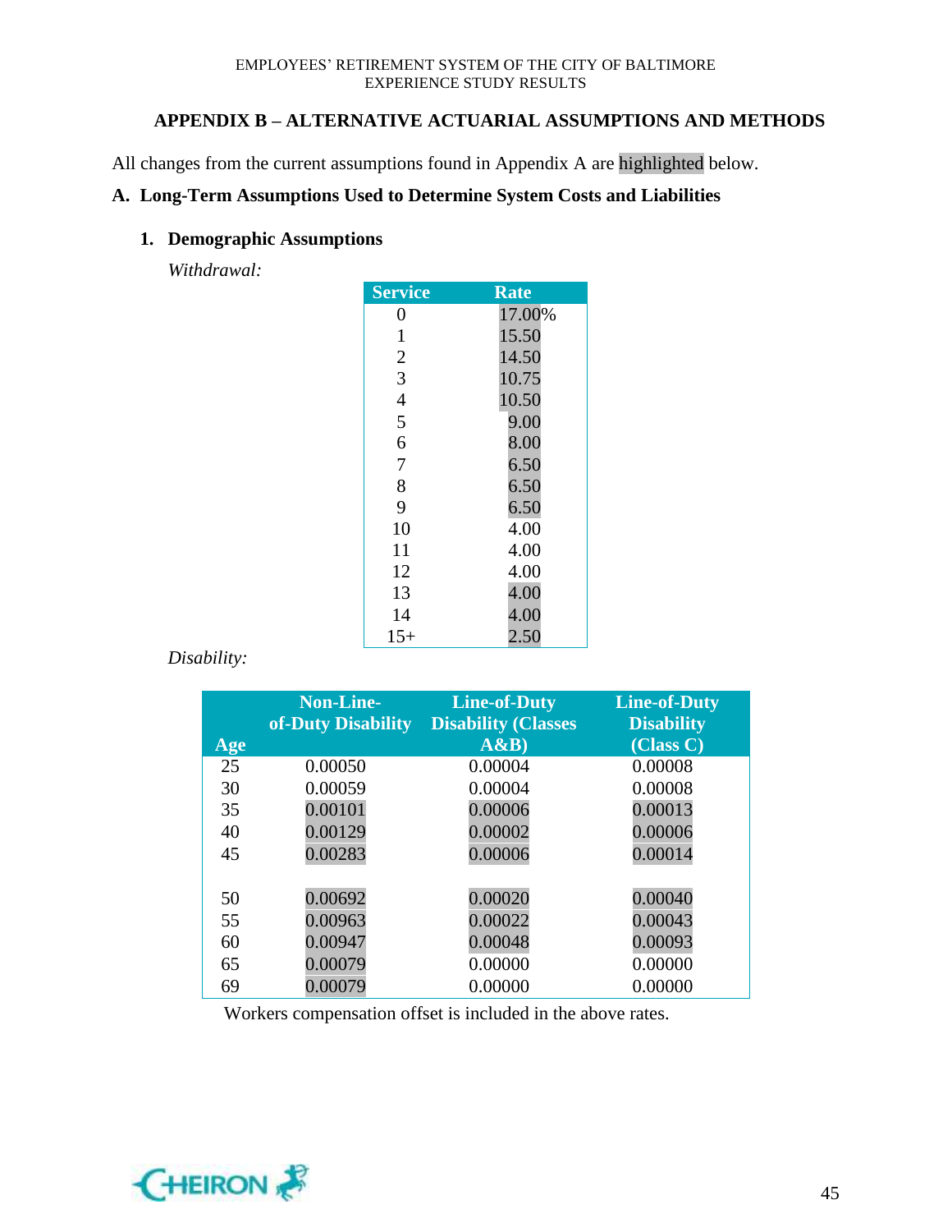## APPENDIX B – ALTERNATIVE ACTUARIAL ASSUMPTIONS AND METHODS

All changes from the current assumptions found in Appendix A are highlighted below.

### A. Long-Term Assumptions Used to Determine System Costs and Liabilities

#### 1. Demographic Assumptions

*Withdrawal:*

| Service | Rate |
|---|---|
| 0 | 17.00% |
| 1 | 15.50 |
| 2 | 14.50 |
| 3 | 10.75 |
| 4 | 10.50 |
| 5 | 9.00 |
| 6 | 8.00 |
| 7 | 6.50 |
| 8 | 6.50 |
| 9 | 6.50 |
| 10 | 4.00 |
| 11 | 4.00 |
| 12 | 4.00 |
| 13 | 4.00 |
| 14 | 4.00 |
| 15+ | 2.50 |

*Disability:*

| Age | Non-Line-of-Duty Disability | Line-of-Duty Disability (Classes A&B) | Line-of-Duty Disability (Class C) |
|---|---|---|---|
| 25 | 0.00050 | 0.00004 | 0.00008 |
| 30 | 0.00059 | 0.00004 | 0.00008 |
| 35 | 0.00101 | 0.00006 | 0.00013 |
| 40 | 0.00129 | 0.00002 | 0.00006 |
| 45 | 0.00283 | 0.00006 | 0.00014 |
| 50 | 0.00692 | 0.00020 | 0.00040 |
| 55 | 0.00963 | 0.00022 | 0.00043 |
| 60 | 0.00947 | 0.00048 | 0.00093 |
| 65 | 0.00079 | 0.00000 | 0.00000 |
| 69 | 0.00079 | 0.00000 | 0.00000 |

Workers compensation offset is included in the above rates.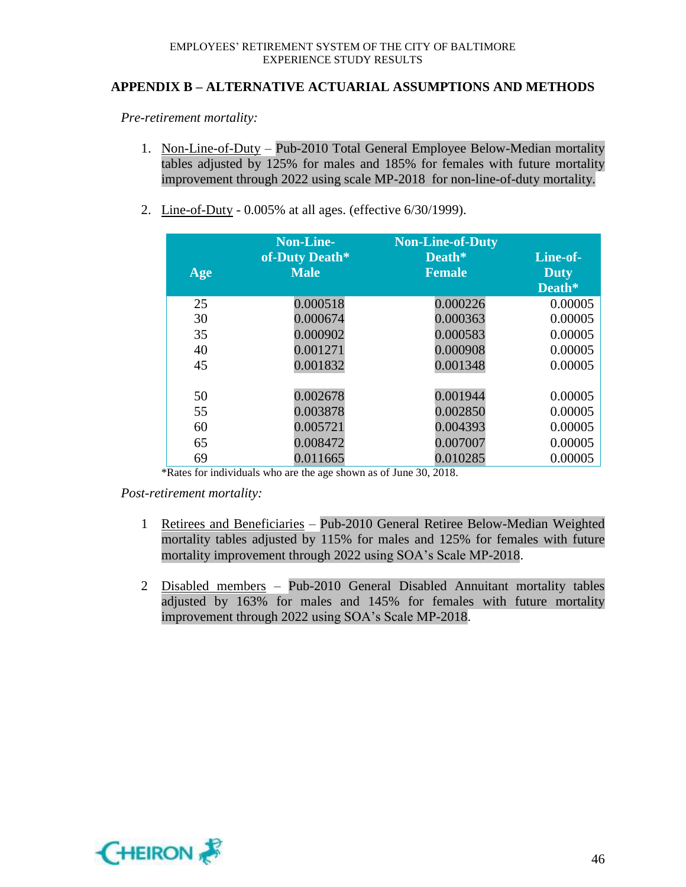## APPENDIX B – ALTERNATIVE ACTUARIAL ASSUMPTIONS AND METHODS

*Pre-retirement mortality:*

1. Non-Line-of-Duty – Pub-2010 Total General Employee Below-Median mortality tables adjusted by 125% for males and 185% for females with future mortality improvement through 2022 using scale MP-2018 for non-line-of-duty mortality.

2. Line-of-Duty - 0.005% at all ages. (effective 6/30/1999).

| Age | Non-Line-of-Duty Death* Male | Non-Line-of-Duty Death* Female | Line-of-Duty Death* |
|---|---|---|---|
| 25 | 0.000518 | 0.000226 | 0.00005 |
| 30 | 0.000674 | 0.000363 | 0.00005 |
| 35 | 0.000902 | 0.000583 | 0.00005 |
| 40 | 0.001271 | 0.000908 | 0.00005 |
| 45 | 0.001832 | 0.001348 | 0.00005 |
| 50 | 0.002678 | 0.001944 | 0.00005 |
| 55 | 0.003878 | 0.002850 | 0.00005 |
| 60 | 0.005721 | 0.004393 | 0.00005 |
| 65 | 0.008472 | 0.007007 | 0.00005 |
| 69 | 0.011665 | 0.010285 | 0.00005 |

*Rates for individuals who are the age shown as of June 30, 2018.

*Post-retirement mortality:*

1. Retirees and Beneficiaries – Pub-2010 General Retiree Below-Median Weighted mortality tables adjusted by 115% for males and 125% for females with future mortality improvement through 2022 using SOA's Scale MP-2018.

2. Disabled members – Pub-2010 General Disabled Annuitant mortality tables adjusted by 163% for males and 145% for females with future mortality improvement through 2022 using SOA's Scale MP-2018.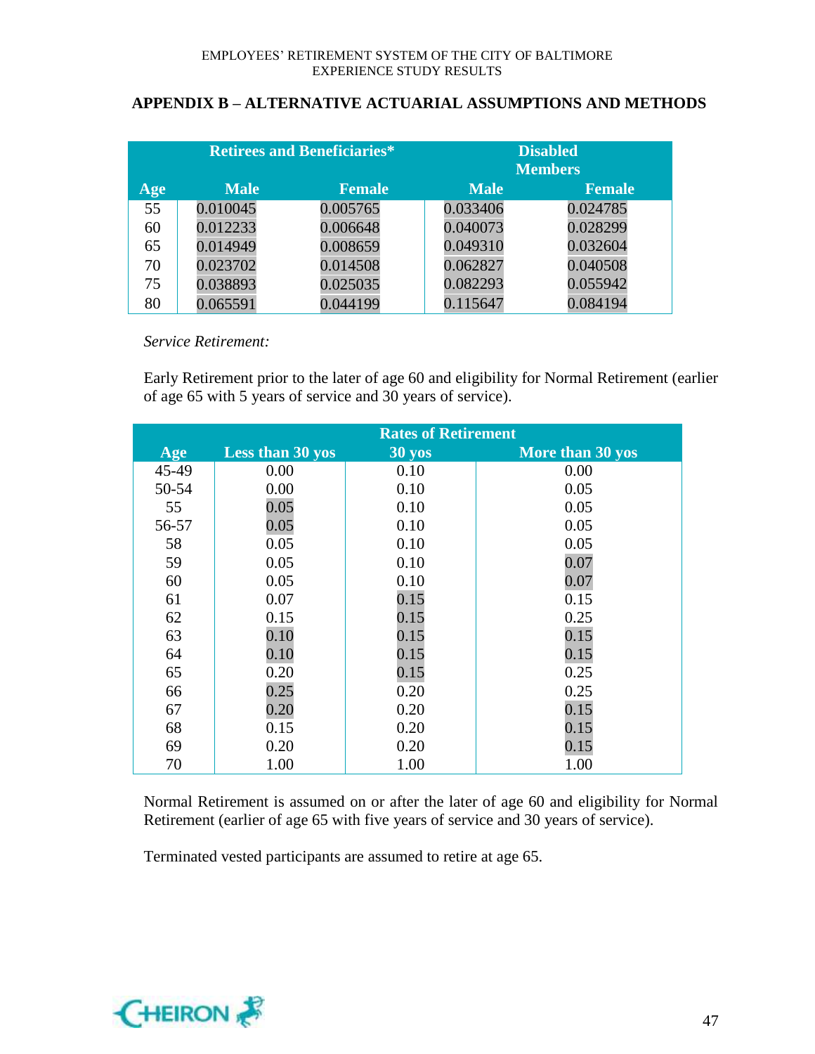## APPENDIX B – ALTERNATIVE ACTUARIAL ASSUMPTIONS AND METHODS

| | Retirees and Beneficiaries* | | Disabled Members | |
|---|---|---|---|---|
| Age | Male | Female | Male | Female |
| 55 | 0.010045 | 0.005765 | 0.033406 | 0.024785 |
| 60 | 0.012233 | 0.006648 | 0.040073 | 0.028299 |
| 65 | 0.014949 | 0.008659 | 0.049310 | 0.032604 |
| 70 | 0.023702 | 0.014508 | 0.062827 | 0.040508 |
| 75 | 0.038893 | 0.025035 | 0.082293 | 0.055942 |
| 80 | 0.065591 | 0.044199 | 0.115647 | 0.084194 |

*Service Retirement:*

Early Retirement prior to the later of age 60 and eligibility for Normal Retirement (earlier of age 65 with 5 years of service and 30 years of service).

| | Rates of Retirement | | |
|---|---|---|---|
| Age | Less than 30 yos | 30 yos | More than 30 yos |
| 45-49 | 0.00 | 0.10 | 0.00 |
| 50-54 | 0.00 | 0.10 | 0.05 |
| 55 | 0.05 | 0.10 | 0.05 |
| 56-57 | 0.05 | 0.10 | 0.05 |
| 58 | 0.05 | 0.10 | 0.05 |
| 59 | 0.05 | 0.10 | 0.07 |
| 60 | 0.05 | 0.10 | 0.07 |
| 61 | 0.07 | 0.15 | 0.15 |
| 62 | 0.15 | 0.15 | 0.25 |
| 63 | 0.10 | 0.15 | 0.15 |
| 64 | 0.10 | 0.15 | 0.15 |
| 65 | 0.20 | 0.15 | 0.25 |
| 66 | 0.25 | 0.20 | 0.25 |
| 67 | 0.20 | 0.20 | 0.15 |
| 68 | 0.15 | 0.20 | 0.15 |
| 69 | 0.20 | 0.20 | 0.15 |
| 70 | 1.00 | 1.00 | 1.00 |

Normal Retirement is assumed on or after the later of age 60 and eligibility for Normal Retirement (earlier of age 65 with five years of service and 30 years of service).

Terminated vested participants are assumed to retire at age 65.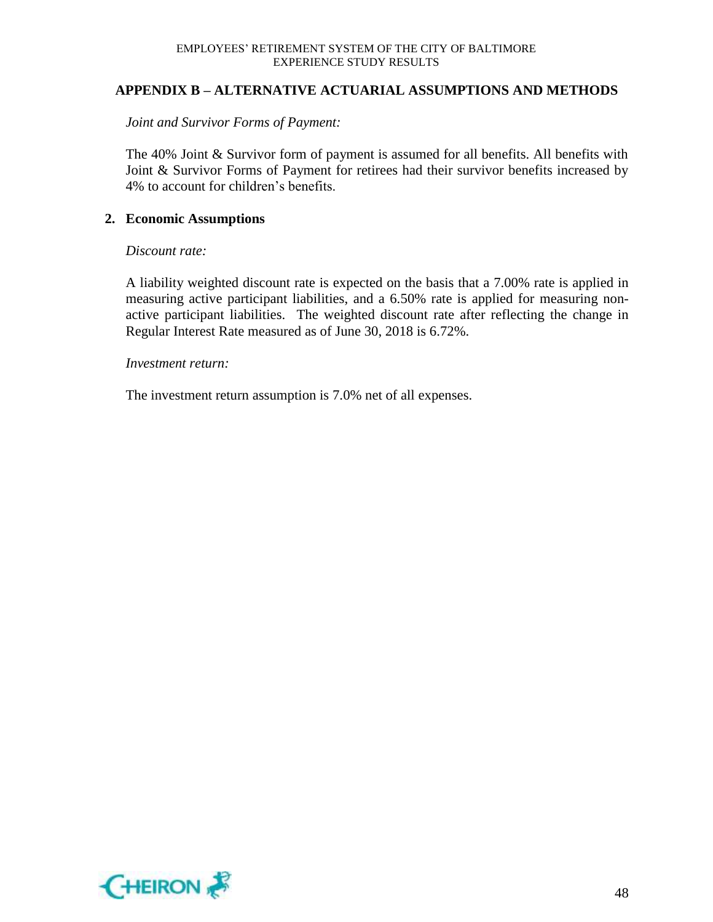## APPENDIX B – ALTERNATIVE ACTUARIAL ASSUMPTIONS AND METHODS

*Joint and Survivor Forms of Payment:*

The 40% Joint & Survivor form of payment is assumed for all benefits. All benefits with Joint & Survivor Forms of Payment for retirees had their survivor benefits increased by 4% to account for children's benefits.

### 2. Economic Assumptions

*Discount rate:*

A liability weighted discount rate is expected on the basis that a 7.00% rate is applied in measuring active participant liabilities, and a 6.50% rate is applied for measuring non-active participant liabilities. The weighted discount rate after reflecting the change in Regular Interest Rate measured as of June 30, 2018 is 6.72%.

*Investment return:*

The investment return assumption is 7.0% net of all expenses.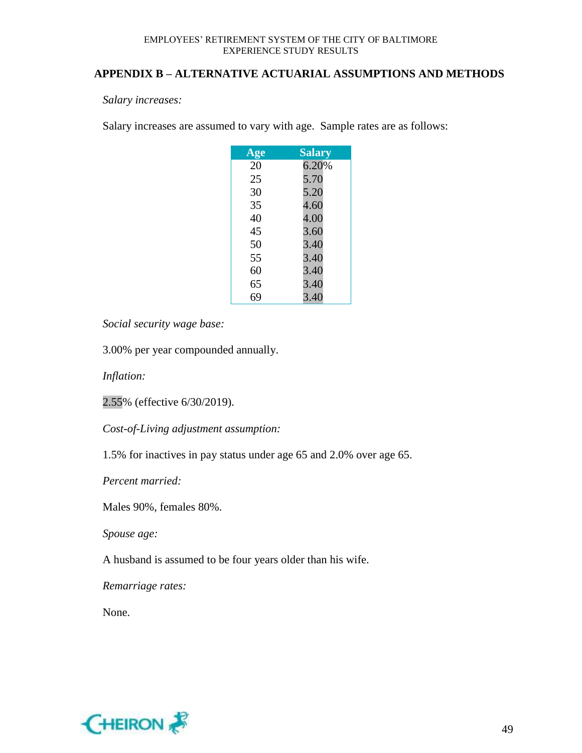## APPENDIX B – ALTERNATIVE ACTUARIAL ASSUMPTIONS AND METHODS

*Salary increases:*

Salary increases are assumed to vary with age. Sample rates are as follows:

| Age | Salary |
|---|---|
| 20 | 6.20% |
| 25 | 5.70 |
| 30 | 5.20 |
| 35 | 4.60 |
| 40 | 4.00 |
| 45 | 3.60 |
| 50 | 3.40 |
| 55 | 3.40 |
| 60 | 3.40 |
| 65 | 3.40 |
| 69 | 3.40 |

*Social security wage base:*

3.00% per year compounded annually.

*Inflation:*

2.55% (effective 6/30/2019).

*Cost-of-Living adjustment assumption:*

1.5% for inactives in pay status under age 65 and 2.0% over age 65.

*Percent married:*

Males 90%, females 80%.

*Spouse age:*

A husband is assumed to be four years older than his wife.

*Remarriage rates:*

None.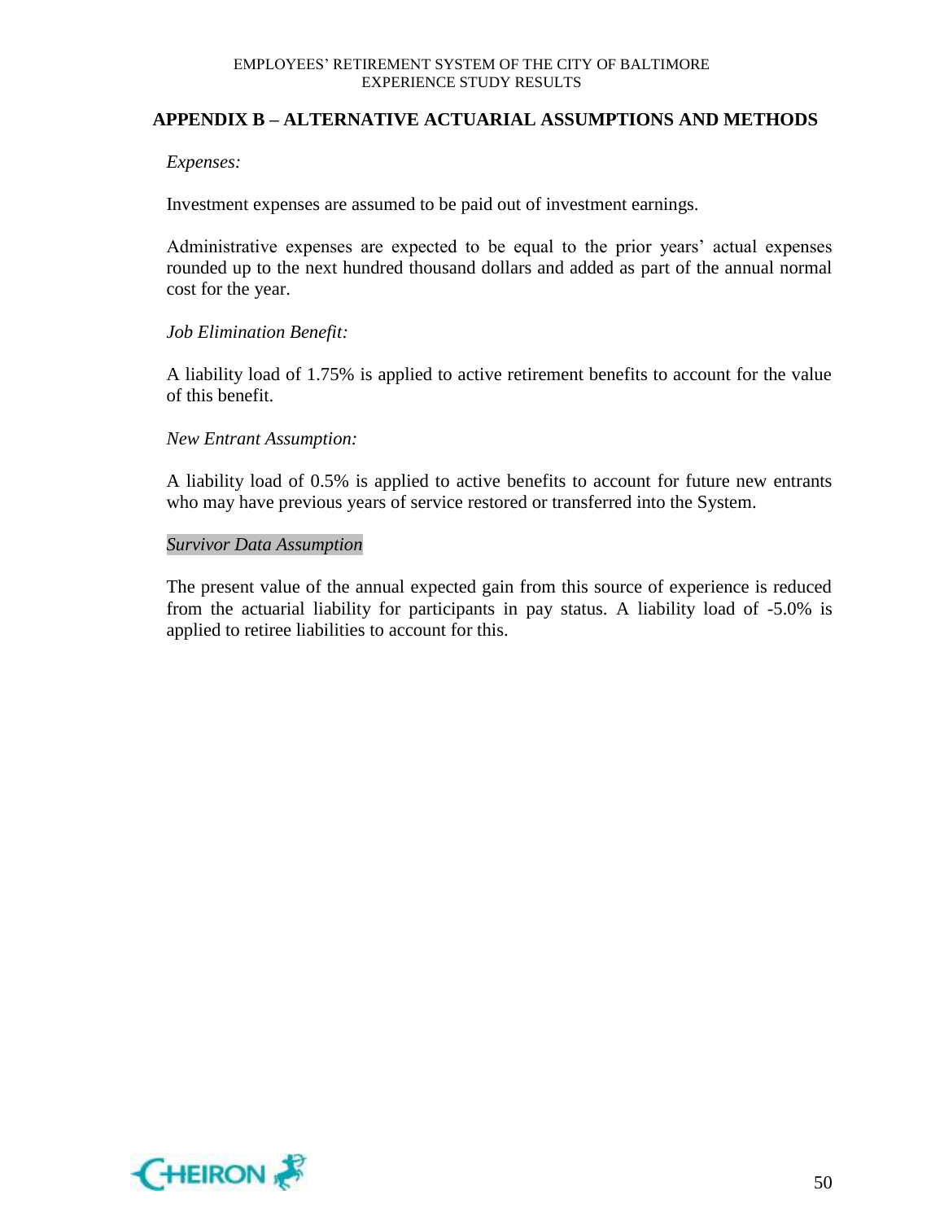## APPENDIX B – ALTERNATIVE ACTUARIAL ASSUMPTIONS AND METHODS

*Expenses:*

Investment expenses are assumed to be paid out of investment earnings.

Administrative expenses are expected to be equal to the prior years' actual expenses rounded up to the next hundred thousand dollars and added as part of the annual normal cost for the year.

*Job Elimination Benefit:*

A liability load of 1.75% is applied to active retirement benefits to account for the value of this benefit.

*New Entrant Assumption:*

A liability load of 0.5% is applied to active benefits to account for future new entrants who may have previous years of service restored or transferred into the System.

*Survivor Data Assumption*

The present value of the annual expected gain from this source of experience is reduced from the actuarial liability for participants in pay status. A liability load of -5.0% is applied to retiree liabilities to account for this.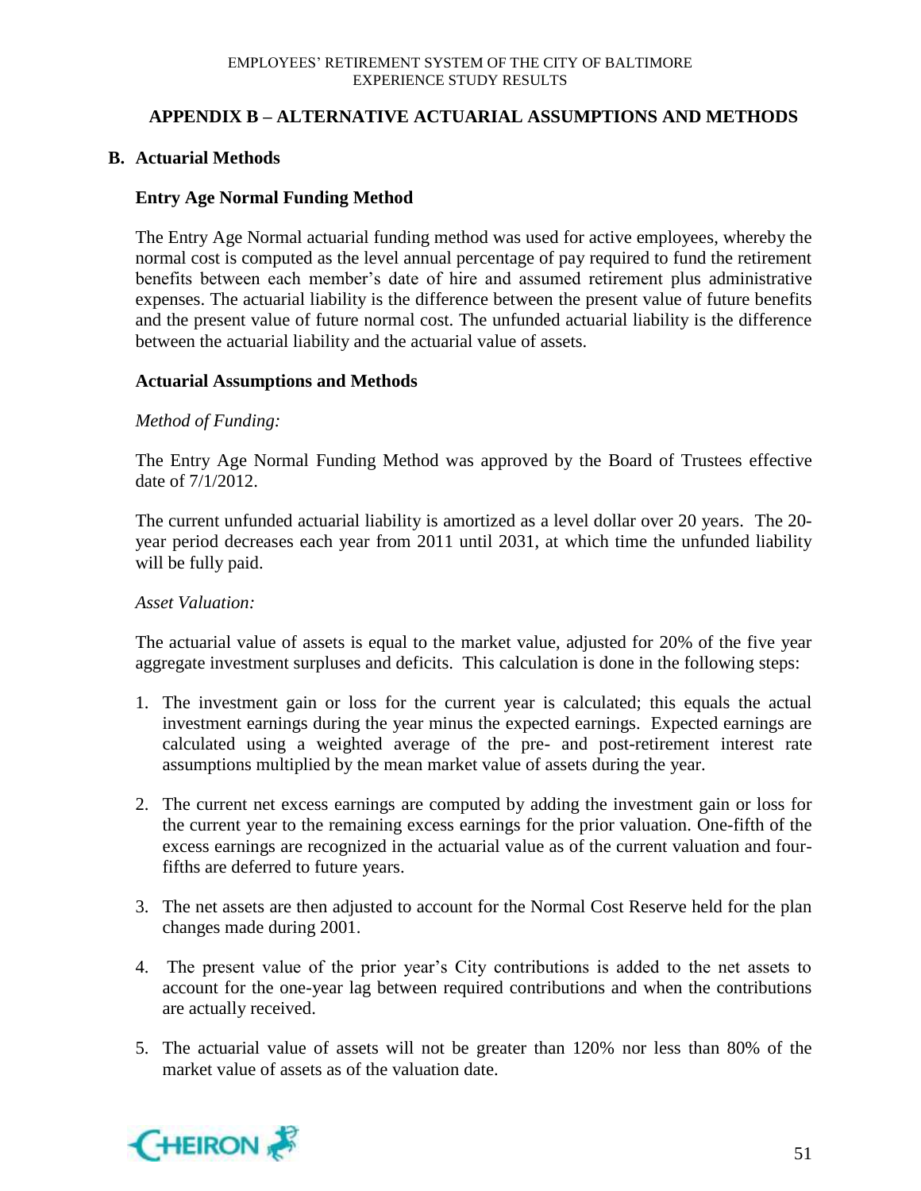## APPENDIX B – ALTERNATIVE ACTUARIAL ASSUMPTIONS AND METHODS

### B. Actuarial Methods

#### Entry Age Normal Funding Method

The Entry Age Normal actuarial funding method was used for active employees, whereby the normal cost is computed as the level annual percentage of pay required to fund the retirement benefits between each member's date of hire and assumed retirement plus administrative expenses. The actuarial liability is the difference between the present value of future benefits and the present value of future normal cost. The unfunded actuarial liability is the difference between the actuarial liability and the actuarial value of assets.

#### Actuarial Assumptions and Methods

*Method of Funding:*

The Entry Age Normal Funding Method was approved by the Board of Trustees effective date of 7/1/2012.

The current unfunded actuarial liability is amortized as a level dollar over 20 years. The 20-year period decreases each year from 2011 until 2031, at which time the unfunded liability will be fully paid.

*Asset Valuation:*

The actuarial value of assets is equal to the market value, adjusted for 20% of the five year aggregate investment surpluses and deficits. This calculation is done in the following steps:

1. The investment gain or loss for the current year is calculated; this equals the actual investment earnings during the year minus the expected earnings. Expected earnings are calculated using a weighted average of the pre- and post-retirement interest rate assumptions multiplied by the mean market value of assets during the year.

2. The current net excess earnings are computed by adding the investment gain or loss for the current year to the remaining excess earnings for the prior valuation. One-fifth of the excess earnings are recognized in the actuarial value as of the current valuation and four-fifths are deferred to future years.

3. The net assets are then adjusted to account for the Normal Cost Reserve held for the plan changes made during 2001.

4. The present value of the prior year's City contributions is added to the net assets to account for the one-year lag between required contributions and when the contributions are actually received.

5. The actuarial value of assets will not be greater than 120% nor less than 80% of the market value of assets as of the valuation date.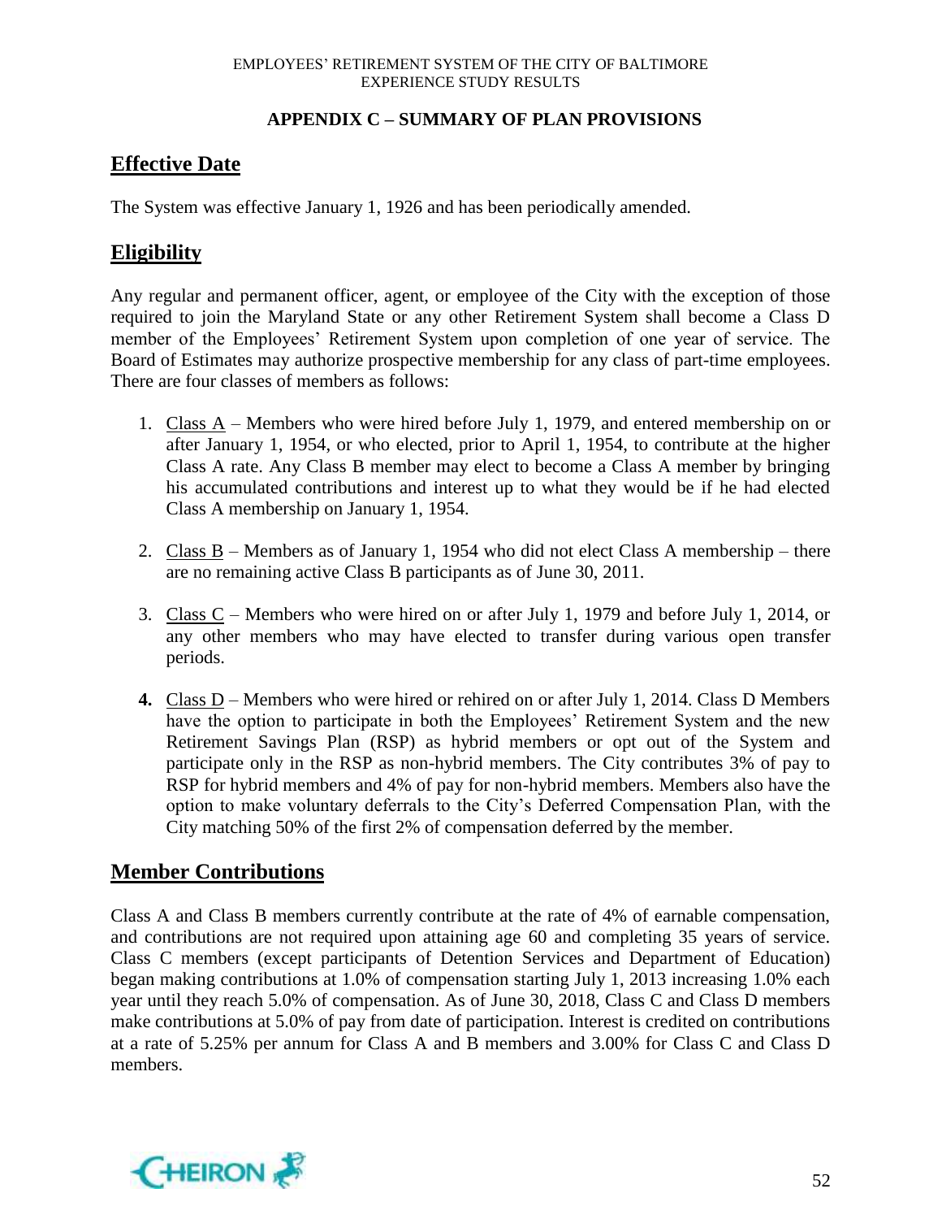## APPENDIX C – SUMMARY OF PLAN PROVISIONS

## Effective Date

The System was effective January 1, 1926 and has been periodically amended.

## Eligibility

Any regular and permanent officer, agent, or employee of the City with the exception of those required to join the Maryland State or any other Retirement System shall become a Class D member of the Employees' Retirement System upon completion of one year of service. The Board of Estimates may authorize prospective membership for any class of part-time employees. There are four classes of members as follows:

1. Class A – Members who were hired before July 1, 1979, and entered membership on or after January 1, 1954, or who elected, prior to April 1, 1954, to contribute at the higher Class A rate. Any Class B member may elect to become a Class A member by bringing his accumulated contributions and interest up to what they would be if he had elected Class A membership on January 1, 1954.

2. Class B – Members as of January 1, 1954 who did not elect Class A membership – there are no remaining active Class B participants as of June 30, 2011.

3. Class C – Members who were hired on or after July 1, 1979 and before July 1, 2014, or any other members who may have elected to transfer during various open transfer periods.

4. Class D – Members who were hired or rehired on or after July 1, 2014. Class D Members have the option to participate in both the Employees' Retirement System and the new Retirement Savings Plan (RSP) as hybrid members or opt out of the System and participate only in the RSP as non-hybrid members. The City contributes 3% of pay to RSP for hybrid members and 4% of pay for non-hybrid members. Members also have the option to make voluntary deferrals to the City's Deferred Compensation Plan, with the City matching 50% of the first 2% of compensation deferred by the member.

## Member Contributions

Class A and Class B members currently contribute at the rate of 4% of earnable compensation, and contributions are not required upon attaining age 60 and completing 35 years of service. Class C members (except participants of Detention Services and Department of Education) began making contributions at 1.0% of compensation starting July 1, 2013 increasing 1.0% each year until they reach 5.0% of compensation. As of June 30, 2018, Class C and Class D members make contributions at 5.0% of pay from date of participation. Interest is credited on contributions at a rate of 5.25% per annum for Class A and B members and 3.00% for Class C and Class D members.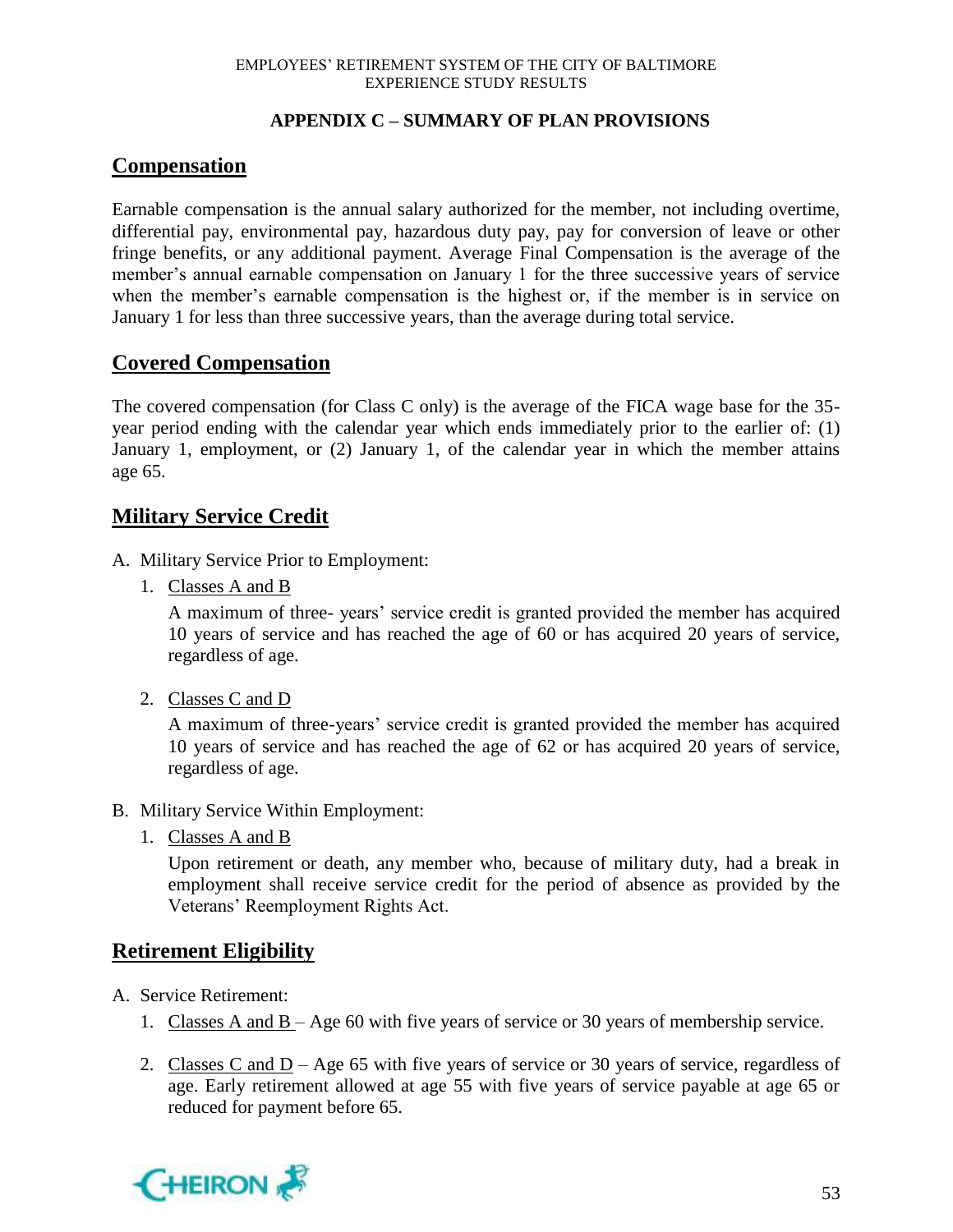# APPENDIX C – SUMMARY OF PLAN PROVISIONS

## Compensation

Earnable compensation is the annual salary authorized for the member, not including overtime, differential pay, environmental pay, hazardous duty pay, pay for conversion of leave or other fringe benefits, or any additional payment. Average Final Compensation is the average of the member's annual earnable compensation on January 1 for the three successive years of service when the member's earnable compensation is the highest or, if the member is in service on January 1 for less than three successive years, than the average during total service.

## Covered Compensation

The covered compensation (for Class C only) is the average of the FICA wage base for the 35-year period ending with the calendar year which ends immediately prior to the earlier of: (1) January 1, employment, or (2) January 1, of the calendar year in which the member attains age 65.

## Military Service Credit

A. Military Service Prior to Employment:

1. Classes A and B

   A maximum of three- years' service credit is granted provided the member has acquired 10 years of service and has reached the age of 60 or has acquired 20 years of service, regardless of age.

2. Classes C and D

   A maximum of three-years' service credit is granted provided the member has acquired 10 years of service and has reached the age of 62 or has acquired 20 years of service, regardless of age.

B. Military Service Within Employment:

1. Classes A and B

   Upon retirement or death, any member who, because of military duty, had a break in employment shall receive service credit for the period of absence as provided by the Veterans' Reemployment Rights Act.

## Retirement Eligibility

A. Service Retirement:

1. Classes A and B – Age 60 with five years of service or 30 years of membership service.

2. Classes C and D – Age 65 with five years of service or 30 years of service, regardless of age. Early retirement allowed at age 55 with five years of service payable at age 65 or reduced for payment before 65.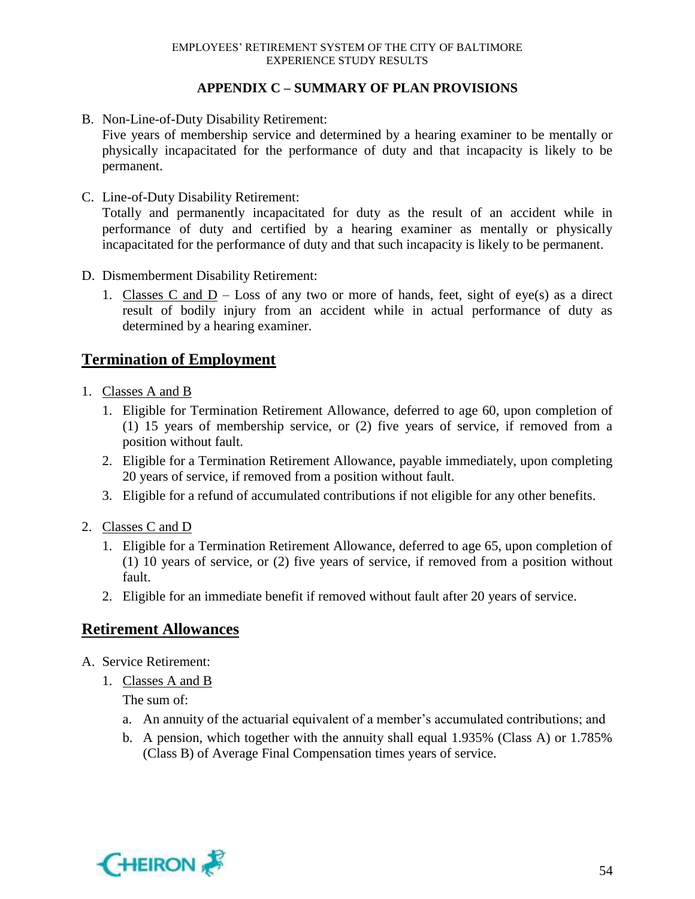## APPENDIX C – SUMMARY OF PLAN PROVISIONS

B. Non-Line-of-Duty Disability Retirement:
   Five years of membership service and determined by a hearing examiner to be mentally or physically incapacitated for the performance of duty and that incapacity is likely to be permanent.

C. Line-of-Duty Disability Retirement:
   Totally and permanently incapacitated for duty as the result of an accident while in performance of duty and certified by a hearing examiner as mentally or physically incapacitated for the performance of duty and that such incapacity is likely to be permanent.

D. Dismemberment Disability Retirement:
   1. Classes C and D – Loss of any two or more of hands, feet, sight of eye(s) as a direct result of bodily injury from an accident while in actual performance of duty as determined by a hearing examiner.

## Termination of Employment

1. Classes A and B
   1. Eligible for Termination Retirement Allowance, deferred to age 60, upon completion of (1) 15 years of membership service, or (2) five years of service, if removed from a position without fault.
   2. Eligible for a Termination Retirement Allowance, payable immediately, upon completing 20 years of service, if removed from a position without fault.
   3. Eligible for a refund of accumulated contributions if not eligible for any other benefits.
2. Classes C and D
   1. Eligible for a Termination Retirement Allowance, deferred to age 65, upon completion of (1) 10 years of service, or (2) five years of service, if removed from a position without fault.
   2. Eligible for an immediate benefit if removed without fault after 20 years of service.

## Retirement Allowances

A. Service Retirement:
   1. Classes A and B
      The sum of:
      a. An annuity of the actuarial equivalent of a member's accumulated contributions; and
      b. A pension, which together with the annuity shall equal 1.935% (Class A) or 1.785% (Class B) of Average Final Compensation times years of service.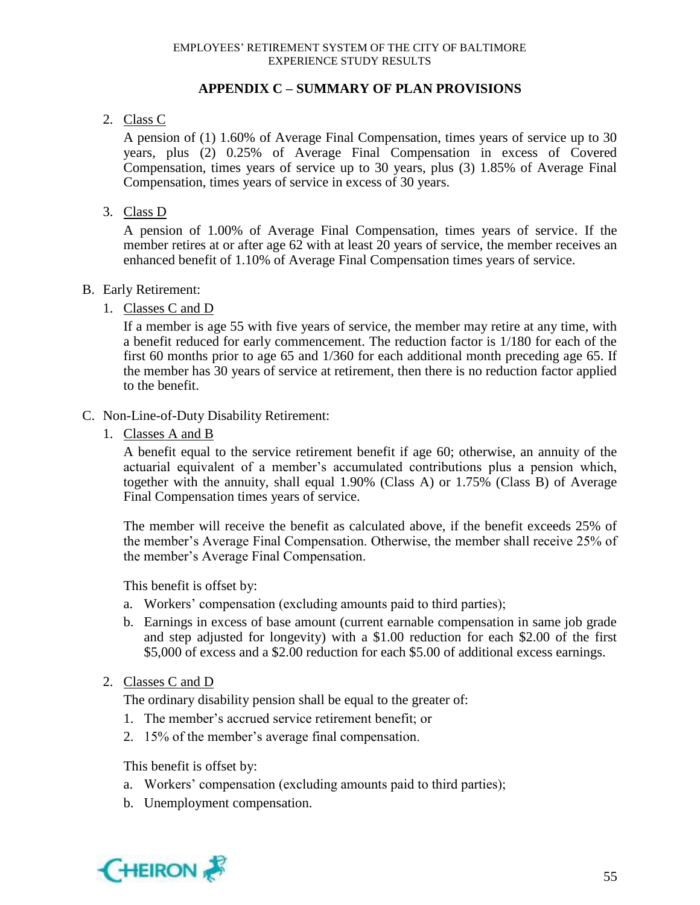## APPENDIX C – SUMMARY OF PLAN PROVISIONS

2. Class C

   A pension of (1) 1.60% of Average Final Compensation, times years of service up to 30 years, plus (2) 0.25% of Average Final Compensation in excess of Covered Compensation, times years of service up to 30 years, plus (3) 1.85% of Average Final Compensation, times years of service in excess of 30 years.

3. Class D

   A pension of 1.00% of Average Final Compensation, times years of service. If the member retires at or after age 62 with at least 20 years of service, the member receives an enhanced benefit of 1.10% of Average Final Compensation times years of service.

B. Early Retirement:

1. Classes C and D

   If a member is age 55 with five years of service, the member may retire at any time, with a benefit reduced for early commencement. The reduction factor is 1/180 for each of the first 60 months prior to age 65 and 1/360 for each additional month preceding age 65. If the member has 30 years of service at retirement, then there is no reduction factor applied to the benefit.

C. Non-Line-of-Duty Disability Retirement:

1. Classes A and B

   A benefit equal to the service retirement benefit if age 60; otherwise, an annuity of the actuarial equivalent of a member's accumulated contributions plus a pension which, together with the annuity, shall equal 1.90% (Class A) or 1.75% (Class B) of Average Final Compensation times years of service.

   The member will receive the benefit as calculated above, if the benefit exceeds 25% of the member's Average Final Compensation. Otherwise, the member shall receive 25% of the member's Average Final Compensation.

   This benefit is offset by:

   a. Workers' compensation (excluding amounts paid to third parties);
   b. Earnings in excess of base amount (current earnable compensation in same job grade and step adjusted for longevity) with a $1.00 reduction for each $2.00 of the first $5,000 of excess and a $2.00 reduction for each $5.00 of additional excess earnings.

2. Classes C and D

   The ordinary disability pension shall be equal to the greater of:

   1. The member's accrued service retirement benefit; or
   2. 15% of the member's average final compensation.

   This benefit is offset by:

   a. Workers' compensation (excluding amounts paid to third parties);
   b. Unemployment compensation.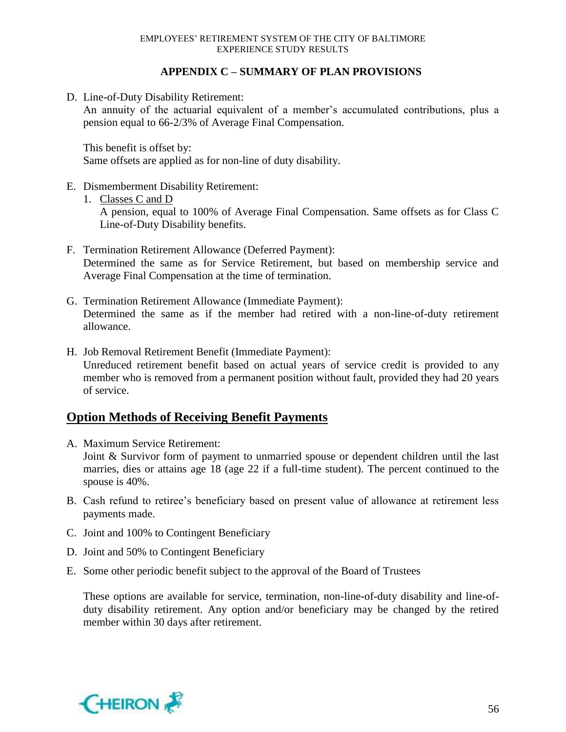## APPENDIX C – SUMMARY OF PLAN PROVISIONS

D. Line-of-Duty Disability Retirement:
   An annuity of the actuarial equivalent of a member's accumulated contributions, plus a pension equal to 66-2/3% of Average Final Compensation.

   This benefit is offset by:
   Same offsets are applied as for non-line of duty disability.

E. Dismemberment Disability Retirement:
   1. Classes C and D
      A pension, equal to 100% of Average Final Compensation. Same offsets as for Class C Line-of-Duty Disability benefits.

F. Termination Retirement Allowance (Deferred Payment):
   Determined the same as for Service Retirement, but based on membership service and Average Final Compensation at the time of termination.

G. Termination Retirement Allowance (Immediate Payment):
   Determined the same as if the member had retired with a non-line-of-duty retirement allowance.

H. Job Removal Retirement Benefit (Immediate Payment):
   Unreduced retirement benefit based on actual years of service credit is provided to any member who is removed from a permanent position without fault, provided they had 20 years of service.

## Option Methods of Receiving Benefit Payments

A. Maximum Service Retirement:
   Joint & Survivor form of payment to unmarried spouse or dependent children until the last marries, dies or attains age 18 (age 22 if a full-time student). The percent continued to the spouse is 40%.

B. Cash refund to retiree's beneficiary based on present value of allowance at retirement less payments made.

C. Joint and 100% to Contingent Beneficiary

D. Joint and 50% to Contingent Beneficiary

E. Some other periodic benefit subject to the approval of the Board of Trustees

   These options are available for service, termination, non-line-of-duty disability and line-of-duty disability retirement. Any option and/or beneficiary may be changed by the retired member within 30 days after retirement.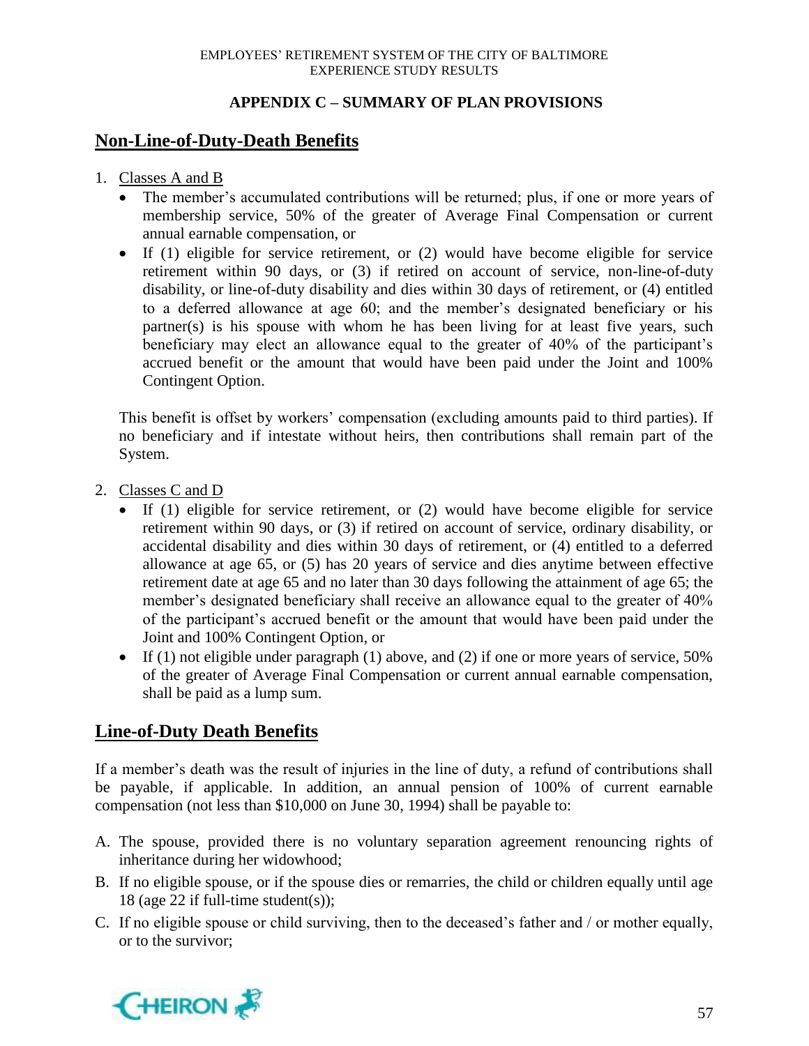## APPENDIX C – SUMMARY OF PLAN PROVISIONS

## Non-Line-of-Duty-Death Benefits

1. Classes A and B
   - The member's accumulated contributions will be returned; plus, if one or more years of membership service, 50% of the greater of Average Final Compensation or current annual earnable compensation, or
   - If (1) eligible for service retirement, or (2) would have become eligible for service retirement within 90 days, or (3) if retired on account of service, non-line-of-duty disability, or line-of-duty disability and dies within 30 days of retirement, or (4) entitled to a deferred allowance at age 60; and the member's designated beneficiary or his partner(s) is his spouse with whom he has been living for at least five years, such beneficiary may elect an allowance equal to the greater of 40% of the participant's accrued benefit or the amount that would have been paid under the Joint and 100% Contingent Option.

   This benefit is offset by workers' compensation (excluding amounts paid to third parties). If no beneficiary and if intestate without heirs, then contributions shall remain part of the System.

2. Classes C and D
   - If (1) eligible for service retirement, or (2) would have become eligible for service retirement within 90 days, or (3) if retired on account of service, ordinary disability, or accidental disability and dies within 30 days of retirement, or (4) entitled to a deferred allowance at age 65, or (5) has 20 years of service and dies anytime between effective retirement date at age 65 and no later than 30 days following the attainment of age 65; the member's designated beneficiary shall receive an allowance equal to the greater of 40% of the participant's accrued benefit or the amount that would have been paid under the Joint and 100% Contingent Option, or
   - If (1) not eligible under paragraph (1) above, and (2) if one or more years of service, 50% of the greater of Average Final Compensation or current annual earnable compensation, shall be paid as a lump sum.

## Line-of-Duty Death Benefits

If a member's death was the result of injuries in the line of duty, a refund of contributions shall be payable, if applicable. In addition, an annual pension of 100% of current earnable compensation (not less than $10,000 on June 30, 1994) shall be payable to:

A. The spouse, provided there is no voluntary separation agreement renouncing rights of inheritance during her widowhood;

B. If no eligible spouse, or if the spouse dies or remarries, the child or children equally until age 18 (age 22 if full-time student(s));

C. If no eligible spouse or child surviving, then to the deceased's father and / or mother equally, or to the survivor;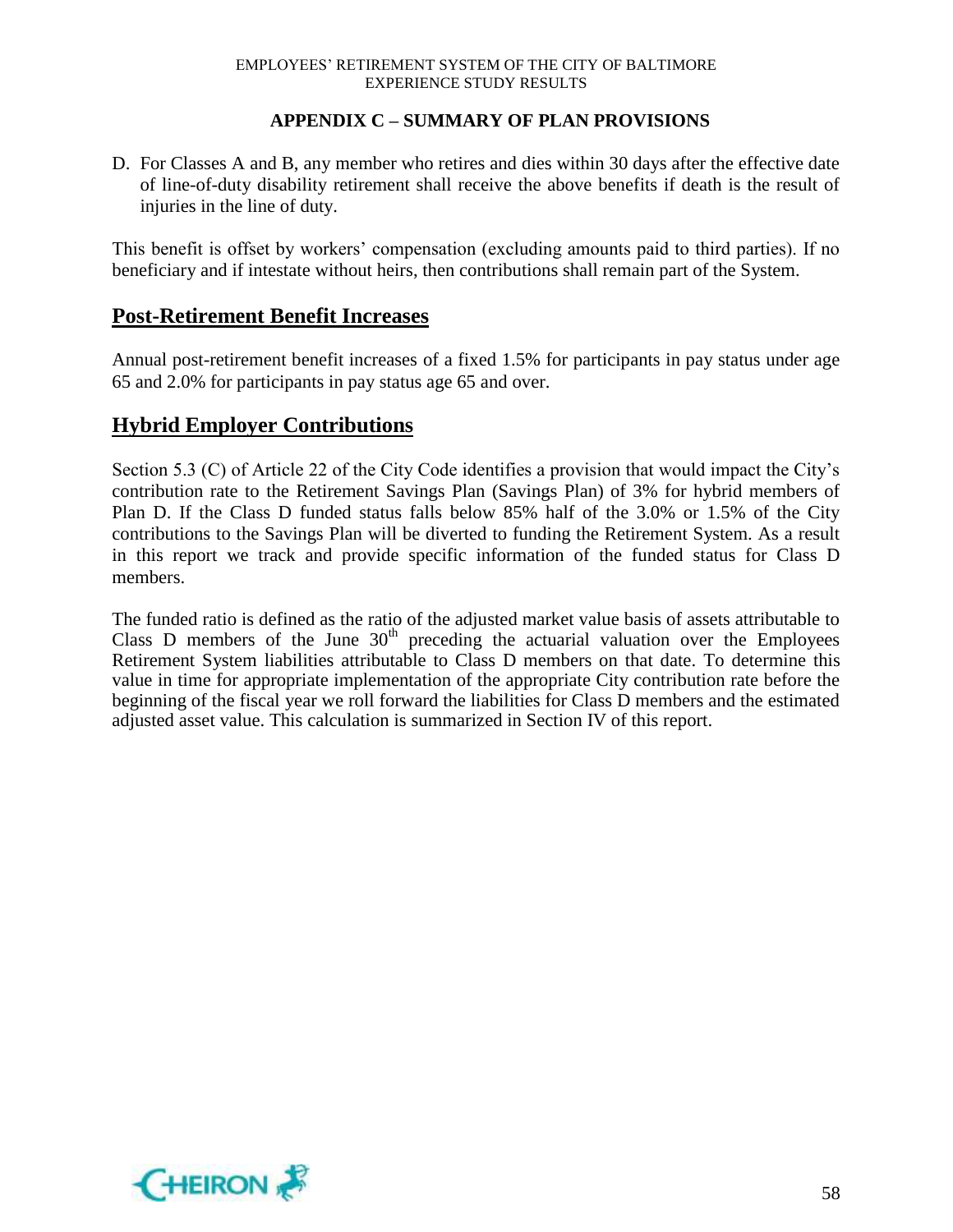## APPENDIX C – SUMMARY OF PLAN PROVISIONS

D. For Classes A and B, any member who retires and dies within 30 days after the effective date of line-of-duty disability retirement shall receive the above benefits if death is the result of injuries in the line of duty.

This benefit is offset by workers' compensation (excluding amounts paid to third parties). If no beneficiary and if intestate without heirs, then contributions shall remain part of the System.

## Post-Retirement Benefit Increases

Annual post-retirement benefit increases of a fixed 1.5% for participants in pay status under age 65 and 2.0% for participants in pay status age 65 and over.

## Hybrid Employer Contributions

Section 5.3 (C) of Article 22 of the City Code identifies a provision that would impact the City's contribution rate to the Retirement Savings Plan (Savings Plan) of 3% for hybrid members of Plan D. If the Class D funded status falls below 85% half of the 3.0% or 1.5% of the City contributions to the Savings Plan will be diverted to funding the Retirement System. As a result in this report we track and provide specific information of the funded status for Class D members.

The funded ratio is defined as the ratio of the adjusted market value basis of assets attributable to Class D members of the June 30th preceding the actuarial valuation over the Employees Retirement System liabilities attributable to Class D members on that date. To determine this value in time for appropriate implementation of the appropriate City contribution rate before the beginning of the fiscal year we roll forward the liabilities for Class D members and the estimated adjusted asset value. This calculation is summarized in Section IV of this report.